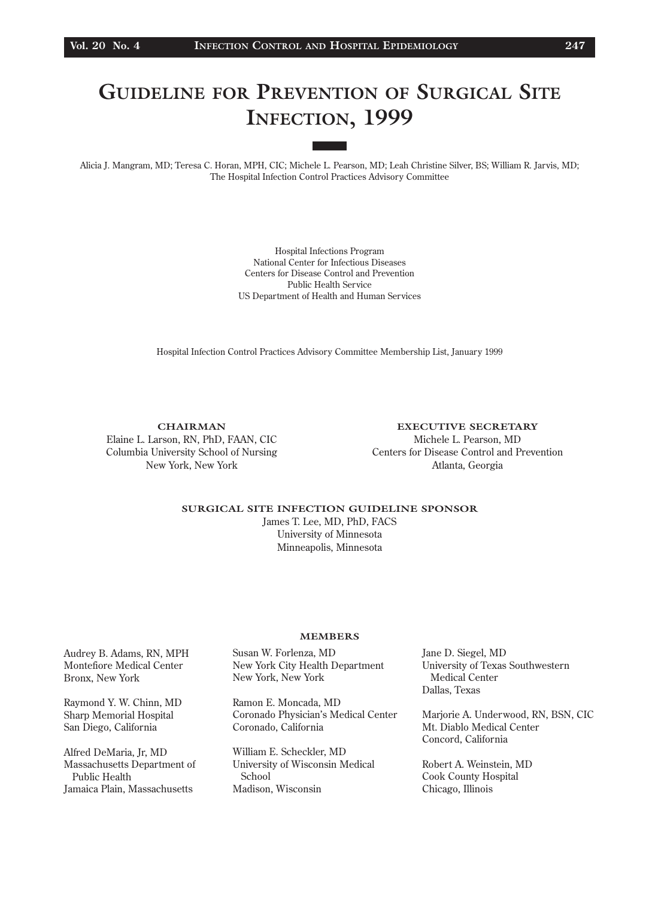# Guideline for Prevention of Surgical Site Infection, 1999

Alicia J. Mangram, MD; Teresa C. Horan, MPH, CIC; Michele L. Pearson, MD; Leah Christine Silver, BS; William R. Jarvis, MD; The Hospital Infection Control Practices Advisory Committee

Hospital Infections Program
National Center for Infectious Diseases
Centers for Disease Control and Prevention
Public Health Service
US Department of Health and Human Services

Hospital Infection Control Practices Advisory Committee Membership List, January 1999

**CHAIRMAN**
Elaine L. Larson, RN, PhD, FAAN, CIC
Columbia University School of Nursing
New York, New York

**EXECUTIVE SECRETARY**
Michele L. Pearson, MD
Centers for Disease Control and Prevention
Atlanta, Georgia

**SURGICAL SITE INFECTION GUIDELINE SPONSOR**
James T. Lee, MD, PhD, FACS
University of Minnesota
Minneapolis, Minnesota

**MEMBERS**

Audrey B. Adams, RN, MPH
Montefiore Medical Center
Bronx, New York

Raymond Y. W. Chinn, MD
Sharp Memorial Hospital
San Diego, California

Alfred DeMaria, Jr, MD
Massachusetts Department of Public Health
Jamaica Plain, Massachusetts

Susan W. Forlenza, MD
New York City Health Department
New York, New York

Ramon E. Moncada, MD
Coronado Physician's Medical Center
Coronado, California

William E. Scheckler, MD
University of Wisconsin Medical School
Madison, Wisconsin

Jane D. Siegel, MD
University of Texas Southwestern Medical Center
Dallas, Texas

Marjorie A. Underwood, RN, BSN, CIC
Mt. Diablo Medical Center
Concord, California

Robert A. Weinstein, MD
Cook County Hospital
Chicago, Illinois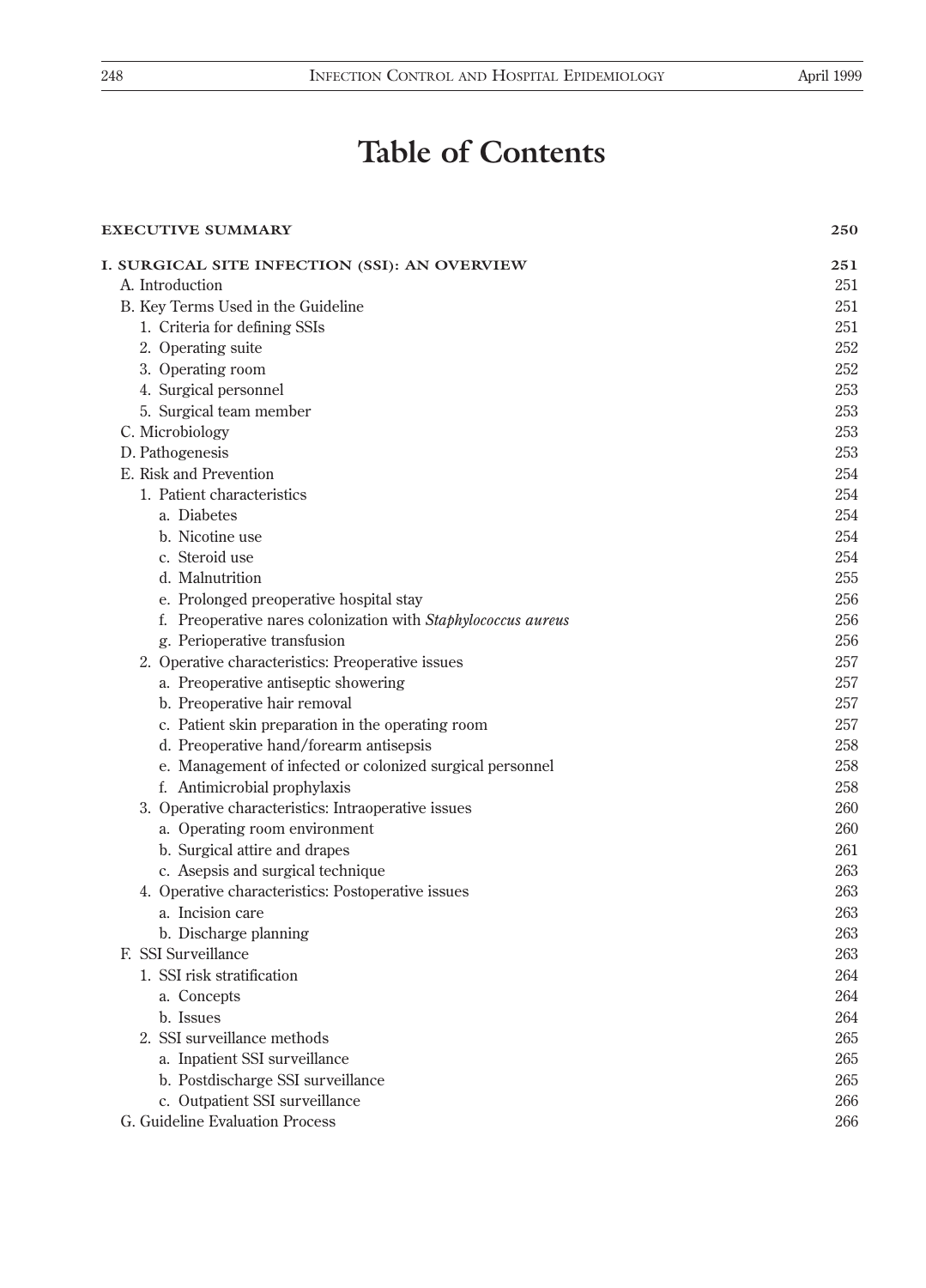# Table of Contents

| | |
|---|---|
| **EXECUTIVE SUMMARY** | **250** |
| **I. SURGICAL SITE INFECTION (SSI): AN OVERVIEW** | **251** |
| A. Introduction | 251 |
| B. Key Terms Used in the Guideline | 251 |
| 1. Criteria for defining SSIs | 251 |
| 2. Operating suite | 252 |
| 3. Operating room | 252 |
| 4. Surgical personnel | 253 |
| 5. Surgical team member | 253 |
| C. Microbiology | 253 |
| D. Pathogenesis | 253 |
| E. Risk and Prevention | 254 |
| 1. Patient characteristics | 254 |
| a. Diabetes | 254 |
| b. Nicotine use | 254 |
| c. Steroid use | 254 |
| d. Malnutrition | 255 |
| e. Prolonged preoperative hospital stay | 256 |
| f. Preoperative nares colonization with *Staphylococcus aureus* | 256 |
| g. Perioperative transfusion | 256 |
| 2. Operative characteristics: Preoperative issues | 257 |
| a. Preoperative antiseptic showering | 257 |
| b. Preoperative hair removal | 257 |
| c. Patient skin preparation in the operating room | 257 |
| d. Preoperative hand/forearm antisepsis | 258 |
| e. Management of infected or colonized surgical personnel | 258 |
| f. Antimicrobial prophylaxis | 258 |
| 3. Operative characteristics: Intraoperative issues | 260 |
| a. Operating room environment | 260 |
| b. Surgical attire and drapes | 261 |
| c. Asepsis and surgical technique | 263 |
| 4. Operative characteristics: Postoperative issues | 263 |
| a. Incision care | 263 |
| b. Discharge planning | 263 |
| F. SSI Surveillance | 263 |
| 1. SSI risk stratification | 264 |
| a. Concepts | 264 |
| b. Issues | 264 |
| 2. SSI surveillance methods | 265 |
| a. Inpatient SSI surveillance | 265 |
| b. Postdischarge SSI surveillance | 265 |
| c. Outpatient SSI surveillance | 266 |
| G. Guideline Evaluation Process | 266 |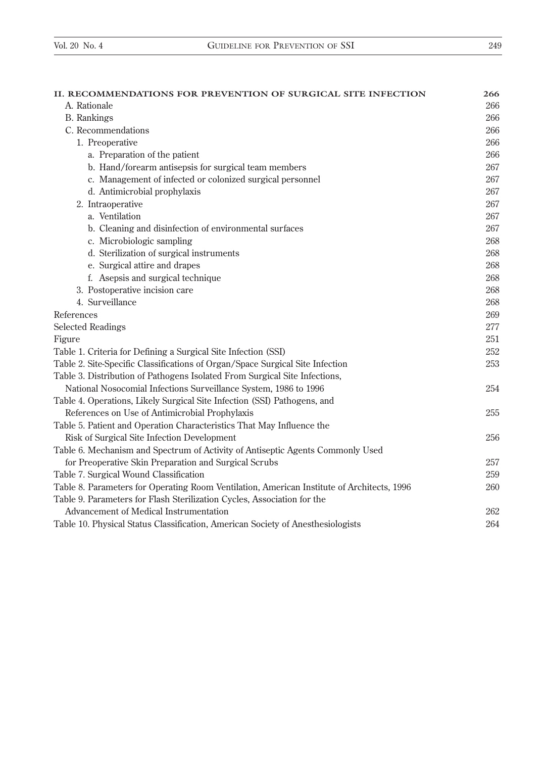| | |
|---|---|
| **II. RECOMMENDATIONS FOR PREVENTION OF SURGICAL SITE INFECTION** | **266** |
| A. Rationale | 266 |
| B. Rankings | 266 |
| C. Recommendations | 266 |
| 1. Preoperative | 266 |
| a. Preparation of the patient | 266 |
| b. Hand/forearm antisepsis for surgical team members | 267 |
| c. Management of infected or colonized surgical personnel | 267 |
| d. Antimicrobial prophylaxis | 267 |
| 2. Intraoperative | 267 |
| a. Ventilation | 267 |
| b. Cleaning and disinfection of environmental surfaces | 267 |
| c. Microbiologic sampling | 268 |
| d. Sterilization of surgical instruments | 268 |
| e. Surgical attire and drapes | 268 |
| f. Asepsis and surgical technique | 268 |
| 3. Postoperative incision care | 268 |
| 4. Surveillance | 268 |
| References | 269 |
| Selected Readings | 277 |
| Figure | 251 |
| Table 1. Criteria for Defining a Surgical Site Infection (SSI) | 252 |
| Table 2. Site-Specific Classifications of Organ/Space Surgical Site Infection | 253 |
| Table 3. Distribution of Pathogens Isolated From Surgical Site Infections, National Nosocomial Infections Surveillance System, 1986 to 1996 | 254 |
| Table 4. Operations, Likely Surgical Site Infection (SSI) Pathogens, and References on Use of Antimicrobial Prophylaxis | 255 |
| Table 5. Patient and Operation Characteristics That May Influence the Risk of Surgical Site Infection Development | 256 |
| Table 6. Mechanism and Spectrum of Activity of Antiseptic Agents Commonly Used for Preoperative Skin Preparation and Surgical Scrubs | 257 |
| Table 7. Surgical Wound Classification | 259 |
| Table 8. Parameters for Operating Room Ventilation, American Institute of Architects, 1996 | 260 |
| Table 9. Parameters for Flash Sterilization Cycles, Association for the Advancement of Medical Instrumentation | 262 |
| Table 10. Physical Status Classification, American Society of Anesthesiologists | 264 |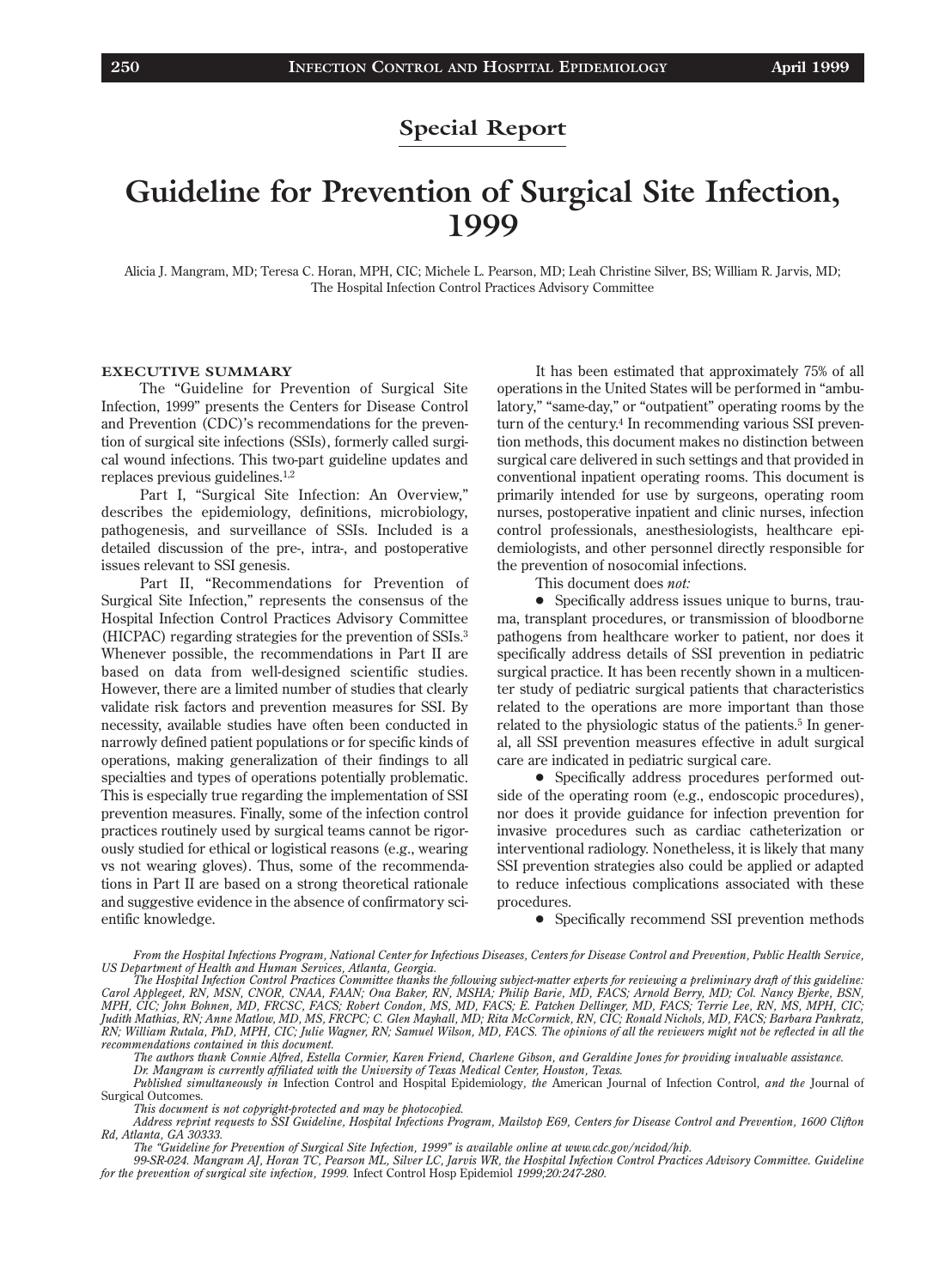## Special Report

# Guideline for Prevention of Surgical Site Infection, 1999

Alicia J. Mangram, MD; Teresa C. Horan, MPH, CIC; Michele L. Pearson, MD; Leah Christine Silver, BS; William R. Jarvis, MD; The Hospital Infection Control Practices Advisory Committee

### EXECUTIVE SUMMARY

The "Guideline for Prevention of Surgical Site Infection, 1999" presents the Centers for Disease Control and Prevention (CDC)'s recommendations for the prevention of surgical site infections (SSIs), formerly called surgical wound infections. This two-part guideline updates and replaces previous guidelines.[1,2]

Part I, "Surgical Site Infection: An Overview," describes the epidemiology, definitions, microbiology, pathogenesis, and surveillance of SSIs. Included is a detailed discussion of the pre-, intra-, and postoperative issues relevant to SSI genesis.

Part II, "Recommendations for Prevention of Surgical Site Infection," represents the consensus of the Hospital Infection Control Practices Advisory Committee (HICPAC) regarding strategies for the prevention of SSIs.[3] Whenever possible, the recommendations in Part II are based on data from well-designed scientific studies. However, there are a limited number of studies that clearly validate risk factors and prevention measures for SSI. By necessity, available studies have often been conducted in narrowly defined patient populations or for specific kinds of operations, making generalization of their findings to all specialties and types of operations potentially problematic. This is especially true regarding the implementation of SSI prevention measures. Finally, some of the infection control practices routinely used by surgical teams cannot be rigorously studied for ethical or logistical reasons (e.g., wearing vs not wearing gloves). Thus, some of the recommendations in Part II are based on a strong theoretical rationale and suggestive evidence in the absence of confirmatory scientific knowledge.

It has been estimated that approximately 75% of all operations in the United States will be performed in "ambulatory," "same-day," or "outpatient" operating rooms by the turn of the century.[4] In recommending various SSI prevention methods, this document makes no distinction between surgical care delivered in such settings and that provided in conventional inpatient operating rooms. This document is primarily intended for use by surgeons, operating room nurses, postoperative inpatient and clinic nurses, infection control professionals, anesthesiologists, healthcare epidemiologists, and other personnel directly responsible for the prevention of nosocomial infections.

This document does *not:*

- Specifically address issues unique to burns, trauma, transplant procedures, or transmission of bloodborne pathogens from healthcare worker to patient, nor does it specifically address details of SSI prevention in pediatric surgical practice. It has been recently shown in a multicenter study of pediatric surgical patients that characteristics related to the operations are more important than those related to the physiologic status of the patients.[5] In general, all SSI prevention measures effective in adult surgical care are indicated in pediatric surgical care.
- Specifically address procedures performed outside of the operating room (e.g., endoscopic procedures), nor does it provide guidance for infection prevention for invasive procedures such as cardiac catheterization or interventional radiology. Nonetheless, it is likely that many SSI prevention strategies also could be applied or adapted to reduce infectious complications associated with these procedures.
- Specifically recommend SSI prevention methods

*From the Hospital Infections Program, National Center for Infectious Diseases, Centers for Disease Control and Prevention, Public Health Service, US Department of Health and Human Services, Atlanta, Georgia.*

*The Hospital Infection Control Practices Committee thanks the following subject-matter experts for reviewing a preliminary draft of this guideline: Carol Applegeet, RN, MSN, CNOR, CNAA, FAAN; Ona Baker, RN, MSHA; Philip Barie, MD, FACS; Arnold Berry, MD; Col. Nancy Bjerke, BSN, MPH, CIC; John Bohnen, MD, FRCSC, FACS; Robert Condon, MS, MD, FACS; E. Patchen Dellinger, MD, FACS; Terrie Lee, RN, MS, MPH, CIC; Judith Mathias, RN; Anne Matlow, MD, MS, FRCPC; C. Glen Mayhall, MD; Rita McCormick, RN, CIC; Ronald Nichols, MD, FACS; Barbara Pankratz, RN; William Rutala, PhD, MPH, CIC; Julie Wagner, RN; Samuel Wilson, MD, FACS. The opinions of all the reviewers might not be reflected in all the recommendations contained in this document.*

*The authors thank Connie Alfred, Estella Cormier, Karen Friend, Charlene Gibson, and Geraldine Jones for providing invaluable assistance.*

*Dr. Mangram is currently affiliated with the University of Texas Medical Center, Houston, Texas.*

*Published simultaneously in* Infection Control and Hospital Epidemiology*, the* American Journal of Infection Control*, and the* Journal of Surgical Outcomes.

*This document is not copyright-protected and may be photocopied.*

*Address reprint requests to SSI Guideline, Hospital Infections Program, Mailstop E69, Centers for Disease Control and Prevention, 1600 Clifton Rd, Atlanta, GA 30333.*

*The "Guideline for Prevention of Surgical Site Infection, 1999" is available online at www.cdc.gov/ncidod/hip.*

*99-SR-024. Mangram AJ, Horan TC, Pearson ML, Silver LC, Jarvis WR, the Hospital Infection Control Practices Advisory Committee. Guideline for the prevention of surgical site infection, 1999.* Infect Control Hosp Epidemiol *1999;20:247-280.*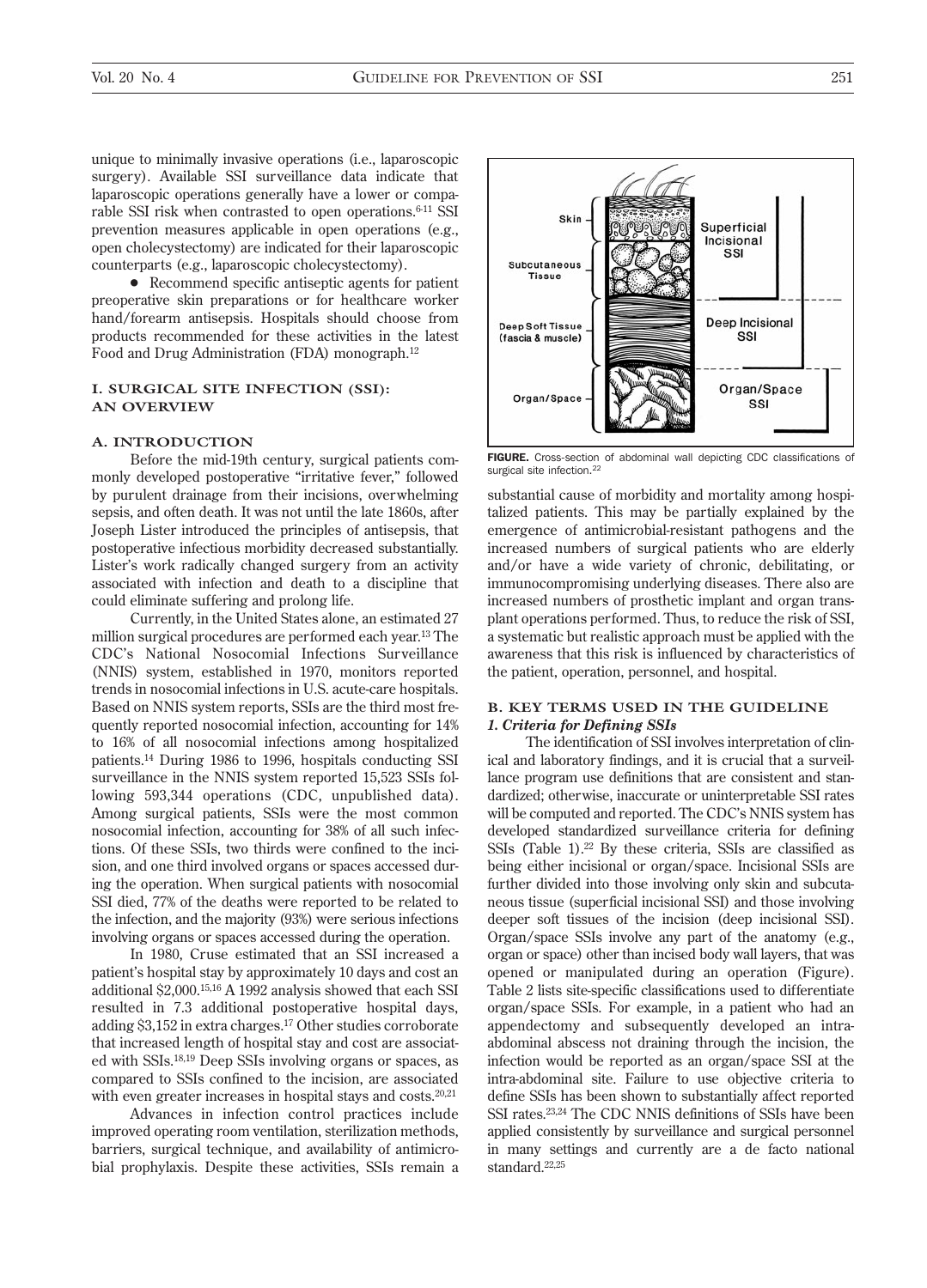unique to minimally invasive operations (i.e., laparoscopic surgery). Available SSI surveillance data indicate that laparoscopic operations generally have a lower or comparable SSI risk when contrasted to open operations.[6-11] SSI prevention measures applicable in open operations (e.g., open cholecystectomy) are indicated for their laparoscopic counterparts (e.g., laparoscopic cholecystectomy).

- Recommend specific antiseptic agents for patient preoperative skin preparations or for healthcare worker hand/forearm antisepsis. Hospitals should choose from products recommended for these activities in the latest Food and Drug Administration (FDA) monograph.[12]

## I. SURGICAL SITE INFECTION (SSI): AN OVERVIEW

### A. INTRODUCTION

Before the mid-19th century, surgical patients commonly developed postoperative "irritative fever," followed by purulent drainage from their incisions, overwhelming sepsis, and often death. It was not until the late 1860s, after Joseph Lister introduced the principles of antisepsis, that postoperative infectious morbidity decreased substantially. Lister's work radically changed surgery from an activity associated with infection and death to a discipline that could eliminate suffering and prolong life.

Currently, in the United States alone, an estimated 27 million surgical procedures are performed each year.[13] The CDC's National Nosocomial Infections Surveillance (NNIS) system, established in 1970, monitors reported trends in nosocomial infections in U.S. acute-care hospitals. Based on NNIS system reports, SSIs are the third most frequently reported nosocomial infection, accounting for 14% to 16% of all nosocomial infections among hospitalized patients.[14] During 1986 to 1996, hospitals conducting SSI surveillance in the NNIS system reported 15,523 SSIs following 593,344 operations (CDC, unpublished data). Among surgical patients, SSIs were the most common nosocomial infection, accounting for 38% of all such infections. Of these SSIs, two thirds were confined to the incision, and one third involved organs or spaces accessed during the operation. When surgical patients with nosocomial SSI died, 77% of the deaths were reported to be related to the infection, and the majority (93%) were serious infections involving organs or spaces accessed during the operation.

In 1980, Cruse estimated that an SSI increased a patient's hospital stay by approximately 10 days and cost an additional $2,000.[15,16] A 1992 analysis showed that each SSI resulted in 7.3 additional postoperative hospital days, adding $3,152 in extra charges.[17] Other studies corroborate that increased length of hospital stay and cost are associated with SSIs.[18,19] Deep SSIs involving organs or spaces, as compared to SSIs confined to the incision, are associated with even greater increases in hospital stays and costs.[20,21]

Advances in infection control practices include improved operating room ventilation, sterilization methods, barriers, surgical technique, and availability of antimicrobial prophylaxis. Despite these activities, SSIs remain a substantial cause of morbidity and mortality among hospitalized patients. This may be partially explained by the emergence of antimicrobial-resistant pathogens and the increased numbers of surgical patients who are elderly and/or have a wide variety of chronic, debilitating, or immunocompromising underlying diseases. There also are increased numbers of prosthetic implant and organ transplant operations performed. Thus, to reduce the risk of SSI, a systematic but realistic approach must be applied with the awareness that this risk is influenced by characteristics of the patient, operation, personnel, and hospital.

**FIGURE.** Cross-section of abdominal wall depicting CDC classifications of surgical site infection.[22]

### B. KEY TERMS USED IN THE GUIDELINE

#### *1. Criteria for Defining SSIs*

The identification of SSI involves interpretation of clinical and laboratory findings, and it is crucial that a surveillance program use definitions that are consistent and standardized; otherwise, inaccurate or uninterpretable SSI rates will be computed and reported. The CDC's NNIS system has developed standardized surveillance criteria for defining SSIs (Table 1).[22] By these criteria, SSIs are classified as being either incisional or organ/space. Incisional SSIs are further divided into those involving only skin and subcutaneous tissue (superficial incisional SSI) and those involving deeper soft tissues of the incision (deep incisional SSI). Organ/space SSIs involve any part of the anatomy (e.g., organ or space) other than incised body wall layers, that was opened or manipulated during an operation (Figure). Table 2 lists site-specific classifications used to differentiate organ/space SSIs. For example, in a patient who had an appendectomy and subsequently developed an intra-abdominal abscess not draining through the incision, the infection would be reported as an organ/space SSI at the intra-abdominal site. Failure to use objective criteria to define SSIs has been shown to substantially affect reported SSI rates.[23,24] The CDC NNIS definitions of SSIs have been applied consistently by surveillance and surgical personnel in many settings and currently are a de facto national standard.[22,25]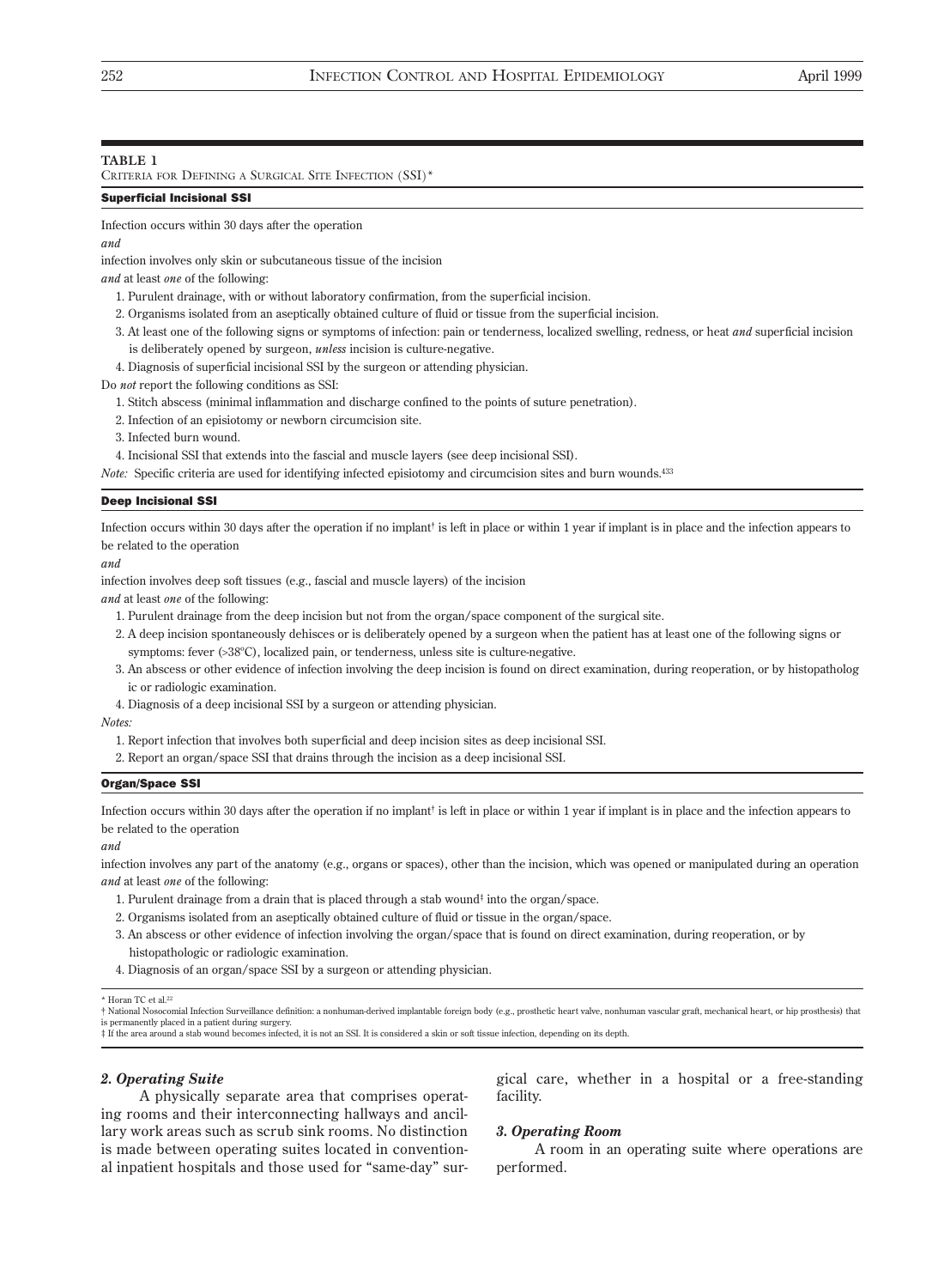**TABLE 1**

Criteria for Defining a Surgical Site Infection (SSI)*

**Superficial Incisional SSI**

Infection occurs within 30 days after the operation

*and*

infection involves only skin or subcutaneous tissue of the incision

*and* at least *one* of the following:

1. Purulent drainage, with or without laboratory confirmation, from the superficial incision.
2. Organisms isolated from an aseptically obtained culture of fluid or tissue from the superficial incision.
3. At least one of the following signs or symptoms of infection: pain or tenderness, localized swelling, redness, or heat *and* superficial incision is deliberately opened by surgeon, *unless* incision is culture-negative.
4. Diagnosis of superficial incisional SSI by the surgeon or attending physician.

Do *not* report the following conditions as SSI:

1. Stitch abscess (minimal inflammation and discharge confined to the points of suture penetration).
2. Infection of an episiotomy or newborn circumcision site.
3. Infected burn wound.
4. Incisional SSI that extends into the fascial and muscle layers (see deep incisional SSI).

*Note:* Specific criteria are used for identifying infected episiotomy and circumcision sites and burn wounds.[433]

**Deep Incisional SSI**

Infection occurs within 30 days after the operation if no implant† is left in place or within 1 year if implant is in place and the infection appears to be related to the operation

*and*

infection involves deep soft tissues (e.g., fascial and muscle layers) of the incision

*and* at least *one* of the following:

1. Purulent drainage from the deep incision but not from the organ/space component of the surgical site.
2. A deep incision spontaneously dehisces or is deliberately opened by a surgeon when the patient has at least one of the following signs or symptoms: fever (>38°C), localized pain, or tenderness, unless site is culture-negative.
3. An abscess or other evidence of infection involving the deep incision is found on direct examination, during reoperation, or by histopathologic or radiologic examination.
4. Diagnosis of a deep incisional SSI by a surgeon or attending physician.

*Notes:*

1. Report infection that involves both superficial and deep incision sites as deep incisional SSI.
2. Report an organ/space SSI that drains through the incision as a deep incisional SSI.

**Organ/Space SSI**

Infection occurs within 30 days after the operation if no implant† is left in place or within 1 year if implant is in place and the infection appears to be related to the operation

*and*

infection involves any part of the anatomy (e.g., organs or spaces), other than the incision, which was opened or manipulated during an operation

*and* at least *one* of the following:

1. Purulent drainage from a drain that is placed through a stab wound‡ into the organ/space.
2. Organisms isolated from an aseptically obtained culture of fluid or tissue in the organ/space.
3. An abscess or other evidence of infection involving the organ/space that is found on direct examination, during reoperation, or by histopathologic or radiologic examination.
4. Diagnosis of an organ/space SSI by a surgeon or attending physician.

\* Horan TC et al.[22]

† National Nosocomial Infection Surveillance definition: a nonhuman-derived implantable foreign body (e.g., prosthetic heart valve, nonhuman vascular graft, mechanical heart, or hip prosthesis) that is permanently placed in a patient during surgery.

‡ If the area around a stab wound becomes infected, it is not an SSI. It is considered a skin or soft tissue infection, depending on its depth.

### *2. Operating Suite*

A physically separate area that comprises operating rooms and their interconnecting hallways and ancillary work areas such as scrub sink rooms. No distinction is made between operating suites located in conventional inpatient hospitals and those used for "same-day" surgical care, whether in a hospital or a free-standing facility.

### *3. Operating Room*

A room in an operating suite where operations are performed.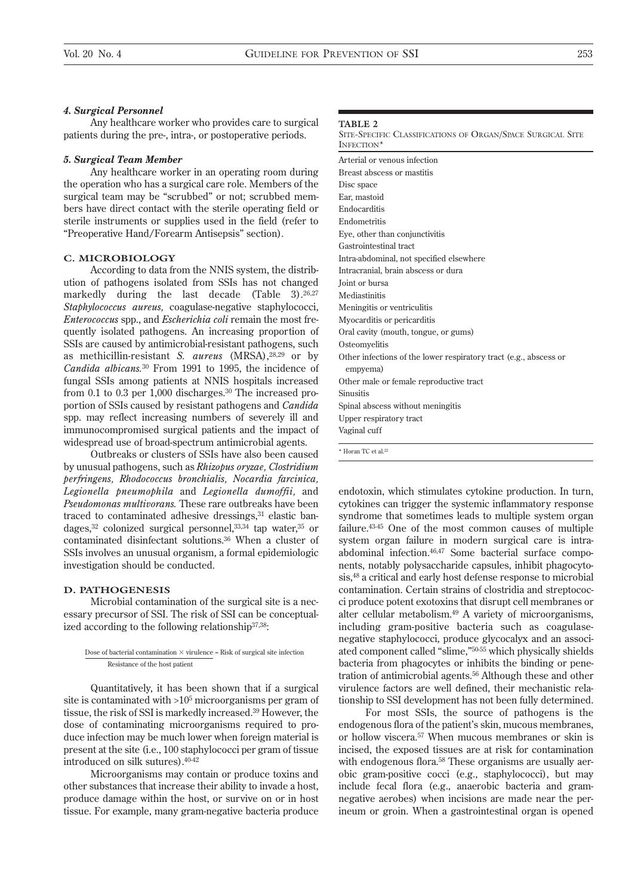#### 4. Surgical Personnel

Any healthcare worker who provides care to surgical patients during the pre-, intra-, or postoperative periods.

#### 5. Surgical Team Member

Any healthcare worker in an operating room during the operation who has a surgical care role. Members of the surgical team may be "scrubbed" or not; scrubbed members have direct contact with the sterile operating field or sterile instruments or supplies used in the field (refer to "Preoperative Hand/Forearm Antisepsis" section).

### C. MICROBIOLOGY

According to data from the NNIS system, the distribution of pathogens isolated from SSIs has not changed markedly during the last decade (Table 3).[26,27] *Staphylococcus aureus,* coagulase-negative staphylococci, *Enterococcus* spp., and *Escherichia coli* remain the most frequently isolated pathogens. An increasing proportion of SSIs are caused by antimicrobial-resistant pathogens, such as methicillin-resistant *S. aureus* (MRSA),[28,29] or by *Candida albicans.*[30] From 1991 to 1995, the incidence of fungal SSIs among patients at NNIS hospitals increased from 0.1 to 0.3 per 1,000 discharges.[30] The increased proportion of SSIs caused by resistant pathogens and *Candida* spp. may reflect increasing numbers of severely ill and immunocompromised surgical patients and the impact of widespread use of broad-spectrum antimicrobial agents.

Outbreaks or clusters of SSIs have also been caused by unusual pathogens, such as *Rhizopus oryzae, Clostridium perfringens, Rhodococcus bronchialis, Nocardia farcinica, Legionella pneumophila* and *Legionella dumoffii,* and *Pseudomonas multivorans.* These rare outbreaks have been traced to contaminated adhesive dressings,[31] elastic bandages,[32] colonized surgical personnel,[33,34] tap water,[35] or contaminated disinfectant solutions.[36] When a cluster of SSIs involves an unusual organism, a formal epidemiologic investigation should be conducted.

### D. PATHOGENESIS

Microbial contamination of the surgical site is a necessary precursor of SSI. The risk of SSI can be conceptualized according to the following relationship[37,38]:

$$\frac{\text{Dose of bacterial contamination} \times \text{virulence}}{\text{Resistance of the host patient}} = \text{Risk of surgical site infection}$$

Quantitatively, it has been shown that if a surgical site is contaminated with $>10^5$ microorganisms per gram of tissue, the risk of SSI is markedly increased.[39] However, the dose of contaminating microorganisms required to produce infection may be much lower when foreign material is present at the site (i.e., 100 staphylococci per gram of tissue introduced on silk sutures).[40-42]

Microorganisms may contain or produce toxins and other substances that increase their ability to invade a host, produce damage within the host, or survive on or in host tissue. For example, many gram-negative bacteria produce endotoxin, which stimulates cytokine production. In turn, cytokines can trigger the systemic inflammatory response syndrome that sometimes leads to multiple system organ failure.[43-45] One of the most common causes of multiple system organ failure in modern surgical care is intra-abdominal infection.[46,47] Some bacterial surface components, notably polysaccharide capsules, inhibit phagocytosis,[48] a critical and early host defense response to microbial contamination. Certain strains of clostridia and streptococci produce potent exotoxins that disrupt cell membranes or alter cellular metabolism.[49] A variety of microorganisms, including gram-positive bacteria such as coagulase-negative staphylococci, produce glycocalyx and an associated component called "slime,"[50-55] which physically shields bacteria from phagocytes or inhibits the binding or penetration of antimicrobial agents.[56] Although these and other virulence factors are well defined, their mechanistic relationship to SSI development has not been fully determined.

For most SSIs, the source of pathogens is the endogenous flora of the patient's skin, mucous membranes, or hollow viscera.[57] When mucous membranes or skin is incised, the exposed tissues are at risk for contamination with endogenous flora.[58] These organisms are usually aerobic gram-positive cocci (e.g., staphylococci), but may include fecal flora (e.g., anaerobic bacteria and gram-negative aerobes) when incisions are made near the perineum or groin. When a gastrointestinal organ is opened

**TABLE 2**
SITE-SPECIFIC CLASSIFICATIONS OF ORGAN/SPACE SURGICAL SITE INFECTION*

| |
|---|
| Arterial or venous infection |
| Breast abscess or mastitis |
| Disc space |
| Ear, mastoid |
| Endocarditis |
| Endometritis |
| Eye, other than conjunctivitis |
| Gastrointestinal tract |
| Intra-abdominal, not specified elsewhere |
| Intracranial, brain abscess or dura |
| Joint or bursa |
| Mediastinitis |
| Meningitis or ventriculitis |
| Myocarditis or pericarditis |
| Oral cavity (mouth, tongue, or gums) |
| Osteomyelitis |
| Other infections of the lower respiratory tract (e.g., abscess or empyema) |
| Other male or female reproductive tract |
| Sinusitis |
| Spinal abscess without meningitis |
| Upper respiratory tract |
| Vaginal cuff |

\* Horan TC et al.[22]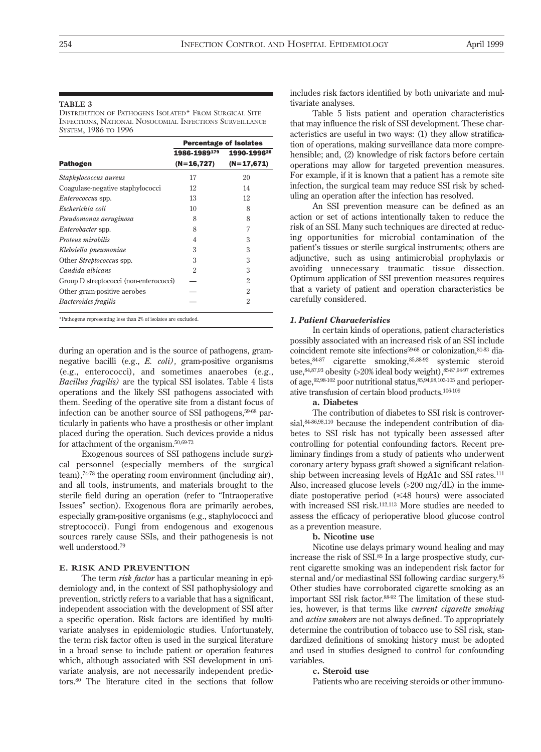**TABLE 3**

Distribution of Pathogens Isolated* From Surgical Site Infections, National Nosocomial Infections Surveillance System, 1986 to 1996

| | Percentage of Isolates | |
|---|---|---|
| **Pathogen** | **1986-1989[179] (N=16,727)** | **1990-1996[26] (N=17,671)** |
| *Staphylococcus aureus* | 17 | 20 |
| Coagulase-negative staphylococci | 12 | 14 |
| *Enterococcus* spp. | 13 | 12 |
| *Escherichia coli* | 10 | 8 |
| *Pseudomonas aeruginosa* | 8 | 8 |
| *Enterobacter* spp. | 8 | 7 |
| *Proteus mirabilis* | 4 | 3 |
| *Klebsiella pneumoniae* | 3 | 3 |
| Other *Streptococcus* spp. | 3 | 3 |
| *Candida albicans* | 2 | 3 |
| Group D streptococci (non-enterococci) | — | 2 |
| Other gram-positive aerobes | — | 2 |
| *Bacteroides fragilis* | — | 2 |

*Pathogens representing less than 2% of isolates are excluded.

during an operation and is the source of pathogens, gram-negative bacilli (e.g., *E. coli),* gram-positive organisms (e.g., enterococci), and sometimes anaerobes (e.g., *Bacillus fragilis)* are the typical SSI isolates. Table 4 lists operations and the likely SSI pathogens associated with them. Seeding of the operative site from a distant focus of infection can be another source of SSI pathogens,[59-68] particularly in patients who have a prosthesis or other implant placed during the operation. Such devices provide a nidus for attachment of the organism.[50,69-73]

Exogenous sources of SSI pathogens include surgical personnel (especially members of the surgical team),[74-78] the operating room environment (including air), and all tools, instruments, and materials brought to the sterile field during an operation (refer to "Intraoperative Issues" section). Exogenous flora are primarily aerobes, especially gram-positive organisms (e.g., staphylococci and streptococci). Fungi from endogenous and exogenous sources rarely cause SSIs, and their pathogenesis is not well understood.[79]

### E. RISK AND PREVENTION

The term *risk factor* has a particular meaning in epidemiology and, in the context of SSI pathophysiology and prevention, strictly refers to a variable that has a significant, independent association with the development of SSI after a specific operation. Risk factors are identified by multivariate analyses in epidemiologic studies. Unfortunately, the term risk factor often is used in the surgical literature in a broad sense to include patient or operation features which, although associated with SSI development in univariate analysis, are not necessarily independent predictors.[80] The literature cited in the sections that follow includes risk factors identified by both univariate and multivariate analyses.

Table 5 lists patient and operation characteristics that may influence the risk of SSI development. These characteristics are useful in two ways: (1) they allow stratification of operations, making surveillance data more comprehensible; and, (2) knowledge of risk factors before certain operations may allow for targeted prevention measures. For example, if it is known that a patient has a remote site infection, the surgical team may reduce SSI risk by scheduling an operation after the infection has resolved.

An SSI prevention measure can be defined as an action or set of actions intentionally taken to reduce the risk of an SSI. Many such techniques are directed at reducing opportunities for microbial contamination of the patient's tissues or sterile surgical instruments; others are adjunctive, such as using antimicrobial prophylaxis or avoiding unnecessary traumatic tissue dissection. Optimum application of SSI prevention measures requires that a variety of patient and operation characteristics be carefully considered.

#### *1. Patient Characteristics*

In certain kinds of operations, patient characteristics possibly associated with an increased risk of an SSI include coincident remote site infections[59-68] or colonization,[81-83] diabetes,[84-87] cigarette smoking,[85,88-92] systemic steroid use,[84,87,93] obesity (>20% ideal body weight),[85-87,94-97] extremes of age,[92,98-102] poor nutritional status,[85,94,98,103-105] and perioperative transfusion of certain blood products.[106-109]

**a. Diabetes**

The contribution of diabetes to SSI risk is controversial,[84-86,98,110] because the independent contribution of diabetes to SSI risk has not typically been assessed after controlling for potential confounding factors. Recent preliminary findings from a study of patients who underwent coronary artery bypass graft showed a significant relationship between increasing levels of HgA1c and SSI rates.[111] Also, increased glucose levels (>200 mg/dL) in the immediate postoperative period (≤48 hours) were associated with increased SSI risk.[112,113] More studies are needed to assess the efficacy of perioperative blood glucose control as a prevention measure.

**b. Nicotine use**

Nicotine use delays primary wound healing and may increase the risk of SSI.[85] In a large prospective study, current cigarette smoking was an independent risk factor for sternal and/or mediastinal SSI following cardiac surgery.[85] Other studies have corroborated cigarette smoking as an important SSI risk factor.[88-92] The limitation of these studies, however, is that terms like *current cigarette smoking* and *active smokers* are not always defined. To appropriately determine the contribution of tobacco use to SSI risk, standardized definitions of smoking history must be adopted and used in studies designed to control for confounding variables.

**c. Steroid use**

Patients who are receiving steroids or other immuno-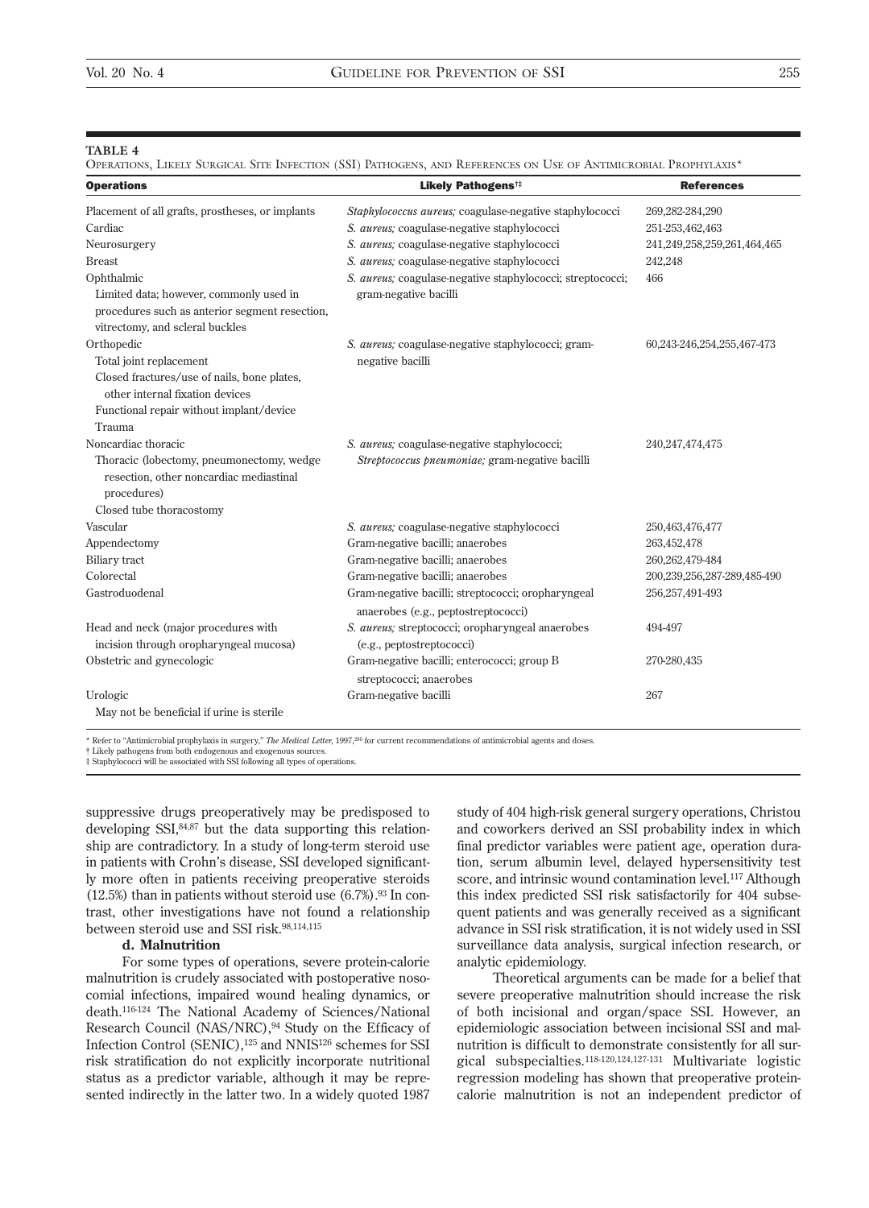**TABLE 4**

Operations, Likely Surgical Site Infection (SSI) Pathogens, and References on Use of Antimicrobial Prophylaxis*

| Operations | Likely Pathogens†‡ | References |
|---|---|---|
| Placement of all grafts, prostheses, or implants | *Staphylococcus aureus;* coagulase-negative staphylococci | 269,282-284,290 |
| Cardiac | *S. aureus;* coagulase-negative staphylococci | 251-253,462,463 |
| Neurosurgery | *S. aureus;* coagulase-negative staphylococci | 241,249,258,259,261,464,465 |
| Breast | *S. aureus;* coagulase-negative staphylococci | 242,248 |
| Ophthalmic<br>Limited data; however, commonly used in procedures such as anterior segment resection, vitrectomy, and scleral buckles | *S. aureus;* coagulase-negative staphylococci; streptococci; gram-negative bacilli | 466 |
| Orthopedic<br>Total joint replacement<br>Closed fractures/use of nails, bone plates, other internal fixation devices<br>Functional repair without implant/device<br>Trauma | *S. aureus;* coagulase-negative staphylococci; gram-negative bacilli | 60,243-246,254,255,467-473 |
| Noncardiac thoracic<br>Thoracic (lobectomy, pneumonectomy, wedge resection, other noncardiac mediastinal procedures)<br>Closed tube thoracostomy | *S. aureus;* coagulase-negative staphylococci; *Streptococcus pneumoniae;* gram-negative bacilli | 240,247,474,475 |
| Vascular | *S. aureus;* coagulase-negative staphylococci | 250,463,476,477 |
| Appendectomy | Gram-negative bacilli; anaerobes | 263,452,478 |
| Biliary tract | Gram-negative bacilli; anaerobes | 260,262,479-484 |
| Colorectal | Gram-negative bacilli; anaerobes | 200,239,256,287-289,485-490 |
| Gastroduodenal | Gram-negative bacilli; streptococci; oropharyngeal anaerobes (e.g., peptostreptococci) | 256,257,491-493 |
| Head and neck (major procedures with incision through oropharyngeal mucosa) | *S. aureus;* streptococci; oropharyngeal anaerobes (e.g., peptostreptococci) | 494-497 |
| Obstetric and gynecologic | Gram-negative bacilli; enterococci; group B streptococci; anaerobes | 270-280,435 |
| Urologic<br>May not be beneficial if urine is sterile | Gram-negative bacilli | 267 |

\* Refer to "Antimicrobial prophylaxis in surgery," *The Medical Letter,* 1997,[266] for current recommendations of antimicrobial agents and doses.
† Likely pathogens from both endogenous and exogenous sources.
‡ Staphylococci will be associated with SSI following all types of operations.

suppressive drugs preoperatively may be predisposed to developing SSI,[84,87] but the data supporting this relationship are contradictory. In a study of long-term steroid use in patients with Crohn's disease, SSI developed significantly more often in patients receiving preoperative steroids (12.5%) than in patients without steroid use (6.7%).[93] In contrast, other investigations have not found a relationship between steroid use and SSI risk.[98,114,115]

**d. Malnutrition**

For some types of operations, severe protein-calorie malnutrition is crudely associated with postoperative nosocomial infections, impaired wound healing dynamics, or death.[116-124] The National Academy of Sciences/National Research Council (NAS/NRC),[94] Study on the Efficacy of Infection Control (SENIC),[125] and NNIS[126] schemes for SSI risk stratification do not explicitly incorporate nutritional status as a predictor variable, although it may be represented indirectly in the latter two. In a widely quoted 1987 study of 404 high-risk general surgery operations, Christou and coworkers derived an SSI probability index in which final predictor variables were patient age, operation duration, serum albumin level, delayed hypersensitivity test score, and intrinsic wound contamination level.[117] Although this index predicted SSI risk satisfactorily for 404 subsequent patients and was generally received as a significant advance in SSI risk stratification, it is not widely used in SSI surveillance data analysis, surgical infection research, or analytic epidemiology.

Theoretical arguments can be made for a belief that severe preoperative malnutrition should increase the risk of both incisional and organ/space SSI. However, an epidemiologic association between incisional SSI and malnutrition is difficult to demonstrate consistently for all surgical subspecialties.[118-120,124,127-131] Multivariate logistic regression modeling has shown that preoperative protein-calorie malnutrition is not an independent predictor of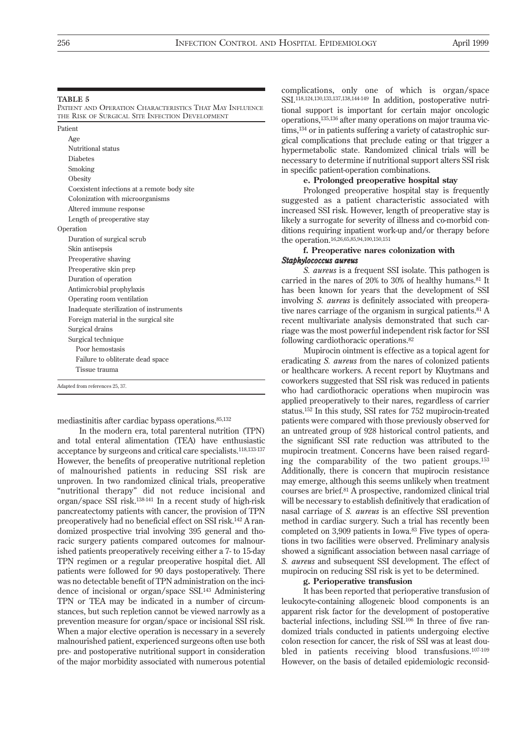**TABLE 5**
PATIENT AND OPERATION CHARACTERISTICS THAT MAY INFLUENCE THE RISK OF SURGICAL SITE INFECTION DEVELOPMENT

| |
|---|
| Patient |
| Age |
| Nutritional status |
| Diabetes |
| Smoking |
| Obesity |
| Coexistent infections at a remote body site |
| Colonization with microorganisms |
| Altered immune response |
| Length of preoperative stay |
| Operation |
| Duration of surgical scrub |
| Skin antisepsis |
| Preoperative shaving |
| Preoperative skin prep |
| Duration of operation |
| Antimicrobial prophylaxis |
| Operating room ventilation |
| Inadequate sterilization of instruments |
| Foreign material in the surgical site |
| Surgical drains |
| Surgical technique |
| Poor hemostasis |
| Failure to obliterate dead space |
| Tissue trauma |

Adapted from references 25, 37.

mediastinitis after cardiac bypass operations.[85,132]

In the modern era, total parenteral nutrition (TPN) and total enteral alimentation (TEA) have enthusiastic acceptance by surgeons and critical care specialists.[118,133-137] However, the benefits of preoperative nutritional repletion of malnourished patients in reducing SSI risk are unproven. In two randomized clinical trials, preoperative "nutritional therapy" did not reduce incisional and organ/space SSI risk.[138-141] In a recent study of high-risk pancreatectomy patients with cancer, the provision of TPN preoperatively had no beneficial effect on SSI risk.[142] A randomized prospective trial involving 395 general and thoracic surgery patients compared outcomes for malnourished patients preoperatively receiving either a 7- to 15-day TPN regimen or a regular preoperative hospital diet. All patients were followed for 90 days postoperatively. There was no detectable benefit of TPN administration on the incidence of incisional or organ/space SSI.[143] Administering TPN or TEA may be indicated in a number of circumstances, but such repletion cannot be viewed narrowly as a prevention measure for organ/space or incisional SSI risk. When a major elective operation is necessary in a severely malnourished patient, experienced surgeons often use both pre- and postoperative nutritional support in consideration of the major morbidity associated with numerous potential complications, only one of which is organ/space SSI.[118,124,130,133,137,138,144-149] In addition, postoperative nutritional support is important for certain major oncologic operations,[135,136] after many operations on major trauma victims,[134] or in patients suffering a variety of catastrophic surgical complications that preclude eating or that trigger a hypermetabolic state. Randomized clinical trials will be necessary to determine if nutritional support alters SSI risk in specific patient-operation combinations.

**e. Prolonged preoperative hospital stay**

Prolonged preoperative hospital stay is frequently suggested as a patient characteristic associated with increased SSI risk. However, length of preoperative stay is likely a surrogate for severity of illness and co-morbid conditions requiring inpatient work-up and/or therapy before the operation.[16,26,65,85,94,100,150,151]

**f. Preoperative nares colonization with *Staphylococcus aureus***

*S. aureus* is a frequent SSI isolate. This pathogen is carried in the nares of 20% to 30% of healthy humans.[81] It has been known for years that the development of SSI involving *S. aureus* is definitely associated with preoperative nares carriage of the organism in surgical patients.[81] A recent multivariate analysis demonstrated that such carriage was the most powerful independent risk factor for SSI following cardiothoracic operations.[82]

Mupirocin ointment is effective as a topical agent for eradicating *S. aureus* from the nares of colonized patients or healthcare workers. A recent report by Kluytmans and coworkers suggested that SSI risk was reduced in patients who had cardiothoracic operations when mupirocin was applied preoperatively to their nares, regardless of carrier status.[152] In this study, SSI rates for 752 mupirocin-treated patients were compared with those previously observed for an untreated group of 928 historical control patients, and the significant SSI rate reduction was attributed to the mupirocin treatment. Concerns have been raised regarding the comparability of the two patient groups.[153] Additionally, there is concern that mupirocin resistance may emerge, although this seems unlikely when treatment courses are brief.[81] A prospective, randomized clinical trial will be necessary to establish definitively that eradication of nasal carriage of *S. aureus* is an effective SSI prevention method in cardiac surgery. Such a trial has recently been completed on 3,909 patients in Iowa.[83] Five types of operations in two facilities were observed. Preliminary analysis showed a significant association between nasal carriage of *S. aureus* and subsequent SSI development. The effect of mupirocin on reducing SSI risk is yet to be determined.

**g. Perioperative transfusion**

It has been reported that perioperative transfusion of leukocyte-containing allogeneic blood components is an apparent risk factor for the development of postoperative bacterial infections, including SSI.[106] In three of five randomized trials conducted in patients undergoing elective colon resection for cancer, the risk of SSI was at least doubled in patients receiving blood transfusions.[107-109] However, on the basis of detailed epidemiologic reconsid-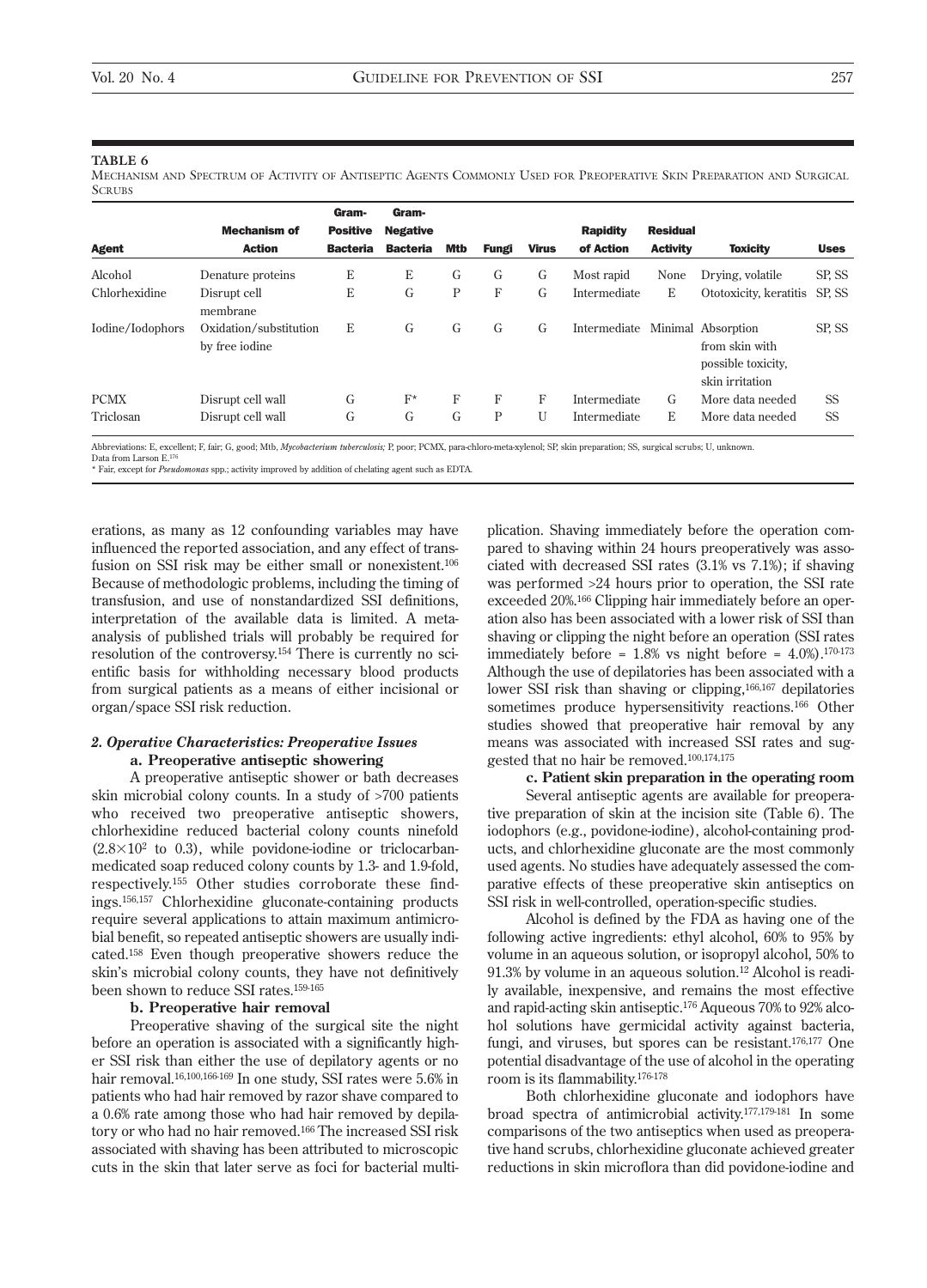**TABLE 6**

Mechanism and Spectrum of Activity of Antiseptic Agents Commonly Used for Preoperative Skin Preparation and Surgical Scrubs

| Agent | Mechanism of Action | Gram-Positive Bacteria | Gram-Negative Bacteria | Mtb | Fungi | Virus | Rapidity of Action | Residual Activity | Toxicity | Uses |
|---|---|---|---|---|---|---|---|---|---|---|
| Alcohol | Denature proteins | E | E | G | G | G | Most rapid | None | Drying, volatile | SP, SS |
| Chlorhexidine | Disrupt cell membrane | E | G | P | F | G | Intermediate | E | Ototoxicity, keratitis | SP, SS |
| Iodine/Iodophors | Oxidation/substitution by free iodine | E | G | G | G | G | Intermediate | Minimal | Absorption from skin with possible toxicity, skin irritation | SP, SS |
| PCMX | Disrupt cell wall | G | F* | F | F | F | Intermediate | G | More data needed | SS |
| Triclosan | Disrupt cell wall | G | G | G | P | U | Intermediate | E | More data needed | SS |

Abbreviations: E, excellent; F, fair; G, good; Mtb, *Mycobacterium tuberculosis;* P, poor; PCMX, para-chloro-meta-xylenol; SP, skin preparation; SS, surgical scrubs; U, unknown.
Data from Larson E.[176]
\* Fair, except for *Pseudomonas* spp.; activity improved by addition of chelating agent such as EDTA.

erations, as many as 12 confounding variables may have influenced the reported association, and any effect of transfusion on SSI risk may be either small or nonexistent.[106] Because of methodologic problems, including the timing of transfusion, and use of nonstandardized SSI definitions, interpretation of the available data is limited. A meta-analysis of published trials will probably be required for resolution of the controversy.[154] There is currently no scientific basis for withholding necessary blood products from surgical patients as a means of either incisional or organ/space SSI risk reduction.

### *2. Operative Characteristics: Preoperative Issues*

#### a. Preoperative antiseptic showering

A preoperative antiseptic shower or bath decreases skin microbial colony counts. In a study of >700 patients who received two preoperative antiseptic showers, chlorhexidine reduced bacterial colony counts ninefold ($2.8 \times 10^2$ to 0.3), while povidone-iodine or triclocarban-medicated soap reduced colony counts by 1.3- and 1.9-fold, respectively.[155] Other studies corroborate these findings.[156,157] Chlorhexidine gluconate-containing products require several applications to attain maximum antimicrobial benefit, so repeated antiseptic showers are usually indicated.[158] Even though preoperative showers reduce the skin's microbial colony counts, they have not definitively been shown to reduce SSI rates.[159-165]

#### b. Preoperative hair removal

Preoperative shaving of the surgical site the night before an operation is associated with a significantly higher SSI risk than either the use of depilatory agents or no hair removal.[16,100,166-169] In one study, SSI rates were 5.6% in patients who had hair removed by razor shave compared to a 0.6% rate among those who had hair removed by depilatory or who had no hair removed.[166] The increased SSI risk associated with shaving has been attributed to microscopic cuts in the skin that later serve as foci for bacterial multiplication. Shaving immediately before the operation compared to shaving within 24 hours preoperatively was associated with decreased SSI rates (3.1% vs 7.1%); if shaving was performed >24 hours prior to operation, the SSI rate exceeded 20%.[166] Clipping hair immediately before an operation also has been associated with a lower risk of SSI than shaving or clipping the night before an operation (SSI rates immediately before = 1.8% vs night before = 4.0%).[170-173] Although the use of depilatories has been associated with a lower SSI risk than shaving or clipping,[166,167] depilatories sometimes produce hypersensitivity reactions.[166] Other studies showed that preoperative hair removal by any means was associated with increased SSI rates and suggested that no hair be removed.[100,174,175]

#### c. Patient skin preparation in the operating room

Several antiseptic agents are available for preoperative preparation of skin at the incision site (Table 6). The iodophors (e.g., povidone-iodine), alcohol-containing products, and chlorhexidine gluconate are the most commonly used agents. No studies have adequately assessed the comparative effects of these preoperative skin antiseptics on SSI risk in well-controlled, operation-specific studies.

Alcohol is defined by the FDA as having one of the following active ingredients: ethyl alcohol, 60% to 95% by volume in an aqueous solution, or isopropyl alcohol, 50% to 91.3% by volume in an aqueous solution.[12] Alcohol is readily available, inexpensive, and remains the most effective and rapid-acting skin antiseptic.[176] Aqueous 70% to 92% alcohol solutions have germicidal activity against bacteria, fungi, and viruses, but spores can be resistant.[176,177] One potential disadvantage of the use of alcohol in the operating room is its flammability.[176-178]

Both chlorhexidine gluconate and iodophors have broad spectra of antimicrobial activity.[177,179-181] In some comparisons of the two antiseptics when used as preoperative hand scrubs, chlorhexidine gluconate achieved greater reductions in skin microflora than did povidone-iodine and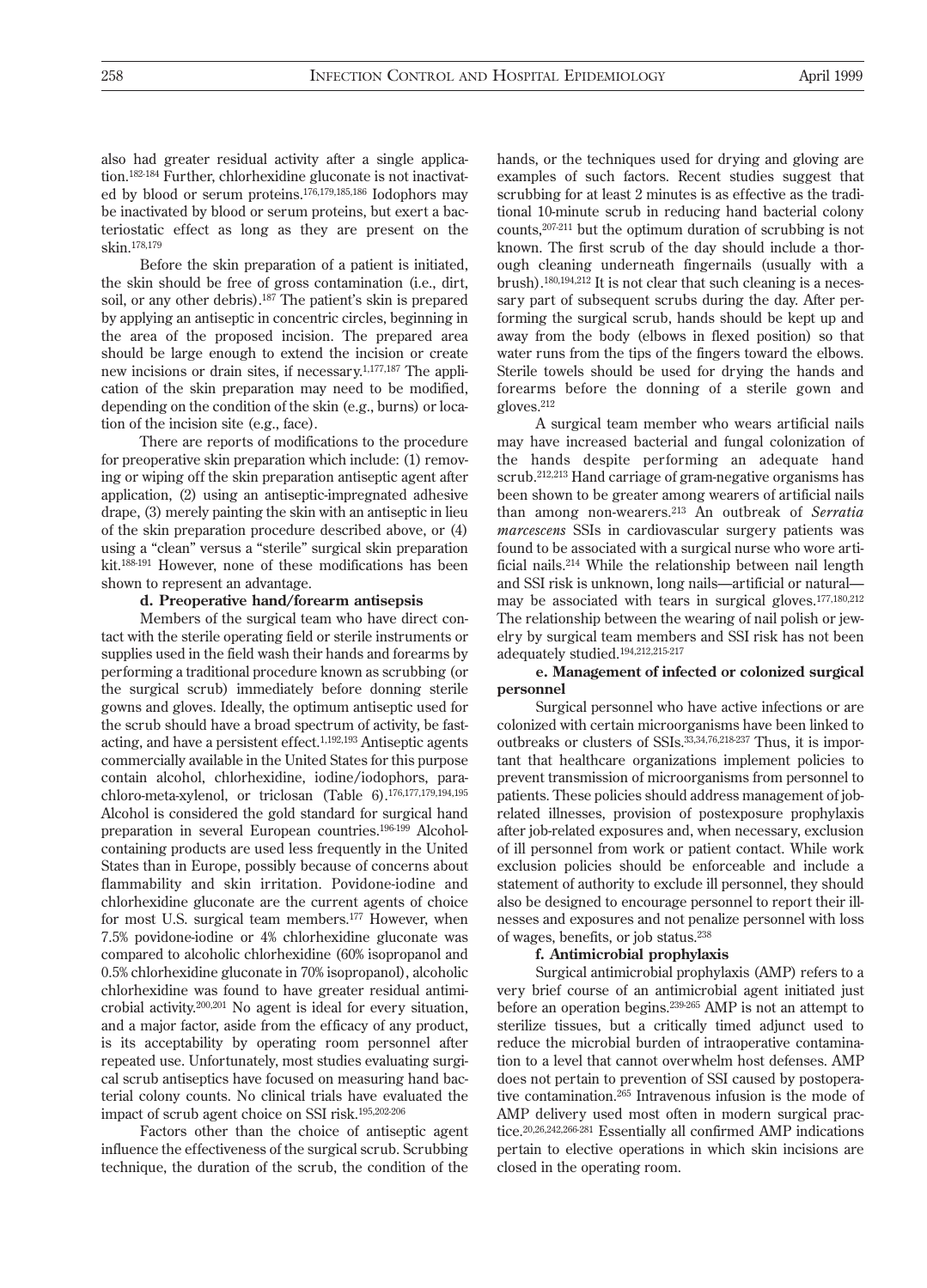also had greater residual activity after a single application.[182-184] Further, chlorhexidine gluconate is not inactivated by blood or serum proteins.[176,179,185,186] Iodophors may be inactivated by blood or serum proteins, but exert a bacteriostatic effect as long as they are present on the skin.[178,179]

Before the skin preparation of a patient is initiated, the skin should be free of gross contamination (i.e., dirt, soil, or any other debris).[187] The patient's skin is prepared by applying an antiseptic in concentric circles, beginning in the area of the proposed incision. The prepared area should be large enough to extend the incision or create new incisions or drain sites, if necessary.[1,177,187] The application of the skin preparation may need to be modified, depending on the condition of the skin (e.g., burns) or location of the incision site (e.g., face).

There are reports of modifications to the procedure for preoperative skin preparation which include: (1) removing or wiping off the skin preparation antiseptic agent after application, (2) using an antiseptic-impregnated adhesive drape, (3) merely painting the skin with an antiseptic in lieu of the skin preparation procedure described above, or (4) using a "clean" versus a "sterile" surgical skin preparation kit.[188-191] However, none of these modifications has been shown to represent an advantage.

**d. Preoperative hand/forearm antisepsis**

Members of the surgical team who have direct contact with the sterile operating field or sterile instruments or supplies used in the field wash their hands and forearms by performing a traditional procedure known as scrubbing (or the surgical scrub) immediately before donning sterile gowns and gloves. Ideally, the optimum antiseptic used for the scrub should have a broad spectrum of activity, be fast-acting, and have a persistent effect.[1,192,193] Antiseptic agents commercially available in the United States for this purpose contain alcohol, chlorhexidine, iodine/iodophors, parachloro-meta-xylenol, or triclosan (Table 6).[176,177,179,194,195] Alcohol is considered the gold standard for surgical hand preparation in several European countries.[196-199] Alcohol-containing products are used less frequently in the United States than in Europe, possibly because of concerns about flammability and skin irritation. Povidone-iodine and chlorhexidine gluconate are the current agents of choice for most U.S. surgical team members.[177] However, when 7.5% povidone-iodine or 4% chlorhexidine gluconate was compared to alcoholic chlorhexidine (60% isopropanol and 0.5% chlorhexidine gluconate in 70% isopropanol), alcoholic chlorhexidine was found to have greater residual antimicrobial activity.[200,201] No agent is ideal for every situation, and a major factor, aside from the efficacy of any product, is its acceptability by operating room personnel after repeated use. Unfortunately, most studies evaluating surgical scrub antiseptics have focused on measuring hand bacterial colony counts. No clinical trials have evaluated the impact of scrub agent choice on SSI risk.[195,202-206]

Factors other than the choice of antiseptic agent influence the effectiveness of the surgical scrub. Scrubbing technique, the duration of the scrub, the condition of the hands, or the techniques used for drying and gloving are examples of such factors. Recent studies suggest that scrubbing for at least 2 minutes is as effective as the traditional 10-minute scrub in reducing hand bacterial colony counts,[207-211] but the optimum duration of scrubbing is not known. The first scrub of the day should include a thorough cleaning underneath fingernails (usually with a brush).[180,194,212] It is not clear that such cleaning is a necessary part of subsequent scrubs during the day. After performing the surgical scrub, hands should be kept up and away from the body (elbows in flexed position) so that water runs from the tips of the fingers toward the elbows. Sterile towels should be used for drying the hands and forearms before the donning of a sterile gown and gloves.[212]

A surgical team member who wears artificial nails may have increased bacterial and fungal colonization of the hands despite performing an adequate hand scrub.[212,213] Hand carriage of gram-negative organisms has been shown to be greater among wearers of artificial nails than among non-wearers.[213] An outbreak of *Serratia marcescens* SSIs in cardiovascular surgery patients was found to be associated with a surgical nurse who wore artificial nails.[214] While the relationship between nail length and SSI risk is unknown, long nails—artificial or natural—may be associated with tears in surgical gloves.[177,180,212] The relationship between the wearing of nail polish or jewelry by surgical team members and SSI risk has not been adequately studied.[194,212,215-217]

**e. Management of infected or colonized surgical personnel**

Surgical personnel who have active infections or are colonized with certain microorganisms have been linked to outbreaks or clusters of SSIs.[33,34,76,218-237] Thus, it is important that healthcare organizations implement policies to prevent transmission of microorganisms from personnel to patients. These policies should address management of job-related illnesses, provision of postexposure prophylaxis after job-related exposures and, when necessary, exclusion of ill personnel from work or patient contact. While work exclusion policies should be enforceable and include a statement of authority to exclude ill personnel, they should also be designed to encourage personnel to report their illnesses and exposures and not penalize personnel with loss of wages, benefits, or job status.[238]

**f. Antimicrobial prophylaxis**

Surgical antimicrobial prophylaxis (AMP) refers to a very brief course of an antimicrobial agent initiated just before an operation begins.[239-265] AMP is not an attempt to sterilize tissues, but a critically timed adjunct used to reduce the microbial burden of intraoperative contamination to a level that cannot overwhelm host defenses. AMP does not pertain to prevention of SSI caused by postoperative contamination.[265] Intravenous infusion is the mode of AMP delivery used most often in modern surgical practice.[20,26,242,266-281] Essentially all confirmed AMP indications pertain to elective operations in which skin incisions are closed in the operating room.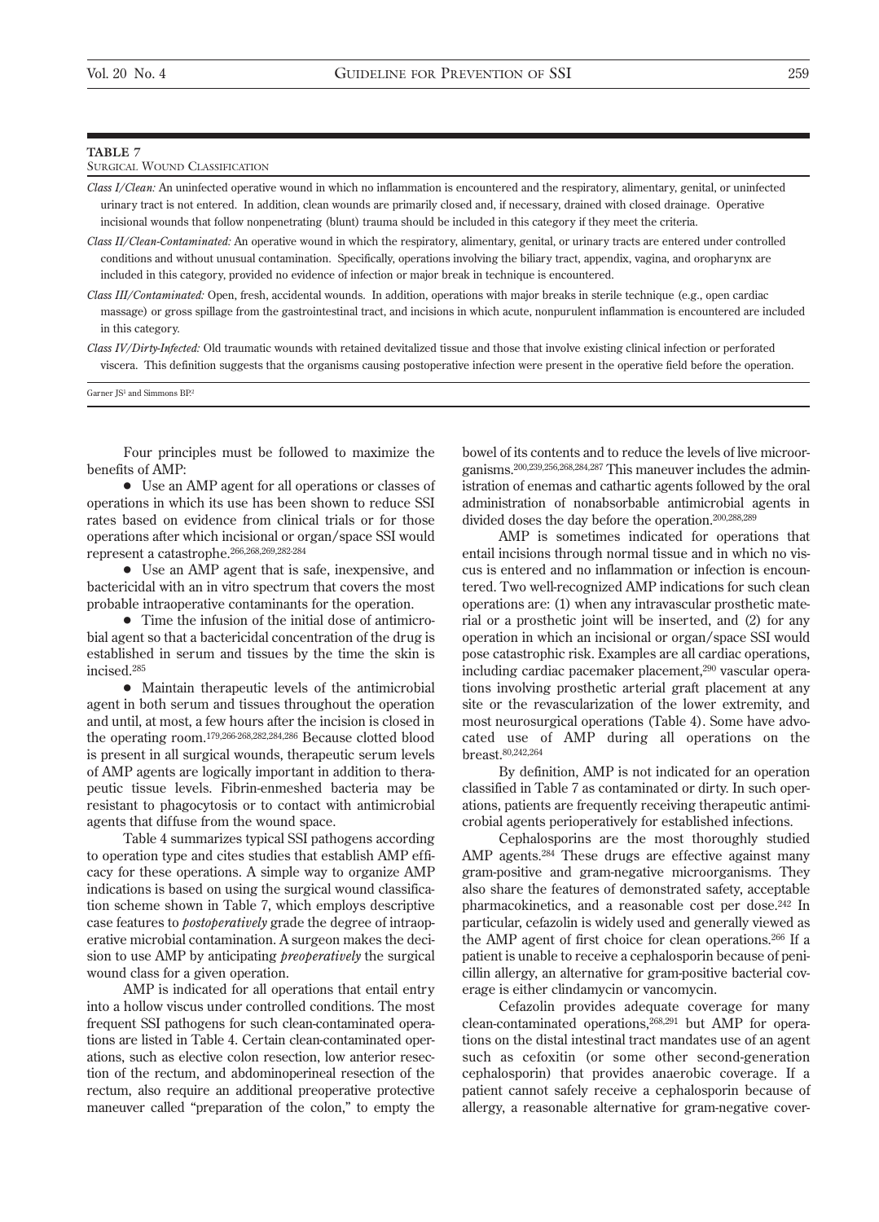**TABLE 7**
Surgical Wound Classification

*Class I/Clean:* An uninfected operative wound in which no inflammation is encountered and the respiratory, alimentary, genital, or uninfected urinary tract is not entered. In addition, clean wounds are primarily closed and, if necessary, drained with closed drainage. Operative incisional wounds that follow nonpenetrating (blunt) trauma should be included in this category if they meet the criteria.

*Class II/Clean-Contaminated:* An operative wound in which the respiratory, alimentary, genital, or urinary tracts are entered under controlled conditions and without unusual contamination. Specifically, operations involving the biliary tract, appendix, vagina, and oropharynx are included in this category, provided no evidence of infection or major break in technique is encountered.

*Class III/Contaminated:* Open, fresh, accidental wounds. In addition, operations with major breaks in sterile technique (e.g., open cardiac massage) or gross spillage from the gastrointestinal tract, and incisions in which acute, nonpurulent inflammation is encountered are included in this category.

*Class IV/Dirty-Infected:* Old traumatic wounds with retained devitalized tissue and those that involve existing clinical infection or perforated viscera. This definition suggests that the organisms causing postoperative infection were present in the operative field before the operation.

Garner JS[1] and Simmons BP.[2]

Four principles must be followed to maximize the benefits of AMP:

- Use an AMP agent for all operations or classes of operations in which its use has been shown to reduce SSI rates based on evidence from clinical trials or for those operations after which incisional or organ/space SSI would represent a catastrophe.[266,268,269,282-284]
- Use an AMP agent that is safe, inexpensive, and bactericidal with an in vitro spectrum that covers the most probable intraoperative contaminants for the operation.
- Time the infusion of the initial dose of antimicrobial agent so that a bactericidal concentration of the drug is established in serum and tissues by the time the skin is incised.[285]
- Maintain therapeutic levels of the antimicrobial agent in both serum and tissues throughout the operation and until, at most, a few hours after the incision is closed in the operating room.[179,266-268,282,284,286] Because clotted blood is present in all surgical wounds, therapeutic serum levels of AMP agents are logically important in addition to therapeutic tissue levels. Fibrin-enmeshed bacteria may be resistant to phagocytosis or to contact with antimicrobial agents that diffuse from the wound space.

Table 4 summarizes typical SSI pathogens according to operation type and cites studies that establish AMP efficacy for these operations. A simple way to organize AMP indications is based on using the surgical wound classification scheme shown in Table 7, which employs descriptive case features to ***postoperatively*** grade the degree of intraoperative microbial contamination. A surgeon makes the decision to use AMP by anticipating ***preoperatively*** the surgical wound class for a given operation.

AMP is indicated for all operations that entail entry into a hollow viscus under controlled conditions. The most frequent SSI pathogens for such clean-contaminated operations are listed in Table 4. Certain clean-contaminated operations, such as elective colon resection, low anterior resection of the rectum, and abdominoperineal resection of the rectum, also require an additional preoperative protective maneuver called "preparation of the colon," to empty the bowel of its contents and to reduce the levels of live microorganisms.[200,239,256,268,284,287] This maneuver includes the administration of enemas and cathartic agents followed by the oral administration of nonabsorbable antimicrobial agents in divided doses the day before the operation.[200,288,289]

AMP is sometimes indicated for operations that entail incisions through normal tissue and in which no viscus is entered and no inflammation or infection is encountered. Two well-recognized AMP indications for such clean operations are: (1) when any intravascular prosthetic material or a prosthetic joint will be inserted, and (2) for any operation in which an incisional or organ/space SSI would pose catastrophic risk. Examples are all cardiac operations, including cardiac pacemaker placement,[290] vascular operations involving prosthetic arterial graft placement at any site or the revascularization of the lower extremity, and most neurosurgical operations (Table 4). Some have advocated use of AMP during all operations on the breast.[80,242,264]

By definition, AMP is not indicated for an operation classified in Table 7 as contaminated or dirty. In such operations, patients are frequently receiving therapeutic antimicrobial agents perioperatively for established infections.

Cephalosporins are the most thoroughly studied AMP agents.[284] These drugs are effective against many gram-positive and gram-negative microorganisms. They also share the features of demonstrated safety, acceptable pharmacokinetics, and a reasonable cost per dose.[242] In particular, cefazolin is widely used and generally viewed as the AMP agent of first choice for clean operations.[266] If a patient is unable to receive a cephalosporin because of penicillin allergy, an alternative for gram-positive bacterial coverage is either clindamycin or vancomycin.

Cefazolin provides adequate coverage for many clean-contaminated operations,[268,291] but AMP for operations on the distal intestinal tract mandates use of an agent such as cefoxitin (or some other second-generation cephalosporin) that provides anaerobic coverage. If a patient cannot safely receive a cephalosporin because of allergy, a reasonable alternative for gram-negative cover-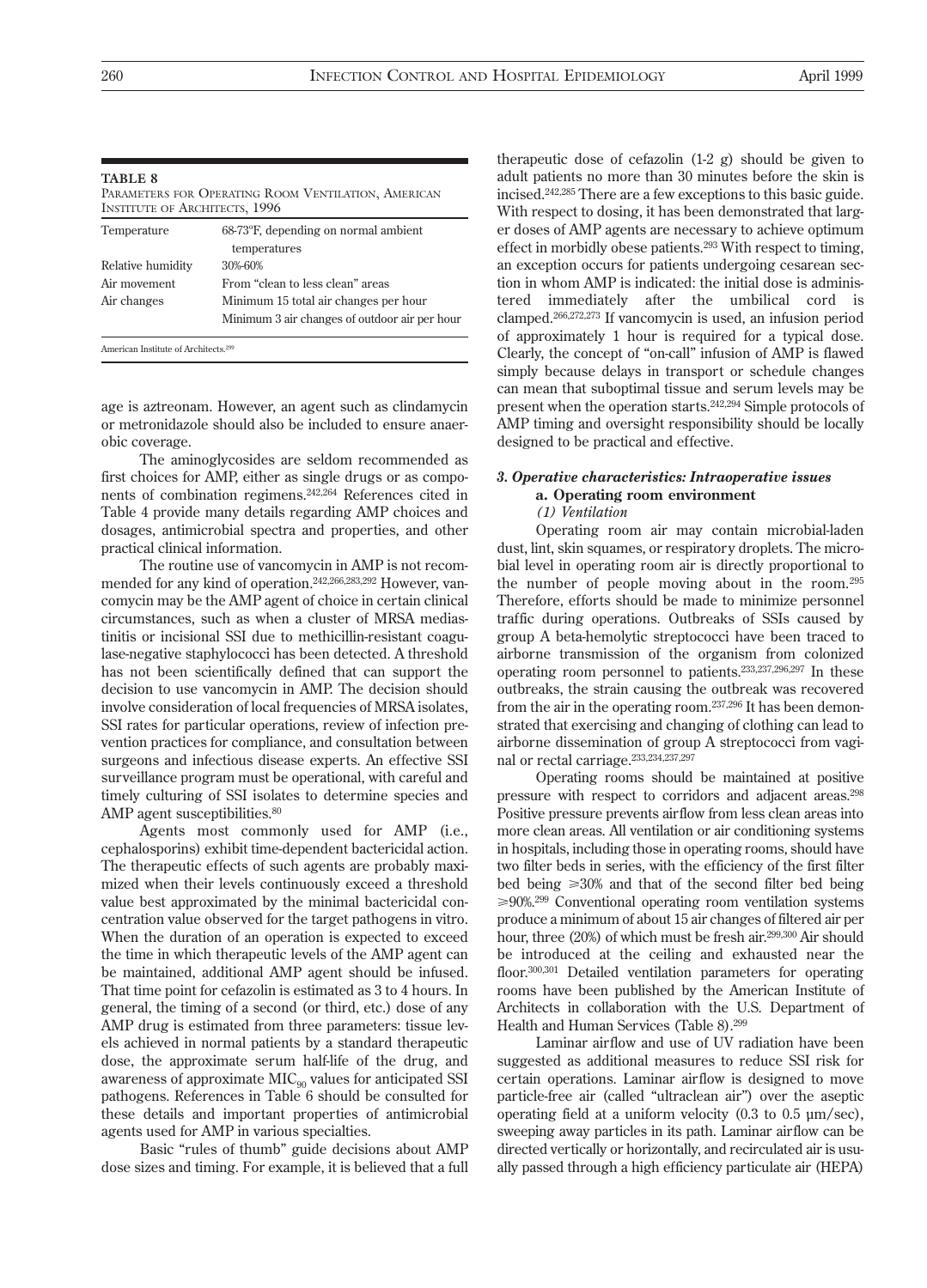**TABLE 8**

Parameters for Operating Room Ventilation, American Institute of Architects, 1996

| Temperature | 68-73°F, depending on normal ambient temperatures |
|---|---|
| Relative humidity | 30%-60% |
| Air movement | From "clean to less clean" areas |
| Air changes | Minimum 15 total air changes per hour |
| | Minimum 3 air changes of outdoor air per hour |

American Institute of Architects.[299]

age is aztreonam. However, an agent such as clindamycin or metronidazole should also be included to ensure anaerobic coverage.

The aminoglycosides are seldom recommended as first choices for AMP, either as single drugs or as components of combination regimens.[242,264] References cited in Table 4 provide many details regarding AMP choices and dosages, antimicrobial spectra and properties, and other practical clinical information.

The routine use of vancomycin in AMP is not recommended for any kind of operation.[242,266,283,292] However, vancomycin may be the AMP agent of choice in certain clinical circumstances, such as when a cluster of MRSA mediastinitis or incisional SSI due to methicillin-resistant coagulase-negative staphylococci has been detected. A threshold has not been scientifically defined that can support the decision to use vancomycin in AMP. The decision should involve consideration of local frequencies of MRSA isolates, SSI rates for particular operations, review of infection prevention practices for compliance, and consultation between surgeons and infectious disease experts. An effective SSI surveillance program must be operational, with careful and timely culturing of SSI isolates to determine species and AMP agent susceptibilities.[80]

Agents most commonly used for AMP (i.e., cephalosporins) exhibit time-dependent bactericidal action. The therapeutic effects of such agents are probably maximized when their levels continuously exceed a threshold value best approximated by the minimal bactericidal concentration value observed for the target pathogens in vitro. When the duration of an operation is expected to exceed the time in which therapeutic levels of the AMP agent can be maintained, additional AMP agent should be infused. That time point for cefazolin is estimated as 3 to 4 hours. In general, the timing of a second (or third, etc.) dose of any AMP drug is estimated from three parameters: tissue levels achieved in normal patients by a standard therapeutic dose, the approximate serum half-life of the drug, and awareness of approximate $MIC_{90}$ values for anticipated SSI pathogens. References in Table 6 should be consulted for these details and important properties of antimicrobial agents used for AMP in various specialties.

Basic "rules of thumb" guide decisions about AMP dose sizes and timing. For example, it is believed that a full therapeutic dose of cefazolin (1-2 g) should be given to adult patients no more than 30 minutes before the skin is incised.[242,285] There are a few exceptions to this basic guide. With respect to dosing, it has been demonstrated that larger doses of AMP agents are necessary to achieve optimum effect in morbidly obese patients.[293] With respect to timing, an exception occurs for patients undergoing cesarean section in whom AMP is indicated: the initial dose is administered immediately after the umbilical cord is clamped.[266,272,273] If vancomycin is used, an infusion period of approximately 1 hour is required for a typical dose. Clearly, the concept of "on-call" infusion of AMP is flawed simply because delays in transport or schedule changes can mean that suboptimal tissue and serum levels may be present when the operation starts.[242,294] Simple protocols of AMP timing and oversight responsibility should be locally designed to be practical and effective.

### *3. Operative characteristics: Intraoperative issues*

#### a. Operating room environment

*(1) Ventilation*

Operating room air may contain microbial-laden dust, lint, skin squames, or respiratory droplets. The microbial level in operating room air is directly proportional to the number of people moving about in the room.[295] Therefore, efforts should be made to minimize personnel traffic during operations. Outbreaks of SSIs caused by group A beta-hemolytic streptococci have been traced to airborne transmission of the organism from colonized operating room personnel to patients.[233,237,296,297] In these outbreaks, the strain causing the outbreak was recovered from the air in the operating room.[237,296] It has been demonstrated that exercising and changing of clothing can lead to airborne dissemination of group A streptococci from vaginal or rectal carriage.[233,234,237,297]

Operating rooms should be maintained at positive pressure with respect to corridors and adjacent areas.[298] Positive pressure prevents airflow from less clean areas into more clean areas. All ventilation or air conditioning systems in hospitals, including those in operating rooms, should have two filter beds in series, with the efficiency of the first filter bed being ⩾30% and that of the second filter bed being ⩾90%.[299] Conventional operating room ventilation systems produce a minimum of about 15 air changes of filtered air per hour, three (20%) of which must be fresh air.[299,300] Air should be introduced at the ceiling and exhausted near the floor.[300,301] Detailed ventilation parameters for operating rooms have been published by the American Institute of Architects in collaboration with the U.S. Department of Health and Human Services (Table 8).[299]

Laminar airflow and use of UV radiation have been suggested as additional measures to reduce SSI risk for certain operations. Laminar airflow is designed to move particle-free air (called "ultraclean air") over the aseptic operating field at a uniform velocity (0.3 to 0.5 µm/sec), sweeping away particles in its path. Laminar airflow can be directed vertically or horizontally, and recirculated air is usually passed through a high efficiency particulate air (HEPA)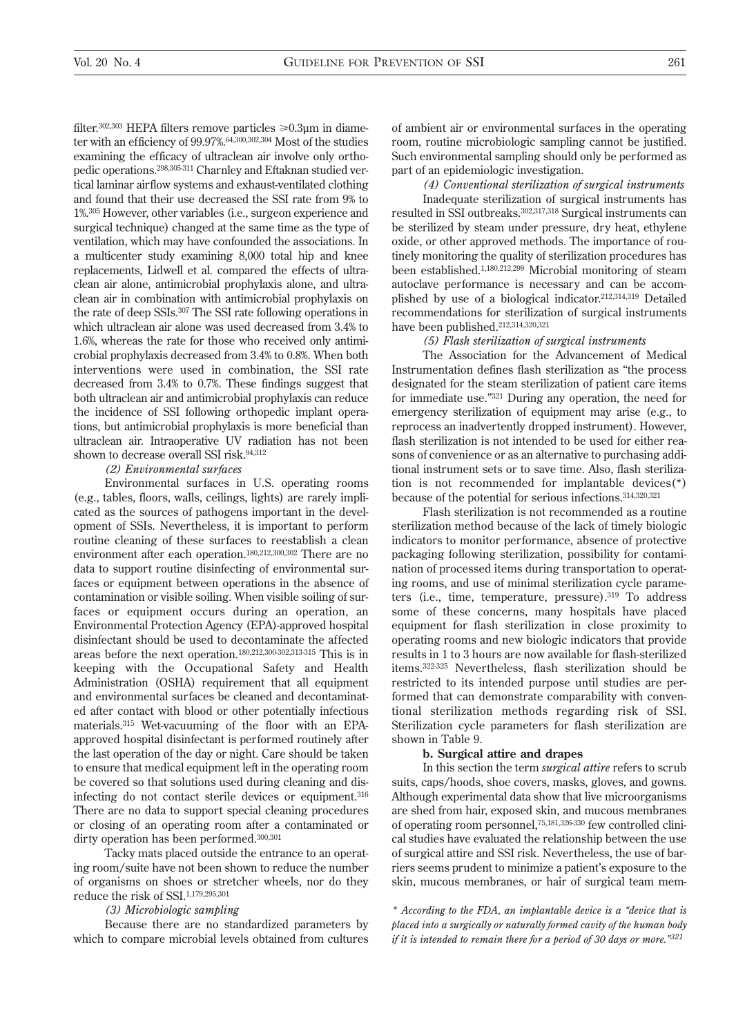filter.[302,303] HEPA filters remove particles ≥0.3µm in diameter with an efficiency of 99.97%.[64,300,302,304] Most of the studies examining the efficacy of ultraclean air involve only orthopedic operations.[298,305-311] Charnley and Eftaknan studied vertical laminar airflow systems and exhaust-ventilated clothing and found that their use decreased the SSI rate from 9% to 1%.[305] However, other variables (i.e., surgeon experience and surgical technique) changed at the same time as the type of ventilation, which may have confounded the associations. In a multicenter study examining 8,000 total hip and knee replacements, Lidwell et al. compared the effects of ultraclean air alone, antimicrobial prophylaxis alone, and ultraclean air in combination with antimicrobial prophylaxis on the rate of deep SSIs.[307] The SSI rate following operations in which ultraclean air alone was used decreased from 3.4% to 1.6%, whereas the rate for those who received only antimicrobial prophylaxis decreased from 3.4% to 0.8%. When both interventions were used in combination, the SSI rate decreased from 3.4% to 0.7%. These findings suggest that both ultraclean air and antimicrobial prophylaxis can reduce the incidence of SSI following orthopedic implant operations, but antimicrobial prophylaxis is more beneficial than ultraclean air. Intraoperative UV radiation has not been shown to decrease overall SSI risk.[94,312]

*(2) Environmental surfaces*

Environmental surfaces in U.S. operating rooms (e.g., tables, floors, walls, ceilings, lights) are rarely implicated as the sources of pathogens important in the development of SSIs. Nevertheless, it is important to perform routine cleaning of these surfaces to reestablish a clean environment after each operation.[180,212,300,302] There are no data to support routine disinfecting of environmental surfaces or equipment between operations in the absence of contamination or visible soiling. When visible soiling of surfaces or equipment occurs during an operation, an Environmental Protection Agency (EPA)-approved hospital disinfectant should be used to decontaminate the affected areas before the next operation.[180,212,300-302,313-315] This is in keeping with the Occupational Safety and Health Administration (OSHA) requirement that all equipment and environmental surfaces be cleaned and decontaminated after contact with blood or other potentially infectious materials.[315] Wet-vacuuming of the floor with an EPA-approved hospital disinfectant is performed routinely after the last operation of the day or night. Care should be taken to ensure that medical equipment left in the operating room be covered so that solutions used during cleaning and disinfecting do not contact sterile devices or equipment.[316] There are no data to support special cleaning procedures or closing of an operating room after a contaminated or dirty operation has been performed.[300,301]

Tacky mats placed outside the entrance to an operating room/suite have not been shown to reduce the number of organisms on shoes or stretcher wheels, nor do they reduce the risk of SSI.[1,179,295,301]

*(3) Microbiologic sampling*

Because there are no standardized parameters by which to compare microbial levels obtained from cultures of ambient air or environmental surfaces in the operating room, routine microbiologic sampling cannot be justified. Such environmental sampling should only be performed as part of an epidemiologic investigation.

*(4) Conventional sterilization of surgical instruments*

Inadequate sterilization of surgical instruments has resulted in SSI outbreaks.[302,317,318] Surgical instruments can be sterilized by steam under pressure, dry heat, ethylene oxide, or other approved methods. The importance of routinely monitoring the quality of sterilization procedures has been established.[1,180,212,299] Microbial monitoring of steam autoclave performance is necessary and can be accomplished by use of a biological indicator.[212,314,319] Detailed recommendations for sterilization of surgical instruments have been published.[212,314,320,321]

*(5) Flash sterilization of surgical instruments*

The Association for the Advancement of Medical Instrumentation defines flash sterilization as "the process designated for the steam sterilization of patient care items for immediate use."[321] During any operation, the need for emergency sterilization of equipment may arise (e.g., to reprocess an inadvertently dropped instrument). However, flash sterilization is not intended to be used for either reasons of convenience or as an alternative to purchasing additional instrument sets or to save time. Also, flash sterilization is not recommended for implantable devices(*) because of the potential for serious infections.[314,320,321]

Flash sterilization is not recommended as a routine sterilization method because of the lack of timely biologic indicators to monitor performance, absence of protective packaging following sterilization, possibility for contamination of processed items during transportation to operating rooms, and use of minimal sterilization cycle parameters (i.e., time, temperature, pressure).[319] To address some of these concerns, many hospitals have placed equipment for flash sterilization in close proximity to operating rooms and new biologic indicators that provide results in 1 to 3 hours are now available for flash-sterilized items.[322-325] Nevertheless, flash sterilization should be restricted to its intended purpose until studies are performed that can demonstrate comparability with conventional sterilization methods regarding risk of SSI. Sterilization cycle parameters for flash sterilization are shown in Table 9.

**b. Surgical attire and drapes**

In this section the term *surgical attire* refers to scrub suits, caps/hoods, shoe covers, masks, gloves, and gowns. Although experimental data show that live microorganisms are shed from hair, exposed skin, and mucous membranes of operating room personnel,[75,181,326-330] few controlled clinical studies have evaluated the relationship between the use of surgical attire and SSI risk. Nevertheless, the use of barriers seems prudent to minimize a patient's exposure to the skin, mucous membranes, or hair of surgical team mem-

*\* According to the FDA, an implantable device is a "device that is placed into a surgically or naturally formed cavity of the human body if it is intended to remain there for a period of 30 days or more."[321]*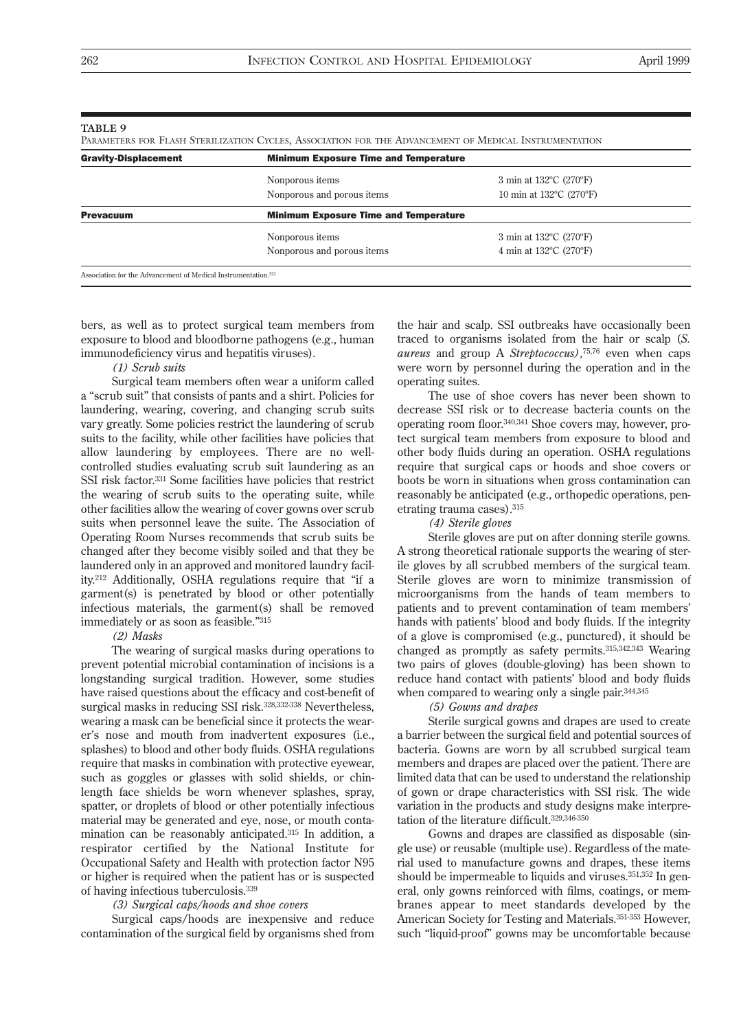**TABLE 9**

Parameters for Flash Sterilization Cycles, Association for the Advancement of Medical Instrumentation

| Gravity-Displacement | Minimum Exposure Time and Temperature | |
|---|---|---|
| | Nonporous items | 3 min at 132°C (270°F) |
| | Nonporous and porous items | 10 min at 132°C (270°F) |
| **Prevacuum** | **Minimum Exposure Time and Temperature** | |
| | Nonporous items | 3 min at 132°C (270°F) |
| | Nonporous and porous items | 4 min at 132°C (270°F) |

Association for the Advancement of Medical Instrumentation.[321]

bers, as well as to protect surgical team members from exposure to blood and bloodborne pathogens (e.g., human immunodeficiency virus and hepatitis viruses).

*(1) Scrub suits*

Surgical team members often wear a uniform called a "scrub suit" that consists of pants and a shirt. Policies for laundering, wearing, covering, and changing scrub suits vary greatly. Some policies restrict the laundering of scrub suits to the facility, while other facilities have policies that allow laundering by employees. There are no well-controlled studies evaluating scrub suit laundering as an SSI risk factor.[331] Some facilities have policies that restrict the wearing of scrub suits to the operating suite, while other facilities allow the wearing of cover gowns over scrub suits when personnel leave the suite. The Association of Operating Room Nurses recommends that scrub suits be changed after they become visibly soiled and that they be laundered only in an approved and monitored laundry facility.[212] Additionally, OSHA regulations require that "if a garment(s) is penetrated by blood or other potentially infectious materials, the garment(s) shall be removed immediately or as soon as feasible."[315]

*(2) Masks*

The wearing of surgical masks during operations to prevent potential microbial contamination of incisions is a longstanding surgical tradition. However, some studies have raised questions about the efficacy and cost-benefit of surgical masks in reducing SSI risk.[328,332-338] Nevertheless, wearing a mask can be beneficial since it protects the wearer's nose and mouth from inadvertent exposures (i.e., splashes) to blood and other body fluids. OSHA regulations require that masks in combination with protective eyewear, such as goggles or glasses with solid shields, or chin-length face shields be worn whenever splashes, spray, spatter, or droplets of blood or other potentially infectious material may be generated and eye, nose, or mouth contamination can be reasonably anticipated.[315] In addition, a respirator certified by the National Institute for Occupational Safety and Health with protection factor N95 or higher is required when the patient has or is suspected of having infectious tuberculosis.[339]

*(3) Surgical caps/hoods and shoe covers*

Surgical caps/hoods are inexpensive and reduce contamination of the surgical field by organisms shed from the hair and scalp. SSI outbreaks have occasionally been traced to organisms isolated from the hair or scalp (*S. aureus* and group A *Streptococcus),*[75,76] even when caps were worn by personnel during the operation and in the operating suites.

The use of shoe covers has never been shown to decrease SSI risk or to decrease bacteria counts on the operating room floor.[340,341] Shoe covers may, however, protect surgical team members from exposure to blood and other body fluids during an operation. OSHA regulations require that surgical caps or hoods and shoe covers or boots be worn in situations when gross contamination can reasonably be anticipated (e.g., orthopedic operations, penetrating trauma cases).[315]

*(4) Sterile gloves*

Sterile gloves are put on after donning sterile gowns. A strong theoretical rationale supports the wearing of sterile gloves by all scrubbed members of the surgical team. Sterile gloves are worn to minimize transmission of microorganisms from the hands of team members to patients and to prevent contamination of team members' hands with patients' blood and body fluids. If the integrity of a glove is compromised (e.g., punctured), it should be changed as promptly as safety permits.[315,342,343] Wearing two pairs of gloves (double-gloving) has been shown to reduce hand contact with patients' blood and body fluids when compared to wearing only a single pair.[344,345]

*(5) Gowns and drapes*

Sterile surgical gowns and drapes are used to create a barrier between the surgical field and potential sources of bacteria. Gowns are worn by all scrubbed surgical team members and drapes are placed over the patient. There are limited data that can be used to understand the relationship of gown or drape characteristics with SSI risk. The wide variation in the products and study designs make interpretation of the literature difficult.[329,346-350]

Gowns and drapes are classified as disposable (single use) or reusable (multiple use). Regardless of the material used to manufacture gowns and drapes, these items should be impermeable to liquids and viruses.[351,352] In general, only gowns reinforced with films, coatings, or membranes appear to meet standards developed by the American Society for Testing and Materials.[351-353] However, such "liquid-proof" gowns may be uncomfortable because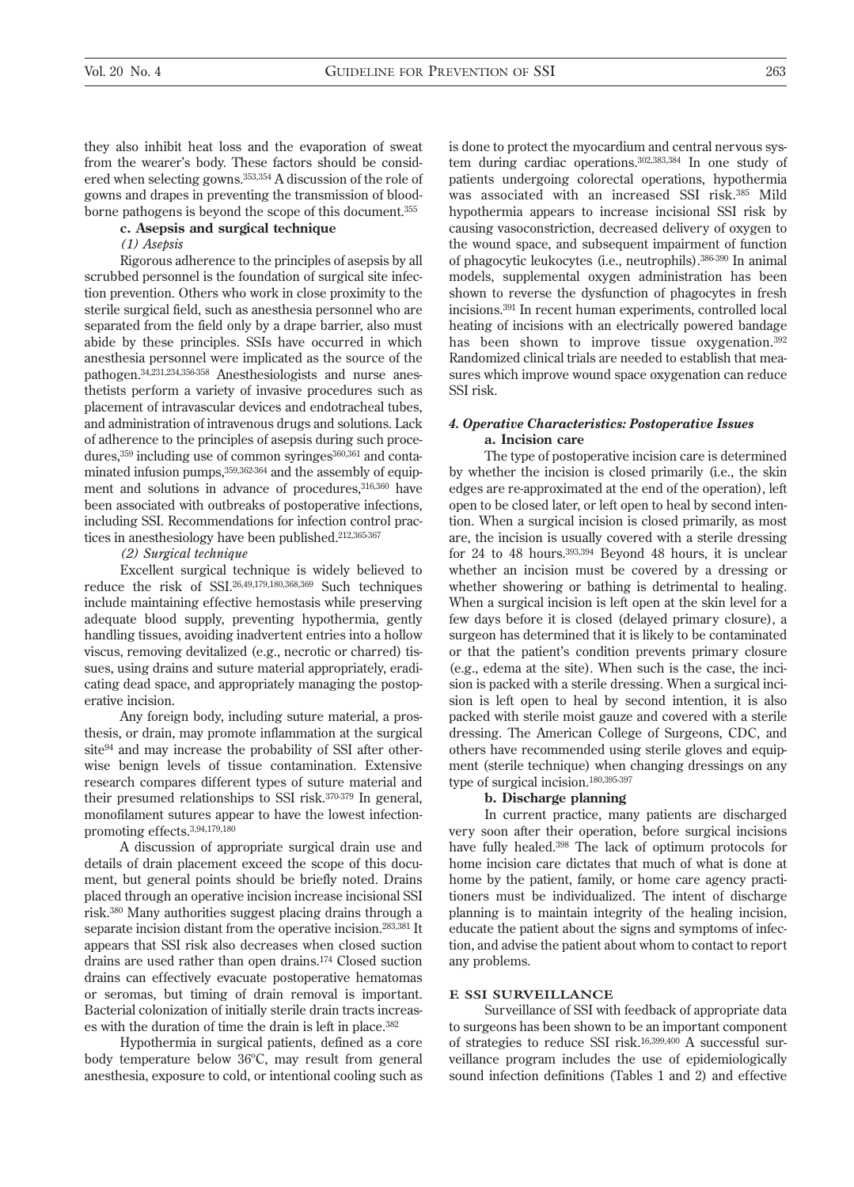they also inhibit heat loss and the evaporation of sweat from the wearer's body. These factors should be considered when selecting gowns.[353,354] A discussion of the role of gowns and drapes in preventing the transmission of bloodborne pathogens is beyond the scope of this document.[355]

#### c. Asepsis and surgical technique

*(1) Asepsis*

Rigorous adherence to the principles of asepsis by all scrubbed personnel is the foundation of surgical site infection prevention. Others who work in close proximity to the sterile surgical field, such as anesthesia personnel who are separated from the field only by a drape barrier, also must abide by these principles. SSIs have occurred in which anesthesia personnel were implicated as the source of the pathogen.[34,231,234,356-358] Anesthesiologists and nurse anesthetists perform a variety of invasive procedures such as placement of intravascular devices and endotracheal tubes, and administration of intravenous drugs and solutions. Lack of adherence to the principles of asepsis during such procedures,[359] including use of common syringes[360,361] and contaminated infusion pumps,[359,362-364] and the assembly of equipment and solutions in advance of procedures,[316,360] have been associated with outbreaks of postoperative infections, including SSI. Recommendations for infection control practices in anesthesiology have been published.[212,365-367]

*(2) Surgical technique*

Excellent surgical technique is widely believed to reduce the risk of SSI.[26,49,179,180,368,369] Such techniques include maintaining effective hemostasis while preserving adequate blood supply, preventing hypothermia, gently handling tissues, avoiding inadvertent entries into a hollow viscus, removing devitalized (e.g., necrotic or charred) tissues, using drains and suture material appropriately, eradicating dead space, and appropriately managing the postoperative incision.

Any foreign body, including suture material, a prosthesis, or drain, may promote inflammation at the surgical site[94] and may increase the probability of SSI after otherwise benign levels of tissue contamination. Extensive research compares different types of suture material and their presumed relationships to SSI risk.[370-379] In general, monofilament sutures appear to have the lowest infection-promoting effects.[3,94,179,180]

A discussion of appropriate surgical drain use and details of drain placement exceed the scope of this document, but general points should be briefly noted. Drains placed through an operative incision increase incisional SSI risk.[380] Many authorities suggest placing drains through a separate incision distant from the operative incision.[283,381] It appears that SSI risk also decreases when closed suction drains are used rather than open drains.[174] Closed suction drains can effectively evacuate postoperative hematomas or seromas, but timing of drain removal is important. Bacterial colonization of initially sterile drain tracts increases with the duration of time the drain is left in place.[382]

Hypothermia in surgical patients, defined as a core body temperature below 36°C, may result from general anesthesia, exposure to cold, or intentional cooling such as is done to protect the myocardium and central nervous system during cardiac operations.[302,383,384] In one study of patients undergoing colorectal operations, hypothermia was associated with an increased SSI risk.[385] Mild hypothermia appears to increase incisional SSI risk by causing vasoconstriction, decreased delivery of oxygen to the wound space, and subsequent impairment of function of phagocytic leukocytes (i.e., neutrophils).[386-390] In animal models, supplemental oxygen administration has been shown to reverse the dysfunction of phagocytes in fresh incisions.[391] In recent human experiments, controlled local heating of incisions with an electrically powered bandage has been shown to improve tissue oxygenation.[392] Randomized clinical trials are needed to establish that measures which improve wound space oxygenation can reduce SSI risk.

### *4. Operative Characteristics: Postoperative Issues*

#### a. Incision care

The type of postoperative incision care is determined by whether the incision is closed primarily (i.e., the skin edges are re-approximated at the end of the operation), left open to be closed later, or left open to heal by second intention. When a surgical incision is closed primarily, as most are, the incision is usually covered with a sterile dressing for 24 to 48 hours.[393,394] Beyond 48 hours, it is unclear whether an incision must be covered by a dressing or whether showering or bathing is detrimental to healing. When a surgical incision is left open at the skin level for a few days before it is closed (delayed primary closure), a surgeon has determined that it is likely to be contaminated or that the patient's condition prevents primary closure (e.g., edema at the site). When such is the case, the incision is packed with a sterile dressing. When a surgical incision is left open to heal by second intention, it is also packed with sterile moist gauze and covered with a sterile dressing. The American College of Surgeons, CDC, and others have recommended using sterile gloves and equipment (sterile technique) when changing dressings on any type of surgical incision.[180,395-397]

#### b. Discharge planning

In current practice, many patients are discharged very soon after their operation, before surgical incisions have fully healed.[398] The lack of optimum protocols for home incision care dictates that much of what is done at home by the patient, family, or home care agency practitioners must be individualized. The intent of discharge planning is to maintain integrity of the healing incision, educate the patient about the signs and symptoms of infection, and advise the patient about whom to contact to report any problems.

## F. SSI SURVEILLANCE

Surveillance of SSI with feedback of appropriate data to surgeons has been shown to be an important component of strategies to reduce SSI risk.[16,399,400] A successful surveillance program includes the use of epidemiologically sound infection definitions (Tables 1 and 2) and effective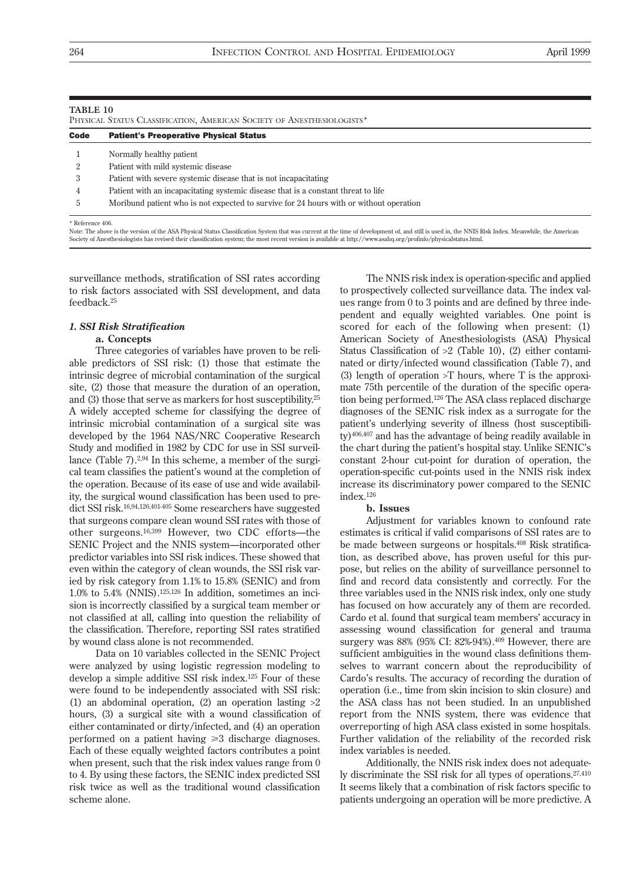**TABLE 10**

Physical Status Classification, American Society of Anesthesiologists*

| Code | Patient's Preoperative Physical Status |
|---|---|
| 1 | Normally healthy patient |
| 2 | Patient with mild systemic disease |
| 3 | Patient with severe systemic disease that is not incapacitating |
| 4 | Patient with an incapacitating systemic disease that is a constant threat to life |
| 5 | Moribund patient who is not expected to survive for 24 hours with or without operation |

\* Reference 406.

Note: The above is the version of the ASA Physical Status Classification System that was current at the time of development of, and still is used in, the NNIS Risk Index. Meanwhile, the American Society of Anesthesiologists has revised their classification system; the most recent version is available at http://www.asahq.org/profinfo/physicalstatus.html.

surveillance methods, stratification of SSI rates according to risk factors associated with SSI development, and data feedback.[25]

### *1. SSI Risk Stratification*

#### a. Concepts

Three categories of variables have proven to be reliable predictors of SSI risk: (1) those that estimate the intrinsic degree of microbial contamination of the surgical site, (2) those that measure the duration of an operation, and (3) those that serve as markers for host susceptibility.[25] A widely accepted scheme for classifying the degree of intrinsic microbial contamination of a surgical site was developed by the 1964 NAS/NRC Cooperative Research Study and modified in 1982 by CDC for use in SSI surveillance (Table 7).[2,94] In this scheme, a member of the surgical team classifies the patient's wound at the completion of the operation. Because of its ease of use and wide availability, the surgical wound classification has been used to predict SSI risk.[16,94,126,401-405] Some researchers have suggested that surgeons compare clean wound SSI rates with those of other surgeons.[16,399] However, two CDC efforts—the SENIC Project and the NNIS system—incorporated other predictor variables into SSI risk indices. These showed that even within the category of clean wounds, the SSI risk varied by risk category from 1.1% to 15.8% (SENIC) and from 1.0% to 5.4% (NNIS).[125,126] In addition, sometimes an incision is incorrectly classified by a surgical team member or not classified at all, calling into question the reliability of the classification. Therefore, reporting SSI rates stratified by wound class alone is not recommended.

Data on 10 variables collected in the SENIC Project were analyzed by using logistic regression modeling to develop a simple additive SSI risk index.[125] Four of these were found to be independently associated with SSI risk: (1) an abdominal operation, (2) an operation lasting >2 hours, (3) a surgical site with a wound classification of either contaminated or dirty/infected, and (4) an operation performed on a patient having ≥3 discharge diagnoses. Each of these equally weighted factors contributes a point when present, such that the risk index values range from 0 to 4. By using these factors, the SENIC index predicted SSI risk twice as well as the traditional wound classification scheme alone.

The NNIS risk index is operation-specific and applied to prospectively collected surveillance data. The index values range from 0 to 3 points and are defined by three independent and equally weighted variables. One point is scored for each of the following when present: (1) American Society of Anesthesiologists (ASA) Physical Status Classification of >2 (Table 10), (2) either contaminated or dirty/infected wound classification (Table 7), and (3) length of operation >T hours, where T is the approximate 75th percentile of the duration of the specific operation being performed.[126] The ASA class replaced discharge diagnoses of the SENIC risk index as a surrogate for the patient's underlying severity of illness (host susceptibility)[406,407] and has the advantage of being readily available in the chart during the patient's hospital stay. Unlike SENIC's constant 2-hour cut-point for duration of operation, the operation-specific cut-points used in the NNIS risk index increase its discriminatory power compared to the SENIC index.[126]

#### b. Issues

Adjustment for variables known to confound rate estimates is critical if valid comparisons of SSI rates are to be made between surgeons or hospitals.[408] Risk stratification, as described above, has proven useful for this purpose, but relies on the ability of surveillance personnel to find and record data consistently and correctly. For the three variables used in the NNIS risk index, only one study has focused on how accurately any of them are recorded. Cardo et al. found that surgical team members' accuracy in assessing wound classification for general and trauma surgery was 88% (95% CI: 82%-94%).[409] However, there are sufficient ambiguities in the wound class definitions themselves to warrant concern about the reproducibility of Cardo's results. The accuracy of recording the duration of operation (i.e., time from skin incision to skin closure) and the ASA class has not been studied. In an unpublished report from the NNIS system, there was evidence that overreporting of high ASA class existed in some hospitals. Further validation of the reliability of the recorded risk index variables is needed.

Additionally, the NNIS risk index does not adequately discriminate the SSI risk for all types of operations.[27,410] It seems likely that a combination of risk factors specific to patients undergoing an operation will be more predictive. A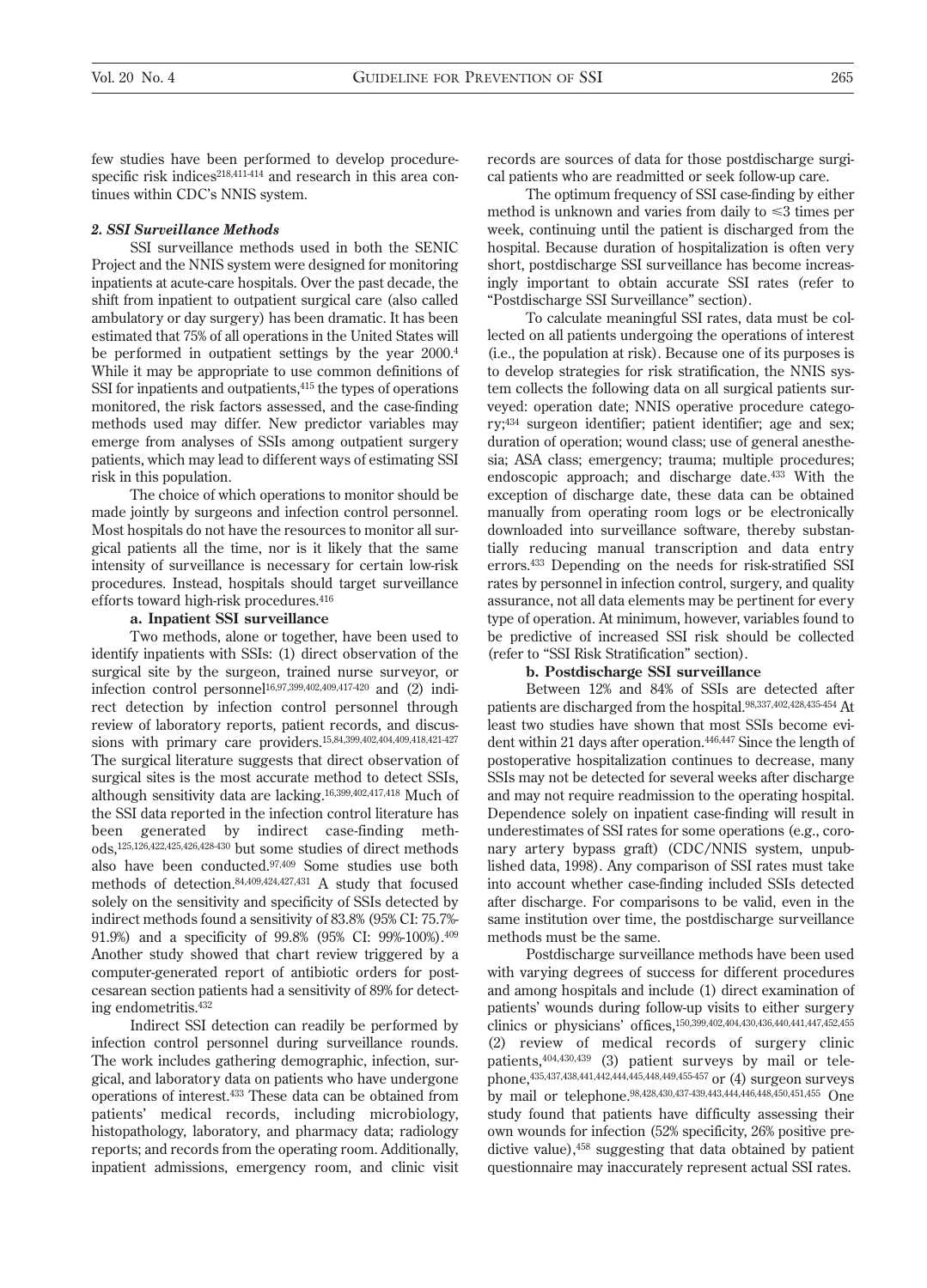few studies have been performed to develop procedure-specific risk indices[218,411-414] and research in this area continues within CDC's NNIS system.

### *2. SSI Surveillance Methods*

SSI surveillance methods used in both the SENIC Project and the NNIS system were designed for monitoring inpatients at acute-care hospitals. Over the past decade, the shift from inpatient to outpatient surgical care (also called ambulatory or day surgery) has been dramatic. It has been estimated that 75% of all operations in the United States will be performed in outpatient settings by the year 2000.[4] While it may be appropriate to use common definitions of SSI for inpatients and outpatients,[415] the types of operations monitored, the risk factors assessed, and the case-finding methods used may differ. New predictor variables may emerge from analyses of SSIs among outpatient surgery patients, which may lead to different ways of estimating SSI risk in this population.

The choice of which operations to monitor should be made jointly by surgeons and infection control personnel. Most hospitals do not have the resources to monitor all surgical patients all the time, nor is it likely that the same intensity of surveillance is necessary for certain low-risk procedures. Instead, hospitals should target surveillance efforts toward high-risk procedures.[416]

#### **a. Inpatient SSI surveillance**

Two methods, alone or together, have been used to identify inpatients with SSIs: (1) direct observation of the surgical site by the surgeon, trained nurse surveyor, or infection control personnel[16,97,399,402,409,417-420] and (2) indirect detection by infection control personnel through review of laboratory reports, patient records, and discussions with primary care providers.[15,84,399,402,404,409,418,421-427] The surgical literature suggests that direct observation of surgical sites is the most accurate method to detect SSIs, although sensitivity data are lacking.[16,399,402,417,418] Much of the SSI data reported in the infection control literature has been generated by indirect case-finding methods,[125,126,422,425,426,428-430] but some studies of direct methods also have been conducted.[97,409] Some studies use both methods of detection.[84,409,424,427,431] A study that focused solely on the sensitivity and specificity of SSIs detected by indirect methods found a sensitivity of 83.8% (95% CI: 75.7%-91.9%) and a specificity of 99.8% (95% CI: 99%-100%).[409] Another study showed that chart review triggered by a computer-generated report of antibiotic orders for post-cesarean section patients had a sensitivity of 89% for detecting endometritis.[432]

Indirect SSI detection can readily be performed by infection control personnel during surveillance rounds. The work includes gathering demographic, infection, surgical, and laboratory data on patients who have undergone operations of interest.[433] These data can be obtained from patients' medical records, including microbiology, histopathology, laboratory, and pharmacy data; radiology reports; and records from the operating room. Additionally, inpatient admissions, emergency room, and clinic visit records are sources of data for those postdischarge surgical patients who are readmitted or seek follow-up care.

The optimum frequency of SSI case-finding by either method is unknown and varies from daily to ≤3 times per week, continuing until the patient is discharged from the hospital. Because duration of hospitalization is often very short, postdischarge SSI surveillance has become increasingly important to obtain accurate SSI rates (refer to "Postdischarge SSI Surveillance" section).

To calculate meaningful SSI rates, data must be collected on all patients undergoing the operations of interest (i.e., the population at risk). Because one of its purposes is to develop strategies for risk stratification, the NNIS system collects the following data on all surgical patients surveyed: operation date; NNIS operative procedure category;[434] surgeon identifier; patient identifier; age and sex; duration of operation; wound class; use of general anesthesia; ASA class; emergency; trauma; multiple procedures; endoscopic approach; and discharge date.[433] With the exception of discharge date, these data can be obtained manually from operating room logs or be electronically downloaded into surveillance software, thereby substantially reducing manual transcription and data entry errors.[433] Depending on the needs for risk-stratified SSI rates by personnel in infection control, surgery, and quality assurance, not all data elements may be pertinent for every type of operation. At minimum, however, variables found to be predictive of increased SSI risk should be collected (refer to "SSI Risk Stratification" section).

#### **b. Postdischarge SSI surveillance**

Between 12% and 84% of SSIs are detected after patients are discharged from the hospital.[98,337,402,428,435-454] At least two studies have shown that most SSIs become evident within 21 days after operation.[446,447] Since the length of postoperative hospitalization continues to decrease, many SSIs may not be detected for several weeks after discharge and may not require readmission to the operating hospital. Dependence solely on inpatient case-finding will result in underestimates of SSI rates for some operations (e.g., coronary artery bypass graft) (CDC/NNIS system, unpublished data, 1998). Any comparison of SSI rates must take into account whether case-finding included SSIs detected after discharge. For comparisons to be valid, even in the same institution over time, the postdischarge surveillance methods must be the same.

Postdischarge surveillance methods have been used with varying degrees of success for different procedures and among hospitals and include (1) direct examination of patients' wounds during follow-up visits to either surgery clinics or physicians' offices,[150,399,402,404,430,436,440,441,447,452,455] (2) review of medical records of surgery clinic patients,[404,430,439] (3) patient surveys by mail or telephone,[435,437,438,441,442,444,445,448,449,455-457] or (4) surgeon surveys by mail or telephone.[98,428,430,437-439,443,444,446,448,450,451,455] One study found that patients have difficulty assessing their own wounds for infection (52% specificity, 26% positive predictive value),[458] suggesting that data obtained by patient questionnaire may inaccurately represent actual SSI rates.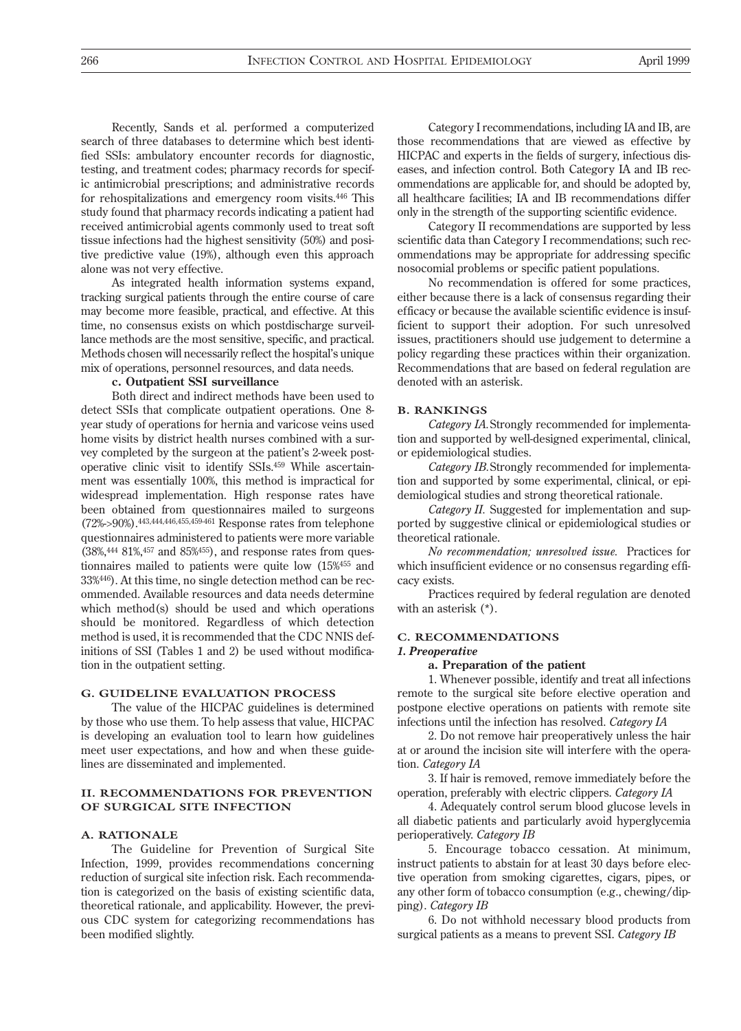Recently, Sands et al. performed a computerized search of three databases to determine which best identified SSIs: ambulatory encounter records for diagnostic, testing, and treatment codes; pharmacy records for specific antimicrobial prescriptions; and administrative records for rehospitalizations and emergency room visits.[446] This study found that pharmacy records indicating a patient had received antimicrobial agents commonly used to treat soft tissue infections had the highest sensitivity (50%) and positive predictive value (19%), although even this approach alone was not very effective.

As integrated health information systems expand, tracking surgical patients through the entire course of care may become more feasible, practical, and effective. At this time, no consensus exists on which postdischarge surveillance methods are the most sensitive, specific, and practical. Methods chosen will necessarily reflect the hospital's unique mix of operations, personnel resources, and data needs.

**c. Outpatient SSI surveillance**

Both direct and indirect methods have been used to detect SSIs that complicate outpatient operations. One 8-year study of operations for hernia and varicose veins used home visits by district health nurses combined with a survey completed by the surgeon at the patient's 2-week postoperative clinic visit to identify SSIs.[459] While ascertainment was essentially 100%, this method is impractical for widespread implementation. High response rates have been obtained from questionnaires mailed to surgeons (72%->90%).[443,444,446,455,459-461] Response rates from telephone questionnaires administered to patients were more variable (38%,[444] 81%,[457] and 85%[455]), and response rates from questionnaires mailed to patients were quite low (15%[455] and 33%[446]). At this time, no single detection method can be recommended. Available resources and data needs determine which method(s) should be used and which operations should be monitored. Regardless of which detection method is used, it is recommended that the CDC NNIS definitions of SSI (Tables 1 and 2) be used without modification in the outpatient setting.

### G. GUIDELINE EVALUATION PROCESS

The value of the HICPAC guidelines is determined by those who use them. To help assess that value, HICPAC is developing an evaluation tool to learn how guidelines meet user expectations, and how and when these guidelines are disseminated and implemented.

## II. RECOMMENDATIONS FOR PREVENTION OF SURGICAL SITE INFECTION

### A. RATIONALE

The Guideline for Prevention of Surgical Site Infection, 1999, provides recommendations concerning reduction of surgical site infection risk. Each recommendation is categorized on the basis of existing scientific data, theoretical rationale, and applicability. However, the previous CDC system for categorizing recommendations has been modified slightly.

Category I recommendations, including IA and IB, are those recommendations that are viewed as effective by HICPAC and experts in the fields of surgery, infectious diseases, and infection control. Both Category IA and IB recommendations are applicable for, and should be adopted by, all healthcare facilities; IA and IB recommendations differ only in the strength of the supporting scientific evidence.

Category II recommendations are supported by less scientific data than Category I recommendations; such recommendations may be appropriate for addressing specific nosocomial problems or specific patient populations.

No recommendation is offered for some practices, either because there is a lack of consensus regarding their efficacy or because the available scientific evidence is insufficient to support their adoption. For such unresolved issues, practitioners should use judgement to determine a policy regarding these practices within their organization. Recommendations that are based on federal regulation are denoted with an asterisk.

### B. RANKINGS

*Category IA.* Strongly recommended for implementation and supported by well-designed experimental, clinical, or epidemiological studies.

*Category IB.* Strongly recommended for implementation and supported by some experimental, clinical, or epidemiological studies and strong theoretical rationale.

*Category II.* Suggested for implementation and supported by suggestive clinical or epidemiological studies or theoretical rationale.

*No recommendation; unresolved issue.* Practices for which insufficient evidence or no consensus regarding efficacy exists.

Practices required by federal regulation are denoted with an asterisk (*).

### C. RECOMMENDATIONS

***1. Preoperative***

**a. Preparation of the patient**

1. Whenever possible, identify and treat all infections remote to the surgical site before elective operation and postpone elective operations on patients with remote site infections until the infection has resolved. *Category IA*

2. Do not remove hair preoperatively unless the hair at or around the incision site will interfere with the operation. *Category IA*

3. If hair is removed, remove immediately before the operation, preferably with electric clippers. *Category IA*

4. Adequately control serum blood glucose levels in all diabetic patients and particularly avoid hyperglycemia perioperatively. *Category IB*

5. Encourage tobacco cessation. At minimum, instruct patients to abstain for at least 30 days before elective operation from smoking cigarettes, cigars, pipes, or any other form of tobacco consumption (e.g., chewing/dipping). *Category IB*

6. Do not withhold necessary blood products from surgical patients as a means to prevent SSI. *Category IB*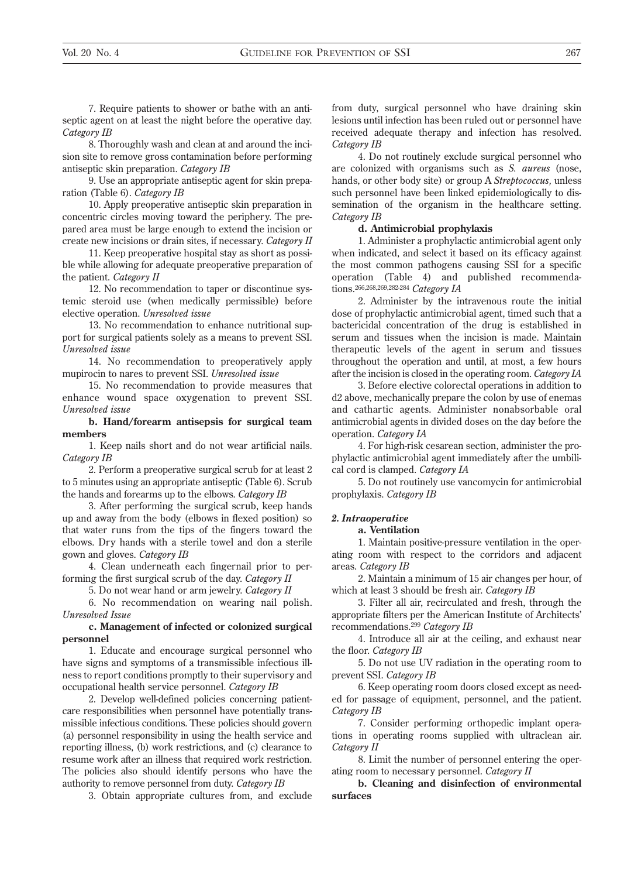7. Require patients to shower or bathe with an antiseptic agent on at least the night before the operative day. *Category IB*

8. Thoroughly wash and clean at and around the incision site to remove gross contamination before performing antiseptic skin preparation. *Category IB*

9. Use an appropriate antiseptic agent for skin preparation (Table 6). *Category IB*

10. Apply preoperative antiseptic skin preparation in concentric circles moving toward the periphery. The prepared area must be large enough to extend the incision or create new incisions or drain sites, if necessary. *Category II*

11. Keep preoperative hospital stay as short as possible while allowing for adequate preoperative preparation of the patient. *Category II*

12. No recommendation to taper or discontinue systemic steroid use (when medically permissible) before elective operation. *Unresolved issue*

13. No recommendation to enhance nutritional support for surgical patients solely as a means to prevent SSI. *Unresolved issue*

14. No recommendation to preoperatively apply mupirocin to nares to prevent SSI. *Unresolved issue*

15. No recommendation to provide measures that enhance wound space oxygenation to prevent SSI. *Unresolved issue*

**b. Hand/forearm antisepsis for surgical team members**

1. Keep nails short and do not wear artificial nails. *Category IB*

2. Perform a preoperative surgical scrub for at least 2 to 5 minutes using an appropriate antiseptic (Table 6). Scrub the hands and forearms up to the elbows. *Category IB*

3. After performing the surgical scrub, keep hands up and away from the body (elbows in flexed position) so that water runs from the tips of the fingers toward the elbows. Dry hands with a sterile towel and don a sterile gown and gloves. *Category IB*

4. Clean underneath each fingernail prior to performing the first surgical scrub of the day. *Category II*

5. Do not wear hand or arm jewelry. *Category II*

6. No recommendation on wearing nail polish. *Unresolved Issue*

**c. Management of infected or colonized surgical personnel**

1. Educate and encourage surgical personnel who have signs and symptoms of a transmissible infectious illness to report conditions promptly to their supervisory and occupational health service personnel. *Category IB*

2. Develop well-defined policies concerning patient-care responsibilities when personnel have potentially transmissible infectious conditions. These policies should govern (a) personnel responsibility in using the health service and reporting illness, (b) work restrictions, and (c) clearance to resume work after an illness that required work restriction. The policies also should identify persons who have the authority to remove personnel from duty. *Category IB*

3. Obtain appropriate cultures from, and exclude from duty, surgical personnel who have draining skin lesions until infection has been ruled out or personnel have received adequate therapy and infection has resolved. *Category IB*

4. Do not routinely exclude surgical personnel who are colonized with organisms such as *S. aureus* (nose, hands, or other body site) or group A *Streptococcus,* unless such personnel have been linked epidemiologically to dissemination of the organism in the healthcare setting. *Category IB*

**d. Antimicrobial prophylaxis**

1. Administer a prophylactic antimicrobial agent only when indicated, and select it based on its efficacy against the most common pathogens causing SSI for a specific operation (Table 4) and published recommendations.[266,268,269,282-284] *Category IA*

2. Administer by the intravenous route the initial dose of prophylactic antimicrobial agent, timed such that a bactericidal concentration of the drug is established in serum and tissues when the incision is made. Maintain therapeutic levels of the agent in serum and tissues throughout the operation and until, at most, a few hours after the incision is closed in the operating room. *Category IA*

3. Before elective colorectal operations in addition to d2 above, mechanically prepare the colon by use of enemas and cathartic agents. Administer nonabsorbable oral antimicrobial agents in divided doses on the day before the operation. *Category IA*

4. For high-risk cesarean section, administer the prophylactic antimicrobial agent immediately after the umbilical cord is clamped. *Category IA*

5. Do not routinely use vancomycin for antimicrobial prophylaxis. *Category IB*

***2. Intraoperative***

**a. Ventilation**

1. Maintain positive-pressure ventilation in the operating room with respect to the corridors and adjacent areas. *Category IB*

2. Maintain a minimum of 15 air changes per hour, of which at least 3 should be fresh air. *Category IB*

3. Filter all air, recirculated and fresh, through the appropriate filters per the American Institute of Architects' recommendations.[299] *Category IB*

4. Introduce all air at the ceiling, and exhaust near the floor. *Category IB*

5. Do not use UV radiation in the operating room to prevent SSI. *Category IB*

6. Keep operating room doors closed except as needed for passage of equipment, personnel, and the patient. *Category IB*

7. Consider performing orthopedic implant operations in operating rooms supplied with ultraclean air. *Category II*

8. Limit the number of personnel entering the operating room to necessary personnel. *Category II*

**b. Cleaning and disinfection of environmental surfaces**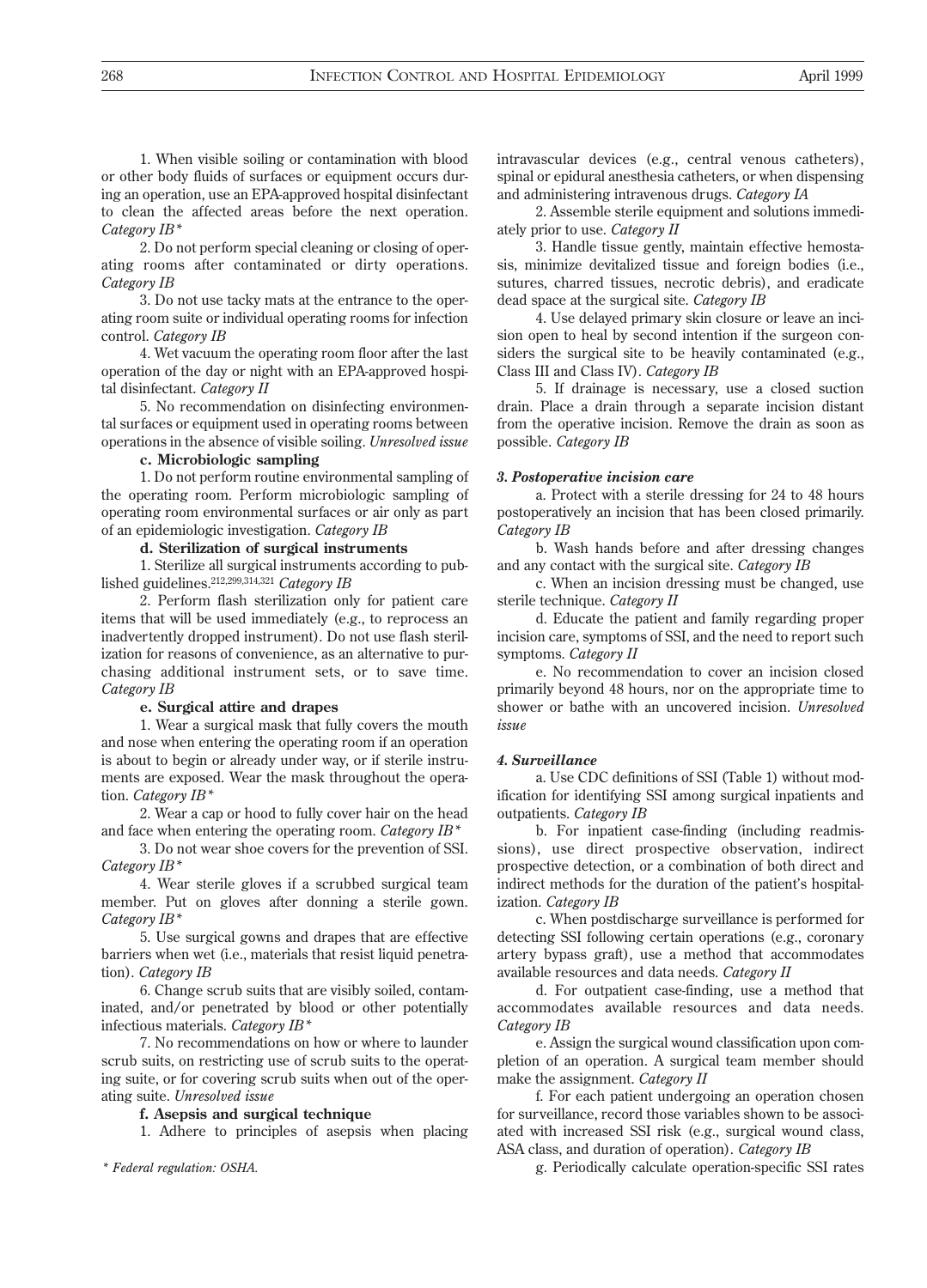1. When visible soiling or contamination with blood or other body fluids of surfaces or equipment occurs during an operation, use an EPA-approved hospital disinfectant to clean the affected areas before the next operation. *Category IB\**

2. Do not perform special cleaning or closing of operating rooms after contaminated or dirty operations. *Category IB*

3. Do not use tacky mats at the entrance to the operating room suite or individual operating rooms for infection control. *Category IB*

4. Wet vacuum the operating room floor after the last operation of the day or night with an EPA-approved hospital disinfectant. *Category II*

5. No recommendation on disinfecting environmental surfaces or equipment used in operating rooms between operations in the absence of visible soiling. *Unresolved issue*

**c. Microbiologic sampling**

1. Do not perform routine environmental sampling of the operating room. Perform microbiologic sampling of operating room environmental surfaces or air only as part of an epidemiologic investigation. *Category IB*

**d. Sterilization of surgical instruments**

1. Sterilize all surgical instruments according to published guidelines.[212,299,314,321] *Category IB*

2. Perform flash sterilization only for patient care items that will be used immediately (e.g., to reprocess an inadvertently dropped instrument). Do not use flash sterilization for reasons of convenience, as an alternative to purchasing additional instrument sets, or to save time. *Category IB*

**e. Surgical attire and drapes**

1. Wear a surgical mask that fully covers the mouth and nose when entering the operating room if an operation is about to begin or already under way, or if sterile instruments are exposed. Wear the mask throughout the operation. *Category IB\**

2. Wear a cap or hood to fully cover hair on the head and face when entering the operating room. *Category IB\**

3. Do not wear shoe covers for the prevention of SSI. *Category IB\**

4. Wear sterile gloves if a scrubbed surgical team member. Put on gloves after donning a sterile gown. *Category IB\**

5. Use surgical gowns and drapes that are effective barriers when wet (i.e., materials that resist liquid penetration). *Category IB*

6. Change scrub suits that are visibly soiled, contaminated, and/or penetrated by blood or other potentially infectious materials. *Category IB\**

7. No recommendations on how or where to launder scrub suits, on restricting use of scrub suits to the operating suite, or for covering scrub suits when out of the operating suite. *Unresolved issue*

**f. Asepsis and surgical technique**

1. Adhere to principles of asepsis when placing intravascular devices (e.g., central venous catheters), spinal or epidural anesthesia catheters, or when dispensing and administering intravenous drugs. *Category IA*

2. Assemble sterile equipment and solutions immediately prior to use. *Category II*

3. Handle tissue gently, maintain effective hemostasis, minimize devitalized tissue and foreign bodies (i.e., sutures, charred tissues, necrotic debris), and eradicate dead space at the surgical site. *Category IB*

4. Use delayed primary skin closure or leave an incision open to heal by second intention if the surgeon considers the surgical site to be heavily contaminated (e.g., Class III and Class IV). *Category IB*

5. If drainage is necessary, use a closed suction drain. Place a drain through a separate incision distant from the operative incision. Remove the drain as soon as possible. *Category IB*

***3. Postoperative incision care***

a. Protect with a sterile dressing for 24 to 48 hours postoperatively an incision that has been closed primarily. *Category IB*

b. Wash hands before and after dressing changes and any contact with the surgical site. *Category IB*

c. When an incision dressing must be changed, use sterile technique. *Category II*

d. Educate the patient and family regarding proper incision care, symptoms of SSI, and the need to report such symptoms. *Category II*

e. No recommendation to cover an incision closed primarily beyond 48 hours, nor on the appropriate time to shower or bathe with an uncovered incision. *Unresolved issue*

***4. Surveillance***

a. Use CDC definitions of SSI (Table 1) without modification for identifying SSI among surgical inpatients and outpatients. *Category IB*

b. For inpatient case-finding (including readmissions), use direct prospective observation, indirect prospective detection, or a combination of both direct and indirect methods for the duration of the patient's hospitalization. *Category IB*

c. When postdischarge surveillance is performed for detecting SSI following certain operations (e.g., coronary artery bypass graft), use a method that accommodates available resources and data needs. *Category II*

d. For outpatient case-finding, use a method that accommodates available resources and data needs. *Category IB*

e. Assign the surgical wound classification upon completion of an operation. A surgical team member should make the assignment. *Category II*

f. For each patient undergoing an operation chosen for surveillance, record those variables shown to be associated with increased SSI risk (e.g., surgical wound class, ASA class, and duration of operation). *Category IB*

g. Periodically calculate operation-specific SSI rates

\* *Federal regulation: OSHA.*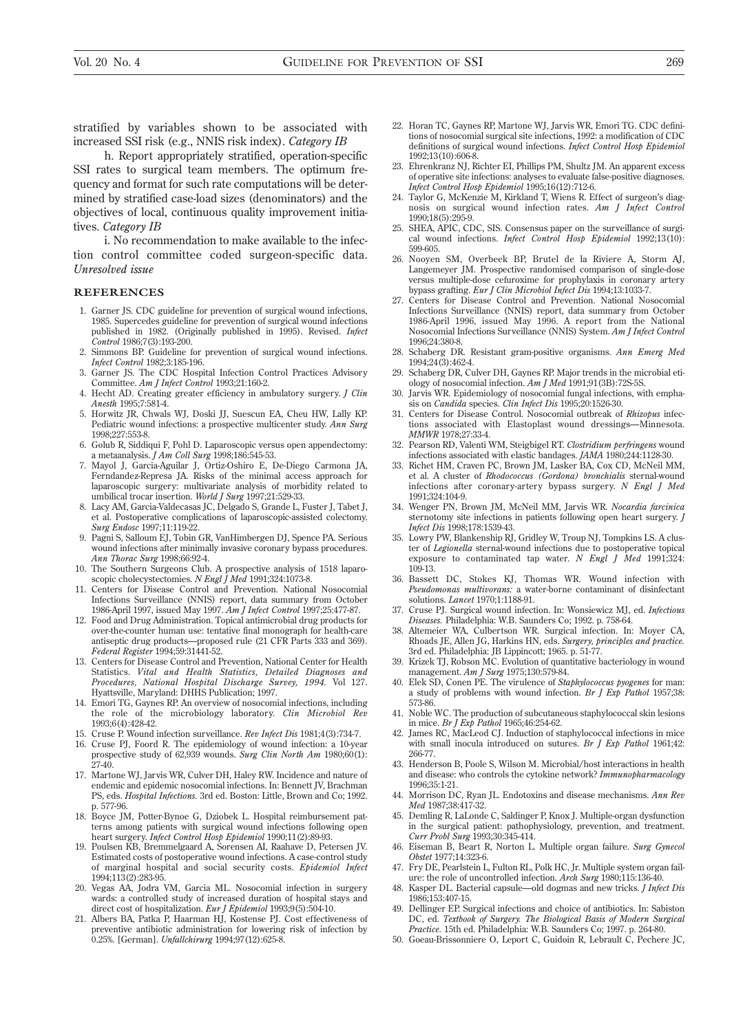stratified by variables shown to be associated with increased SSI risk (e.g., NNIS risk index). *Category IB*

h. Report appropriately stratified, operation-specific SSI rates to surgical team members. The optimum frequency and format for such rate computations will be determined by stratified case-load sizes (denominators) and the objectives of local, continuous quality improvement initiatives. *Category IB*

i. No recommendation to make available to the infection control committee coded surgeon-specific data. *Unresolved issue*

## REFERENCES

1. Garner JS. CDC guideline for prevention of surgical wound infections, 1985. Supercedes guideline for prevention of surgical wound infections published in 1982. (Originally published in 1995). Revised. *Infect Control* 1986;7(3):193-200.
2. Simmons BP. Guideline for prevention of surgical wound infections. *Infect Control* 1982;3:185-196.
3. Garner JS. The CDC Hospital Infection Control Practices Advisory Committee. *Am J Infect Control* 1993;21:160-2.
4. Hecht AD. Creating greater efficiency in ambulatory surgery. *J Clin Anesth* 1995;7:581-4.
5. Horwitz JR, Chwals WJ, Doski JJ, Suescun EA, Cheu HW, Lally KP. Pediatric wound infections: a prospective multicenter study. *Ann Surg* 1998;227:553-8.
6. Golub R, Siddiqui F, Pohl D. Laparoscopic versus open appendectomy: a metaanalysis. *J Am Coll Surg* 1998;186:545-53.
7. Mayol J, Garcia-Aguilar J, Ortiz-Oshiro E, De-Diego Carmona JA, Ferndandez-Represa JA. Risks of the minimal access approach for laparoscopic surgery: multivariate analysis of morbidity related to umbilical trocar insertion. *World J Surg* 1997;21:529-33.
8. Lacy AM, Garcia-Valdecasas JC, Delgado S, Grande L, Fuster J, Tabet J, et al. Postoperative complications of laparoscopic-assisted colectomy. *Surg Endosc* 1997;11:119-22.
9. Pagni S, Salloum EJ, Tobin GR, VanHimbergen DJ, Spence PA. Serious wound infections after minimally invasive coronary bypass procedures. *Ann Thorac Surg* 1998;66:92-4.
10. The Southern Surgeons Club. A prospective analysis of 1518 laparoscopic cholecystectomies. *N Engl J Med* 1991;324:1073-8.
11. Centers for Disease Control and Prevention. National Nosocomial Infections Surveillance (NNIS) report, data summary from October 1986-April 1997, issued May 1997. *Am J Infect Control* 1997;25:477-87.
12. Food and Drug Administration. Topical antimicrobial drug products for over-the-counter human use: tentative final monograph for health-care antiseptic drug products—proposed rule (21 CFR Parts 333 and 369). *Federal Register* 1994;59:31441-52.
13. Centers for Disease Control and Prevention, National Center for Health Statistics. *Vital and Health Statistics, Detailed Diagnoses and Procedures, National Hospital Discharge Survey, 1994.* Vol 127. Hyattsville, Maryland: DHHS Publication; 1997.
14. Emori TG, Gaynes RP. An overview of nosocomial infections, including the role of the microbiology laboratory. *Clin Microbiol Rev* 1993;6(4):428-42.
15. Cruse P. Wound infection surveillance. *Rev Infect Dis* 1981;4(3):734-7.
16. Cruse PJ, Foord R. The epidemiology of wound infection: a 10-year prospective study of 62,939 wounds. *Surg Clin North Am* 1980;60(1):27-40.
17. Martone WJ, Jarvis WR, Culver DH, Haley RW. Incidence and nature of endemic and epidemic nosocomial infections. In: Bennett JV, Brachman PS, eds. *Hospital Infections.* 3rd ed. Boston: Little, Brown and Co; 1992. p. 577-96.
18. Boyce JM, Potter-Bynoe G, Dziobek L. Hospital reimbursement patterns among patients with surgical wound infections following open heart surgery. *Infect Control Hosp Epidemiol* 1990;11(2):89-93.
19. Poulsen KB, Bremmelgaard A, Sorensen AI, Raahave D, Petersen JV. Estimated costs of postoperative wound infections. A case-control study of marginal hospital and social security costs. *Epidemiol Infect* 1994;113(2):283-95.
20. Vegas AA, Jodra VM, Garcia ML. Nosocomial infection in surgery wards: a controlled study of increased duration of hospital stays and direct cost of hospitalization. *Eur J Epidemiol* 1993;9(5):504-10.
21. Albers BA, Patka P, Haarman HJ, Kostense PJ. Cost effectiveness of preventive antibiotic administration for lowering risk of infection by 0.25%. [German]. *Unfallchirurg* 1994;97(12):625-8.
22. Horan TC, Gaynes RP, Martone WJ, Jarvis WR, Emori TG. CDC definitions of nosocomial surgical site infections, 1992: a modification of CDC definitions of surgical wound infections. *Infect Control Hosp Epidemiol* 1992;13(10):606-8.
23. Ehrenkranz NJ, Richter EI, Phillips PM, Shultz JM. An apparent excess of operative site infections: analyses to evaluate false-positive diagnoses. *Infect Control Hosp Epidemiol* 1995;16(12):712-6.
24. Taylor G, McKenzie M, Kirkland T, Wiens R. Effect of surgeon's diagnosis on surgical wound infection rates. *Am J Infect Control* 1990;18(5):295-9.
25. SHEA, APIC, CDC, SIS. Consensus paper on the surveillance of surgical wound infections. *Infect Control Hosp Epidemiol* 1992;13(10):599-605.
26. Nooyen SM, Overbeek BP, Brutel de la Riviere A, Storm AJ, Langemeyer JM. Prospective randomised comparison of single-dose versus multiple-dose cefuroxime for prophylaxis in coronary artery bypass grafting. *Eur J Clin Microbiol Infect Dis* 1994;13:1033-7.
27. Centers for Disease Control and Prevention. National Nosocomial Infections Surveillance (NNIS) report, data summary from October 1986-April 1996, issued May 1996. A report from the National Nosocomial Infections Surveillance (NNIS) System. *Am J Infect Control* 1996;24:380-8.
28. Schaberg DR. Resistant gram-positive organisms. *Ann Emerg Med* 1994;24(3):462-4.
29. Schaberg DR, Culver DH, Gaynes RP. Major trends in the microbial etiology of nosocomial infection. *Am J Med* 1991;91(3B):72S-5S.
30. Jarvis WR. Epidemiology of nosocomial fungal infections, with emphasis on *Candida* species. *Clin Infect Dis* 1995;20:1526-30.
31. Centers for Disease Control. Nosocomial outbreak of *Rhizopus* infections associated with Elastoplast wound dressings—Minnesota. *MMWR* 1978;27:33-4.
32. Pearson RD, Valenti WM, Steigbigel RT. *Clostridium perfringens* wound infections associated with elastic bandages. *JAMA* 1980;244:1128-30.
33. Richet HM, Craven PC, Brown JM, Lasker BA, Cox CD, McNeil MM, et al. A cluster of *Rhodococcus (Gordona) bronchialis* sternal-wound infections after coronary-artery bypass surgery. *N Engl J Med* 1991;324:104-9.
34. Wenger PN, Brown JM, McNeil MM, Jarvis WR. *Nocardia farcinica* sternotomy site infections in patients following open heart surgery. *J Infect Dis* 1998;178:1539-43.
35. Lowry PW, Blankenship RJ, Gridley W, Troup NJ, Tompkins LS. A cluster of *Legionella* sternal-wound infections due to postoperative topical exposure to contaminated tap water. *N Engl J Med* 1991;324:109-13.
36. Bassett DC, Stokes KJ, Thomas WR. Wound infection with *Pseudomonas multivorans:* a water-borne contaminant of disinfectant solutions. *Lancet* 1970;1:1188-91.
37. Cruse PJ. Surgical wound infection. In: Wonsiewicz MJ, ed. *Infectious Diseases.* Philadelphia: W.B. Saunders Co; 1992. p. 758-64.
38. Altemeier WA, Culbertson WR. Surgical infection. In: Moyer CA, Rhoads JE, Allen JG, Harkins HN, eds. *Surgery, principles and practice.* 3rd ed. Philadelphia: JB Lippincott; 1965. p. 51-77.
39. Krizek TJ, Robson MC. Evolution of quantitative bacteriology in wound management. *Am J Surg* 1975;130:579-84.
40. Elek SD, Conen PE. The virulence of *Staphylococcus pyogenes* for man: a study of problems with wound infection. *Br J Exp Pathol* 1957;38:573-86.
41. Noble WC. The production of subcutaneous staphylococcal skin lesions in mice. *Br J Exp Pathol* 1965;46:254-62.
42. James RC, MacLeod CJ. Induction of staphylococcal infections in mice with small inocula introduced on sutures. *Br J Exp Pathol* 1961;42:266-77.
43. Henderson B, Poole S, Wilson M. Microbial/host interactions in health and disease: who controls the cytokine network? *Immunopharmacology* 1996;35:1-21.
44. Morrison DC, Ryan JL. Endotoxins and disease mechanisms. *Ann Rev Med* 1987;38:417-32.
45. Demling R, LaLonde C, Saldinger P, Knox J. Multiple-organ dysfunction in the surgical patient: pathophysiology, prevention, and treatment. *Curr Probl Surg* 1993;30:345-414.
46. Eiseman B, Beart R, Norton L. Multiple organ failure. *Surg Gynecol Obstet* 1977;14:323-6.
47. Fry DE, Pearlstein L, Fulton RL, Polk HC, Jr. Multiple system organ failure: the role of uncontrolled infection. *Arch Surg* 1980;115:136-40.
48. Kasper DL. Bacterial capsule—old dogmas and new tricks. *J Infect Dis* 1986;153:407-15.
49. Dellinger EP. Surgical infections and choice of antibiotics. In: Sabiston DC, ed. *Textbook of Surgery. The Biological Basis of Modern Surgical Practice.* 15th ed. Philadelphia: W.B. Saunders Co; 1997. p. 264-80.
50. Goeau-Brissonniere O, Leport C, Guidoin R, Lebrault C, Pechere JC,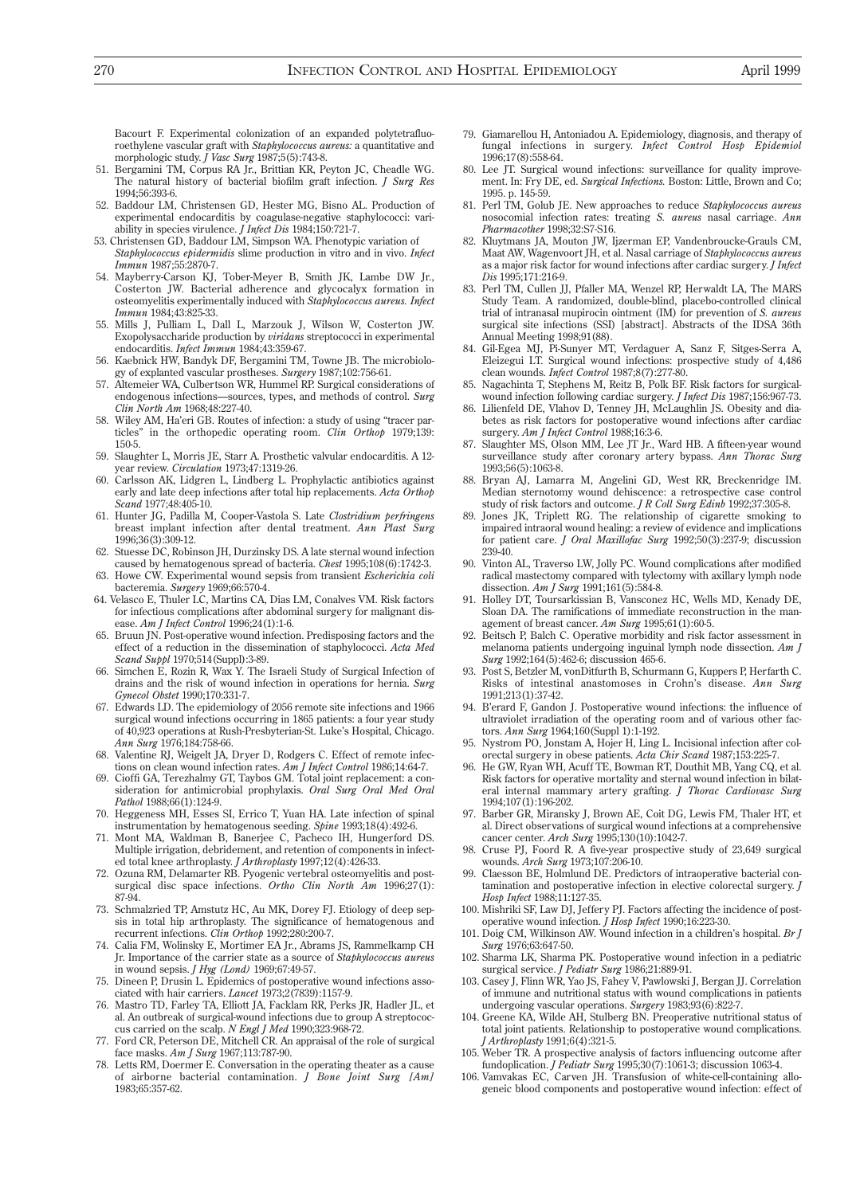Bacourt F. Experimental colonization of an expanded polytetrafluoroethylene vascular graft with *Staphylococcus aureus:* a quantitative and morphologic study. *J Vasc Surg* 1987;5(5):743-8.

51. Bergamini TM, Corpus RA Jr., Brittian KR, Peyton JC, Cheadle WG. The natural history of bacterial biofilm graft infection. *J Surg Res* 1994;56:393-6.
52. Baddour LM, Christensen GD, Hester MG, Bisno AL. Production of experimental endocarditis by coagulase-negative staphylococci: variability in species virulence. *J Infect Dis* 1984;150:721-7.
53. Christensen GD, Baddour LM, Simpson WA. Phenotypic variation of *Staphylococcus epidermidis* slime production in vitro and in vivo. *Infect Immun* 1987;55:2870-7.
54. Mayberry-Carson KJ, Tober-Meyer B, Smith JK, Lambe DW Jr., Costerton JW. Bacterial adherence and glycocalyx formation in osteomyelitis experimentally induced with *Staphylococcus aureus. Infect Immun* 1984;43:825-33.
55. Mills J, Pulliam L, Dall L, Marzouk J, Wilson W, Costerton JW. Exopolysaccharide production by *viridans* streptococci in experimental endocarditis. *Infect Immun* 1984;43:359-67.
56. Kaebnick HW, Bandyk DF, Bergamini TM, Towne JB. The microbiology of explanted vascular prostheses. *Surgery* 1987;102:756-61.
57. Altemeier WA, Culbertson WR, Hummel RP. Surgical considerations of endogenous infections—sources, types, and methods of control. *Surg Clin North Am* 1968;48:227-40.
58. Wiley AM, Ha'eri GB. Routes of infection: a study of using "tracer particles" in the orthopedic operating room. *Clin Orthop* 1979;139:150-5.
59. Slaughter L, Morris JE, Starr A. Prosthetic valvular endocarditis. A 12-year review. *Circulation* 1973;47:1319-26.
60. Carlsson AK, Lidgren L, Lindberg L. Prophylactic antibiotics against early and late deep infections after total hip replacements. *Acta Orthop Scand* 1977;48:405-10.
61. Hunter JG, Padilla M, Cooper-Vastola S. Late *Clostridium perfringens* breast implant infection after dental treatment. *Ann Plast Surg* 1996;36(3):309-12.
62. Stuesse DC, Robinson JH, Durzinsky DS. A late sternal wound infection caused by hematogenous spread of bacteria. *Chest* 1995;108(6):1742-3.
63. Howe CW. Experimental wound sepsis from transient *Escherichia coli* bacteremia. *Surgery* 1969;66:570-4.
64. Velasco E, Thuler LC, Martins CA, Dias LM, Conalves VM. Risk factors for infectious complications after abdominal surgery for malignant disease. *Am J Infect Control* 1996;24(1):1-6.
65. Bruun JN. Post-operative wound infection. Predisposing factors and the effect of a reduction in the dissemination of staphylococci. *Acta Med Scand Suppl* 1970;514(Suppl):3-89.
66. Simchen E, Rozin R, Wax Y. The Israeli Study of Surgical Infection of drains and the risk of wound infection in operations for hernia. *Surg Gynecol Obstet* 1990;170:331-7.
67. Edwards LD. The epidemiology of 2056 remote site infections and 1966 surgical wound infections occurring in 1865 patients: a four year study of 40,923 operations at Rush-Presbyterian-St. Luke's Hospital, Chicago. *Ann Surg* 1976;184:758-66.
68. Valentine RJ, Weigelt JA, Dryer D, Rodgers C. Effect of remote infections on clean wound infection rates. *Am J Infect Control* 1986;14:64-7.
69. Cioffi GA, Terezhalmy GT, Taybos GM. Total joint replacement: a consideration for antimicrobial prophylaxis. *Oral Surg Oral Med Oral Pathol* 1988;66(1):124-9.
70. Heggeness MH, Esses SI, Errico T, Yuan HA. Late infection of spinal instrumentation by hematogenous seeding. *Spine* 1993;18(4):492-6.
71. Mont MA, Waldman B, Banerjee C, Pacheco IH, Hungerford DS. Multiple irrigation, debridement, and retention of components in infected total knee arthroplasty. *J Arthroplasty* 1997;12(4):426-33.
72. Ozuna RM, Delamarter RB. Pyogenic vertebral osteomyelitis and postsurgical disc space infections. *Ortho Clin North Am* 1996;27(1):87-94.
73. Schmalzried TP, Amstutz HC, Au MK, Dorey FJ. Etiology of deep sepsis in total hip arthroplasty. The significance of hematogenous and recurrent infections. *Clin Orthop* 1992;280:200-7.
74. Calia FM, Wolinsky E, Mortimer EA Jr., Abrams JS, Rammelkamp CH Jr. Importance of the carrier state as a source of *Staphylococcus aureus* in wound sepsis. *J Hyg (Lond)* 1969;67:49-57.
75. Dineen P, Drusin L. Epidemics of postoperative wound infections associated with hair carriers. *Lancet* 1973;2(7839):1157-9.
76. Mastro TD, Farley TA, Elliott JA, Facklam RR, Perks JR, Hadler JL, et al. An outbreak of surgical-wound infections due to group A streptococcus carried on the scalp. *N Engl J Med* 1990;323:968-72.
77. Ford CR, Peterson DE, Mitchell CR. An appraisal of the role of surgical face masks. *Am J Surg* 1967;113:787-90.
78. Letts RM, Doermer E. Conversation in the operating theater as a cause of airborne bacterial contamination. *J Bone Joint Surg [Am]* 1983;65:357-62.
79. Giamarellou H, Antoniadou A. Epidemiology, diagnosis, and therapy of fungal infections in surgery. *Infect Control Hosp Epidemiol* 1996;17(8):558-64.
80. Lee JT. Surgical wound infections: surveillance for quality improvement. In: Fry DE, ed. *Surgical Infections.* Boston: Little, Brown and Co; 1995. p. 145-59.
81. Perl TM, Golub JE. New approaches to reduce *Staphylococcus aureus* nosocomial infection rates: treating *S. aureus* nasal carriage. *Ann Pharmacother* 1998;32:S7-S16.
82. Kluytmans JA, Mouton JW, Ijzerman EP, Vandenbroucke-Grauls CM, Maat AW, Wagenvoort JH, et al. Nasal carriage of *Staphylococcus aureus* as a major risk factor for wound infections after cardiac surgery. *J Infect Dis* 1995;171:216-9.
83. Perl TM, Cullen JJ, Pfaller MA, Wenzel RP, Herwaldt LA, The MARS Study Team. A randomized, double-blind, placebo-controlled clinical trial of intranasal mupirocin ointment (IM) for prevention of *S. aureus* surgical site infections (SSI) [abstract]. Abstracts of the IDSA 36th Annual Meeting 1998;91(88).
84. Gil-Egea MJ, Pi-Sunyer MT, Verdaguer A, Sanz F, Sitges-Serra A, Eleizegui LT. Surgical wound infections: prospective study of 4,486 clean wounds. *Infect Control* 1987;8(7):277-80.
85. Nagachinta T, Stephens M, Reitz B, Polk BF. Risk factors for surgical-wound infection following cardiac surgery. *J Infect Dis* 1987;156:967-73.
86. Lilienfeld DE, Vlahov D, Tenney JH, McLaughlin JS. Obesity and diabetes as risk factors for postoperative wound infections after cardiac surgery. *Am J Infect Control* 1988;16:3-6.
87. Slaughter MS, Olson MM, Lee JT Jr., Ward HB. A fifteen-year wound surveillance study after coronary artery bypass. *Ann Thorac Surg* 1993;56(5):1063-8.
88. Bryan AJ, Lamarra M, Angelini GD, West RR, Breckenridge IM. Median sternotomy wound dehiscence: a retrospective case control study of risk factors and outcome. *J R Coll Surg Edinb* 1992;37:305-8.
89. Jones JK, Triplett RG. The relationship of cigarette smoking to impaired intraoral wound healing: a review of evidence and implications for patient care. *J Oral Maxillofac Surg* 1992;50(3):237-9; discussion 239-40.
90. Vinton AL, Traverso LW, Jolly PC. Wound complications after modified radical mastectomy compared with tylectomy with axillary lymph node dissection. *Am J Surg* 1991;161(5):584-8.
91. Holley DT, Toursarkissian B, Vansconez HC, Wells MD, Kenady DE, Sloan DA. The ramifications of immediate reconstruction in the management of breast cancer. *Am Surg* 1995;61(1):60-5.
92. Beitsch P, Balch C. Operative morbidity and risk factor assessment in melanoma patients undergoing inguinal lymph node dissection. *Am J Surg* 1992;164(5):462-6; discussion 465-6.
93. Post S, Betzler M, vonDitfurth B, Schurmann G, Kuppers P, Herfarth C. Risks of intestinal anastomoses in Crohn's disease. *Ann Surg* 1991;213(1):37-42.
94. B'erard F, Gandon J. Postoperative wound infections: the influence of ultraviolet irradiation of the operating room and of various other factors. *Ann Surg* 1964;160(Suppl 1):1-192.
95. Nystrom PO, Jonstam A, Hojer H, Ling L. Incisional infection after colorectal surgery in obese patients. *Acta Chir Scand* 1987;153:225-7.
96. He GW, Ryan WH, Acuff TE, Bowman RT, Douthit MB, Yang CQ, et al. Risk factors for operative mortality and sternal wound infection in bilateral internal mammary artery grafting. *J Thorac Cardiovasc Surg* 1994;107(1):196-202.
97. Barber GR, Miransky J, Brown AE, Coit DG, Lewis FM, Thaler HT, et al. Direct observations of surgical wound infections at a comprehensive cancer center. *Arch Surg* 1995;130(10):1042-7.
98. Cruse PJ, Foord R. A five-year prospective study of 23,649 surgical wounds. *Arch Surg* 1973;107:206-10.
99. Claesson BE, Holmlund DE. Predictors of intraoperative bacterial contamination and postoperative infection in elective colorectal surgery. *J Hosp Infect* 1988;11:127-35.
100. Mishriki SF, Law DJ, Jeffery PJ. Factors affecting the incidence of postoperative wound infection. *J Hosp Infect* 1990;16:223-30.
101. Doig CM, Wilkinson AW. Wound infection in a children's hospital. *Br J Surg* 1976;63:647-50.
102. Sharma LK, Sharma PK. Postoperative wound infection in a pediatric surgical service. *J Pediatr Surg* 1986;21:889-91.
103. Casey J, Flinn WR, Yao JS, Fahey V, Pawlowski J, Bergan JJ. Correlation of immune and nutritional status with wound complications in patients undergoing vascular operations. *Surgery* 1983;93(6):822-7.
104. Greene KA, Wilde AH, Stulberg BN. Preoperative nutritional status of total joint patients. Relationship to postoperative wound complications. *J Arthroplasty* 1991;6(4):321-5.
105. Weber TR. A prospective analysis of factors influencing outcome after fundoplication. *J Pediatr Surg* 1995;30(7):1061-3; discussion 1063-4.
106. Vamvakas EC, Carven JH. Transfusion of white-cell-containing allogeneic blood components and postoperative wound infection: effect of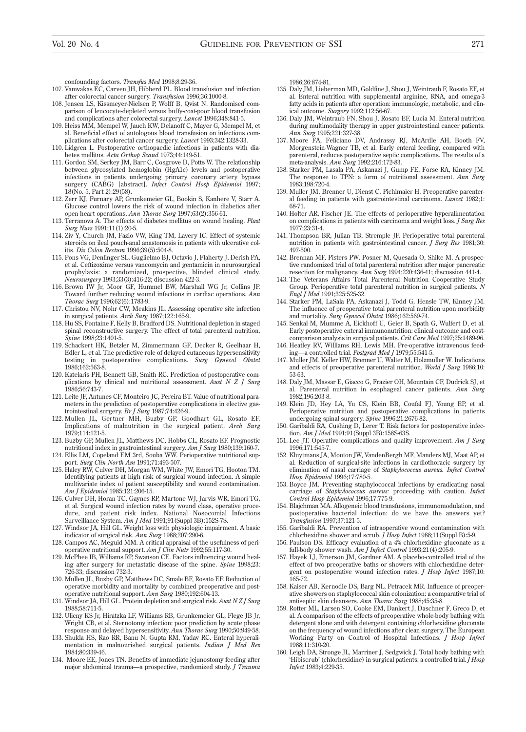confounding factors. *Transfus Med* 1998;8:29-36.

107. Vamvakas EC, Carven JH, Hibberd PL. Blood transfusion and infection after colorectal cancer surgery. *Transfusion* 1996;36:1000-8.
108. Jensen LS, Kissmeyer-Nielsen P, Wolff B, Qvist N. Randomised comparison of leucocyte-depleted versus buffy-coat-poor blood transfusion and complications after colorectal surgery. *Lancet* 1996;348:841-5.
109. Heiss MM, Mempel W, Jauch KW, Delanoff C, Mayer G, Mempel M, et al. Beneficial effect of autologous blood transfusion on infectious complications after colorectal cancer surgery. *Lancet* 1993;342:1328-33.
110. Lidgren L. Postoperative orthopaedic infections in patients with diabetes mellitus. *Acta Orthop Scand* 1973;44:149-51.
111. Gordon SM, Serkey JM, Barr C, Cosgrove D, Potts W. The relationship between glycosylated hemoglobin (HgA1c) levels and postoperative infections in patients undergoing primary coronary artery bypass surgery (CABG) [abstract]. *Infect Control Hosp Epidemiol* 1997; 18(No. 5, Part 2):29(58).
112. Zerr KJ, Furnary AP, Grunkemeier GL, Bookin S, Kanhere V, Starr A. Glucose control lowers the risk of wound infection in diabetics after open heart operations. *Ann Thorac Surg* 1997;63(2):356-61.
113. Terranova A. The effects of diabetes mellitus on wound healing. *Plast Surg Nurs* 1991;11(1):20-5.
114. Ziv Y, Church JM, Fazio VW, King TM, Lavery IC. Effect of systemic steroids on ileal pouch-anal anastomosis in patients with ulcerative colitis. *Dis Colon Rectum* 1996;39(5):504-8.
115. Pons VG, Denlinger SL, Guglielmo BJ, Octavio J, Flaherty J, Derish PA, et al. Ceftizoxime versus vancomycin and gentamicin in neurosurgical prophylaxis: a randomized, prospective, blinded clinical study. *Neurosurgery* 1993;33(3):416-22; discussion 422-3.
116. Brown IW Jr, Moor GF, Hummel BW, Marshall WG Jr, Collins JP. Toward further reducing wound infections in cardiac operations. *Ann Thorac Surg* 1996;62(6):1783-9.
117. Christou NV, Nohr CW, Meakins JL. Assessing operative site infection in surgical patients. *Arch Surg* 1987;122:165-9.
118. Hu SS, Fontaine F, Kelly B, Bradford DS. Nutritional depletion in staged spinal reconstructive surgery. The effect of total parenteral nutrition. *Spine* 1998;23:1401-5.
119. Schackert HK, Betzler M, Zimmermann GF, Decker R, Geelhaar H, Edler L, et al. The predictive role of delayed cutaneous hypersensitivity testing in postoperative complications. *Surg Gynecol Obstet* 1986;162:563-8.
120. Katelaris PH, Bennett GB, Smith RC. Prediction of postoperative complications by clinical and nutritional assessment. *Aust N Z J Surg* 1986;56:743-7.
121. Leite JF, Antunes CF, Monteiro JC, Pereira BT. Value of nutritional parameters in the prediction of postoperative complications in elective gastrointestinal surgery. *Br J Surg* 1987;74:426-9.
122. Mullen JL, Gertner MH, Buzby GP, Goodhart GL, Rosato EF. Implications of malnutrition in the surgical patient. *Arch Surg* 1979;114:121-5.
123. Buzby GP, Mullen JL, Matthews DC, Hobbs CL, Rosato EF. Prognostic nutritional index in gastrointestinal surgery. *Am J Surg* 1980;139:160-7.
124. Ellis LM, Copeland EM 3rd, Souba WW. Perioperative nutritional support. *Surg Clin North Am* 1991;71:493-507.
125. Haley RW, Culver DH, Morgan WM, White JW, Emori TG, Hooton TM. Identifying patients at high risk of surgical wound infection. A simple multivariate index of patient susceptibility and wound contamination. *Am J Epidemiol* 1985;121:206-15.
126. Culver DH, Horan TC, Gaynes RP, Martone WJ, Jarvis WR, Emori TG, et al. Surgical wound infection rates by wound class, operative procedure, and patient risk index. National Nosocomial Infections Surveillance System. *Am J Med* 1991;91(Suppl 3B):152S-7S.
127. Windsor JA, Hill GL. Weight loss with physiologic impairment. A basic indicator of surgical risk. *Ann Surg* 1988;207:290-6.
128. Campos AC, Meguid MM. A critical appraisal of the usefulness of perioperative nutritional support. *Am J Clin Nutr* 1992;55:117-30.
129. McPhee IB, Williams RP, Swanson CE. Factors influencing wound healing after surgery for metastatic disease of the spine. *Spine* 1998;23: 726-33; discussion 732-3.
130. Mullen JL, Buzby GP, Matthews DC, Smale BF, Rosato EF. Reduction of operative morbidity and mortality by combined preoperative and postoperative nutritional support. *Ann Surg* 1980;192:604-13.
131. Windsor JA, Hill GL. Protein depletion and surgical risk. *Aust N Z J Surg* 1988;58:711-5.
132. Ulicny KS Jr, Hiratzka LF, Williams RB, Grunkemeier GL, Flege JB Jr, Wright CB, et al. Sternotomy infection: poor prediction by acute phase response and delayed hypersensitivity. *Ann Thorac Surg* 1990;50:949-58.
133. Shukla HS, Rao RR, Banu N, Gupta RM, Yadav RC. Enteral hyperalimentation in malnourished surgical patients. *Indian J Med Res* 1984;80:339-46.
134. Moore EE, Jones TN. Benefits of immediate jejunostomy feeding after major abdominal trauma—a prospective, randomized study. *J Trauma* 1986;26:874-81.
135. Daly JM, Lieberman MD, Goldfine J, Shou J, Weintraub F, Rosato EF, et al. Enteral nutrition with supplemental arginine, RNA, and omega-3 fatty acids in patients after operation: immunologic, metabolic, and clinical outcome. *Surgery* 1992;112:56-67.
136. Daly JM, Weintraub FN, Shou J, Rosato EF, Lucia M. Enteral nutrition during multimodality therapy in upper gastrointestinal cancer patients. *Ann Surg* 1995;221:327-38.
137. Moore FA, Feliciano DV, Andrassy RJ, McArdle AH, Booth FV, Morgenstein-Wagner TB, et al. Early enteral feeding, compared with parenteral, reduces postoperative septic complications. The results of a meta-analysis. *Ann Surg* 1992;216:172-83.
138. Starker PM, Lasala PA, Askanazi J, Gump FE, Forse RA, Kinney JM. The response to TPN: a form of nutritional assessment. *Ann Surg* 1983;198:720-4.
139. Muller JM, Brenner U, Dienst C, Pichlmaier H. Preoperative parenteral feeding in patients with gastrointestinal carcinoma. *Lancet* 1982;1: 68-71.
140. Holter AR, Fischer JE. The effects of perioperative hyperalimentation on complications in patients with carcinoma and weight loss. *J Surg Res* 1977;23:31-4.
141. Thompson BR, Julian TB, Stremple JF. Perioperative total parenteral nutrition in patients with gastrointestinal cancer. *J Surg Res* 1981;30: 497-500.
142. Brennan MF, Pisters PW, Posner M, Quesada O, Shike M. A prospective randomized trial of total parenteral nutrition after major pancreatic resection for malignancy. *Ann Surg* 1994;220:436-41; discussion 441-4.
143. The Veterans Affairs Total Parenteral Nutrition Cooperative Study Group. Perioperative total parenteral nutrition in surgical patients. *N Engl J Med* 1991;325:525-32.
144. Starker PM, LaSala PA, Askanazi J, Todd G, Hensle TW, Kinney JM. The influence of preoperative total parenteral nutrition upon morbidity and mortality. *Surg Gynecol Obstet* 1986;162:569-74.
145. Senkal M, Mumme A, Eickhoff U, Geier B, Spath G, Wulfert D, et al. Early postoperative enteral immunonutrition: clinical outcome and cost-comparison analysis in surgical patients. *Crit Care Med* 1997;25:1489-96.
146. Heatley RV, Williams RH, Lewis MH. Pre-operative intravenous feeding—a controlled trial. *Postgrad Med J* 1979;55:541-5.
147. Muller JM, Keller HW, Brenner U, Walter M, Holzmuller W. Indications and effects of preoperative parenteral nutrition. *World J Surg* 1986;10: 53-63.
148. Daly JM, Massar E, Giacco G, Frazier OH, Mountain CF, Dudrick SJ, et al. Parenteral nutrition in esophageal cancer patients. *Ann Surg* 1982;196:203-8.
149. Klein JD, Hey LA, Yu CS, Klein BB, Coufal FJ, Young EP, et al. Perioperative nutrition and postoperative complications in patients undergoing spinal surgery. *Spine* 1996;21:2676-82.
150. Garibaldi RA, Cushing D, Lerer T. Risk factors for postoperative infection. *Am J Med* 1991;91(Suppl 3B):158S-63S.
151. Lee JT. Operative complications and quality improvement. *Am J Surg* 1996;171:545-7.
152. Kluytmans JA, Mouton JW, VandenBergh MF, Manders MJ, Maat AP, et al. Reduction of surgical-site infections in cardiothoracic surgery by elimination of nasal carriage of *Staphylococcus aureus*. *Infect Control Hosp Epidemiol* 1996;17:780-5.
153. Boyce JM. Preventing staphylococcal infections by eradicating nasal carriage of *Staphylococcus aureus:* proceeding with caution. *Infect Control Hosp Epidemiol* 1996;17:775-9.
154. Blajchman MA. Allogeneic blood transfusions, immunomodulation, and postoperative bacterial infection: do we have the answers yet? *Transfusion* 1997;37:121-5.
155. Garibaldi RA. Prevention of intraoperative wound contamination with chlorhexidine shower and scrub. *J Hosp Infect* 1988;11(Suppl B):5-9.
156. Paulson DS. Efficacy evaluation of a 4% chlorhexidine gluconate as a full-body shower wash. *Am J Infect Control* 1993;21(4):205-9.
157. Hayek LJ, Emerson JM, Gardner AM. A placebo-controlled trial of the effect of two preoperative baths or showers with chlorhexidine detergent on postoperative wound infection rates. *J Hosp Infect* 1987;10: 165-72.
158. Kaiser AB, Kernodle DS, Barg NL, Petracek MR. Influence of preoperative showers on staphylococcal skin colonization: a comparative trial of antiseptic skin cleansers. *Ann Thorac Surg* 1988;45:35-8.
159. Rotter ML, Larsen SO, Cooke EM, Dankert J, Daschner F, Greco D, et al. A comparison of the effects of preoperative whole-body bathing with detergent alone and with detergent containing chlorhexidine gluconate on the frequency of wound infections after clean surgery. The European Working Party on Control of Hospital Infections. *J Hosp Infect* 1988;11:310-20.
160. Leigh DA, Stronge JL, Marriner J, Sedgwick J. Total body bathing with 'Hibiscrub' (chlorhexidine) in surgical patients: a controlled trial. *J Hosp Infect* 1983;4:229-35.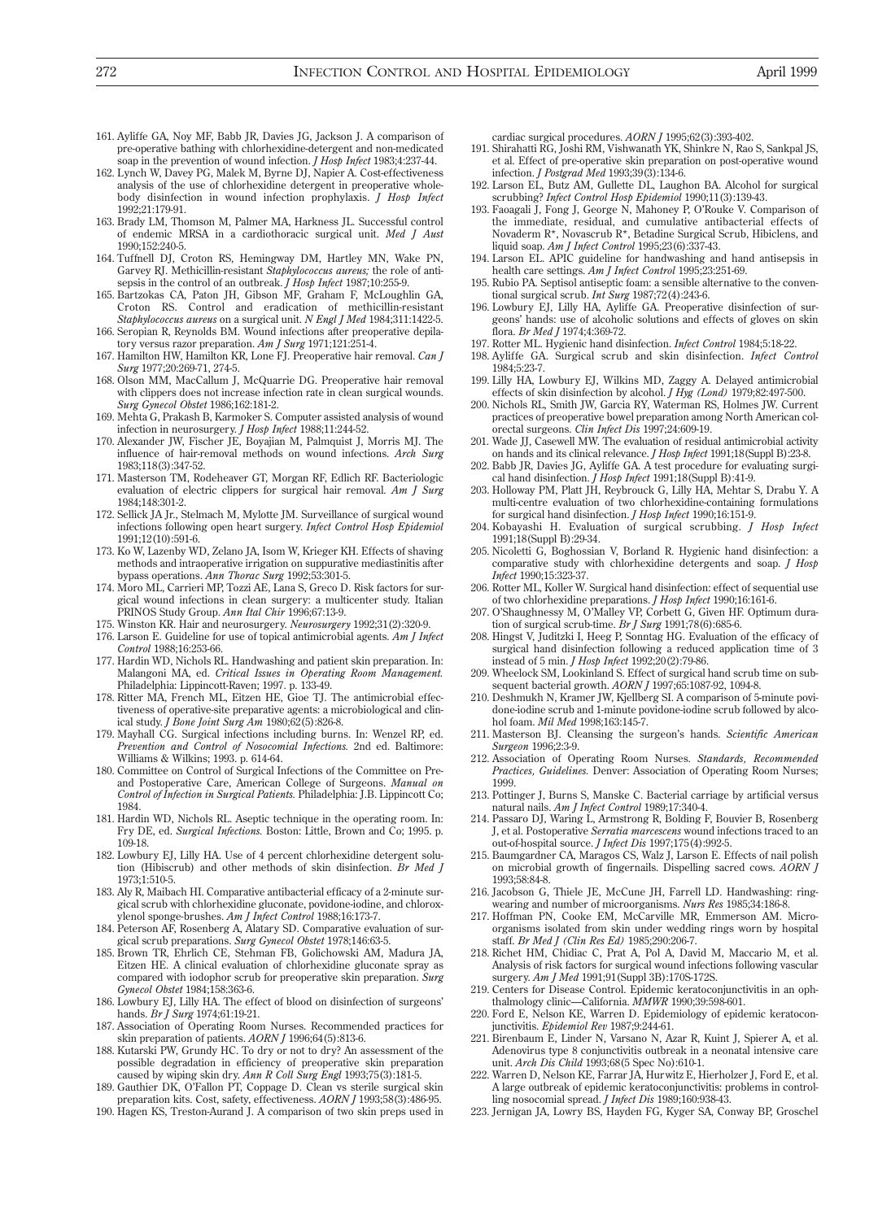161. Ayliffe GA, Noy MF, Babb JR, Davies JG, Jackson J. A comparison of pre-operative bathing with chlorhexidine-detergent and non-medicated soap in the prevention of wound infection. *J Hosp Infect* 1983;4:237-44.
162. Lynch W, Davey PG, Malek M, Byrne DJ, Napier A. Cost-effectiveness analysis of the use of chlorhexidine detergent in preoperative whole-body disinfection in wound infection prophylaxis. *J Hosp Infect* 1992;21:179-91.
163. Brady LM, Thomson M, Palmer MA, Harkness JL. Successful control of endemic MRSA in a cardiothoracic surgical unit. *Med J Aust* 1990;152:240-5.
164. Tuffnell DJ, Croton RS, Hemingway DM, Hartley MN, Wake PN, Garvey RJ. Methicillin-resistant *Staphylococcus aureus;* the role of antisepsis in the control of an outbreak. *J Hosp Infect* 1987;10:255-9.
165. Bartzokas CA, Paton JH, Gibson MF, Graham F, McLoughlin GA, Croton RS. Control and eradication of methicillin-resistant *Staphylococcus aureus* on a surgical unit. *N Engl J Med* 1984;311:1422-5.
166. Seropian R, Reynolds BM. Wound infections after preoperative depilatory versus razor preparation. *Am J Surg* 1971;121:251-4.
167. Hamilton HW, Hamilton KR, Lone FJ. Preoperative hair removal. *Can J Surg* 1977;20:269-71, 274-5.
168. Olson MM, MacCallum J, McQuarrie DG. Preoperative hair removal with clippers does not increase infection rate in clean surgical wounds. *Surg Gynecol Obstet* 1986;162:181-2.
169. Mehta G, Prakash B, Karmoker S. Computer assisted analysis of wound infection in neurosurgery. *J Hosp Infect* 1988;11:244-52.
170. Alexander JW, Fischer JE, Boyajian M, Palmquist J, Morris MJ. The influence of hair-removal methods on wound infections. *Arch Surg* 1983;118(3):347-52.
171. Masterson TM, Rodeheaver GT, Morgan RF, Edlich RF. Bacteriologic evaluation of electric clippers for surgical hair removal. *Am J Surg* 1984;148:301-2.
172. Sellick JA Jr., Stelmach M, Mylotte JM. Surveillance of surgical wound infections following open heart surgery. *Infect Control Hosp Epidemiol* 1991;12(10):591-6.
173. Ko W, Lazenby WD, Zelano JA, Isom W, Krieger KH. Effects of shaving methods and intraoperative irrigation on suppurative mediastinitis after bypass operations. *Ann Thorac Surg* 1992;53:301-5.
174. Moro ML, Carrieri MP, Tozzi AE, Lana S, Greco D. Risk factors for surgical wound infections in clean surgery: a multicenter study. Italian PRINOS Study Group. *Ann Ital Chir* 1996;67:13-9.
175. Winston KR. Hair and neurosurgery. *Neurosurgery* 1992;31(2):320-9.
176. Larson E. Guideline for use of topical antimicrobial agents. *Am J Infect Control* 1988;16:253-66.
177. Hardin WD, Nichols RL. Handwashing and patient skin preparation. In: Malangoni MA, ed. *Critical Issues in Operating Room Management.* Philadelphia: Lippincott-Raven; 1997. p. 133-49.
178. Ritter MA, French ML, Eitzen HE, Gioe TJ. The antimicrobial effectiveness of operative-site preparative agents: a microbiological and clinical study. *J Bone Joint Surg Am* 1980;62(5):826-8.
179. Mayhall CG. Surgical infections including burns. In: Wenzel RP, ed. *Prevention and Control of Nosocomial Infections.* 2nd ed. Baltimore: Williams & Wilkins; 1993. p. 614-64.
180. Committee on Control of Surgical Infections of the Committee on Pre- and Postoperative Care, American College of Surgeons. *Manual on Control of Infection in Surgical Patients.* Philadelphia: J.B. Lippincott Co; 1984.
181. Hardin WD, Nichols RL. Aseptic technique in the operating room. In: Fry DE, ed. *Surgical Infections.* Boston: Little, Brown and Co; 1995. p. 109-18.
182. Lowbury EJ, Lilly HA. Use of 4 percent chlorhexidine detergent solution (Hibiscrub) and other methods of skin disinfection. *Br Med J* 1973;1:510-5.
183. Aly R, Maibach HI. Comparative antibacterial efficacy of a 2-minute surgical scrub with chlorhexidine gluconate, povidone-iodine, and chloroxylenol sponge-brushes. *Am J Infect Control* 1988;16:173-7.
184. Peterson AF, Rosenberg A, Alatary SD. Comparative evaluation of surgical scrub preparations. *Surg Gynecol Obstet* 1978;146:63-5.
185. Brown TR, Ehrlich CE, Stehman FB, Golichowski AM, Madura JA, Eitzen HE. A clinical evaluation of chlorhexidine gluconate spray as compared with iodophor scrub for preoperative skin preparation. *Surg Gynecol Obstet* 1984;158:363-6.
186. Lowbury EJ, Lilly HA. The effect of blood on disinfection of surgeons' hands. *Br J Surg* 1974;61:19-21.
187. Association of Operating Room Nurses. Recommended practices for skin preparation of patients. *AORN J* 1996;64(5):813-6.
188. Kutarski PW, Grundy HC. To dry or not to dry? An assessment of the possible degradation in efficiency of preoperative skin preparation caused by wiping skin dry. *Ann R Coll Surg Engl* 1993;75(3):181-5.
189. Gauthier DK, O'Fallon PT, Coppage D. Clean vs sterile surgical skin preparation kits. Cost, safety, effectiveness. *AORN J* 1993;58(3):486-95.
190. Hagen KS, Treston-Aurand J. A comparison of two skin preps used in cardiac surgical procedures. *AORN J* 1995;62(3):393-402.
191. Shirahatti RG, Joshi RM, Vishwanath YK, Shinkre N, Rao S, Sankpal JS, et al. Effect of pre-operative skin preparation on post-operative wound infection. *J Postgrad Med* 1993;39(3):134-6.
192. Larson EL, Butz AM, Gullette DL, Laughon BA. Alcohol for surgical scrubbing? *Infect Control Hosp Epidemiol* 1990;11(3):139-43.
193. Faoagali J, Fong J, George N, Mahoney P, O'Rouke V. Comparison of the immediate, residual, and cumulative antibacterial effects of Novaderm R*, Novascrub R*, Betadine Surgical Scrub, Hibiclens, and liquid soap. *Am J Infect Control* 1995;23(6):337-43.
194. Larson EL. APIC guideline for handwashing and hand antisepsis in health care settings. *Am J Infect Control* 1995;23:251-69.
195. Rubio PA. Septisol antiseptic foam: a sensible alternative to the conventional surgical scrub. *Int Surg* 1987;72(4):243-6.
196. Lowbury EJ, Lilly HA, Ayliffe GA. Preoperative disinfection of surgeons' hands: use of alcoholic solutions and effects of gloves on skin flora. *Br Med J* 1974;4:369-72.
197. Rotter ML. Hygienic hand disinfection. *Infect Control* 1984;5:18-22.
198. Ayliffe GA. Surgical scrub and skin disinfection. *Infect Control* 1984;5:23-7.
199. Lilly HA, Lowbury EJ, Wilkins MD, Zaggy A. Delayed antimicrobial effects of skin disinfection by alcohol. *J Hyg (Lond)* 1979;82:497-500.
200. Nichols RL, Smith JW, Garcia RY, Waterman RS, Holmes JW. Current practices of preoperative bowel preparation among North American colorectal surgeons. *Clin Infect Dis* 1997;24:609-19.
201. Wade JJ, Casewell MW. The evaluation of residual antimicrobial activity on hands and its clinical relevance. *J Hosp Infect* 1991;18(Suppl B):23-8.
202. Babb JR, Davies JG, Ayliffe GA. A test procedure for evaluating surgical hand disinfection. *J Hosp Infect* 1991;18(Suppl B):41-9.
203. Holloway PM, Platt JH, Reybrouck G, Lilly HA, Mehtar S, Drabu Y. A multi-centre evaluation of two chlorhexidine-containing formulations for surgical hand disinfection. *J Hosp Infect* 1990;16:151-9.
204. Kobayashi H. Evaluation of surgical scrubbing. *J Hosp Infect* 1991;18(Suppl B):29-34.
205. Nicoletti G, Boghossian V, Borland R. Hygienic hand disinfection: a comparative study with chlorhexidine detergents and soap. *J Hosp Infect* 1990;15:323-37.
206. Rotter ML, Koller W. Surgical hand disinfection: effect of sequential use of two chlorhexidine preparations. *J Hosp Infect* 1990;16:161-6.
207. O'Shaughnessy M, O'Malley VP, Corbett G, Given HF. Optimum duration of surgical scrub-time. *Br J Surg* 1991;78(6):685-6.
208. Hingst V, Juditzki I, Heeg P, Sonntag HG. Evaluation of the efficacy of surgical hand disinfection following a reduced application time of 3 instead of 5 min. *J Hosp Infect* 1992;20(2):79-86.
209. Wheelock SM, Lookinland S. Effect of surgical hand scrub time on subsequent bacterial growth. *AORN J* 1997;65:1087-92, 1094-8.
210. Deshmukh N, Kramer JW, Kjellberg SI. A comparison of 5-minute povidone-iodine scrub and 1-minute povidone-iodine scrub followed by alcohol foam. *Mil Med* 1998;163:145-7.
211. Masterson BJ. Cleansing the surgeon's hands. *Scientific American Surgeon* 1996;2:3-9.
212. Association of Operating Room Nurses. *Standards, Recommended Practices, Guidelines.* Denver: Association of Operating Room Nurses; 1999.
213. Pottinger J, Burns S, Manske C. Bacterial carriage by artificial versus natural nails. *Am J Infect Control* 1989;17:340-4.
214. Passaro DJ, Waring L, Armstrong R, Bolding F, Bouvier B, Rosenberg J, et al. Postoperative *Serratia marcescens* wound infections traced to an out-of-hospital source. *J Infect Dis* 1997;175(4):992-5.
215. Baumgardner CA, Maragos CS, Walz J, Larson E. Effects of nail polish on microbial growth of fingernails. Dispelling sacred cows. *AORN J* 1993;58:84-8.
216. Jacobson G, Thiele JE, McCune JH, Farrell LD. Handwashing: ring-wearing and number of microorganisms. *Nurs Res* 1985;34:186-8.
217. Hoffman PN, Cooke EM, McCarville MR, Emmerson AM. Micro-organisms isolated from skin under wedding rings worn by hospital staff. *Br Med J (Clin Res Ed)* 1985;290:206-7.
218. Richet HM, Chidiac C, Prat A, Pol A, David M, Maccario M, et al. Analysis of risk factors for surgical wound infections following vascular surgery. *Am J Med* 1991;91(Suppl 3B):170S-172S.
219. Centers for Disease Control. Epidemic keratoconjunctivitis in an ophthalmology clinic—California. *MMWR* 1990;39:598-601.
220. Ford E, Nelson KE, Warren D. Epidemiology of epidemic keratoconjunctivitis. *Epidemiol Rev* 1987;9:244-61.
221. Birenbaum E, Linder N, Varsano N, Azar R, Kuint J, Spierer A, et al. Adenovirus type 8 conjunctivitis outbreak in a neonatal intensive care unit. *Arch Dis Child* 1993;68(5 Spec No):610-1.
222. Warren D, Nelson KE, Farrar JA, Hurwitz E, Hierholzer J, Ford E, et al. A large outbreak of epidemic keratoconjunctivitis: problems in controlling nosocomial spread. *J Infect Dis* 1989;160:938-43.
223. Jernigan JA, Lowry BS, Hayden FG, Kyger SA, Conway BP, Groschel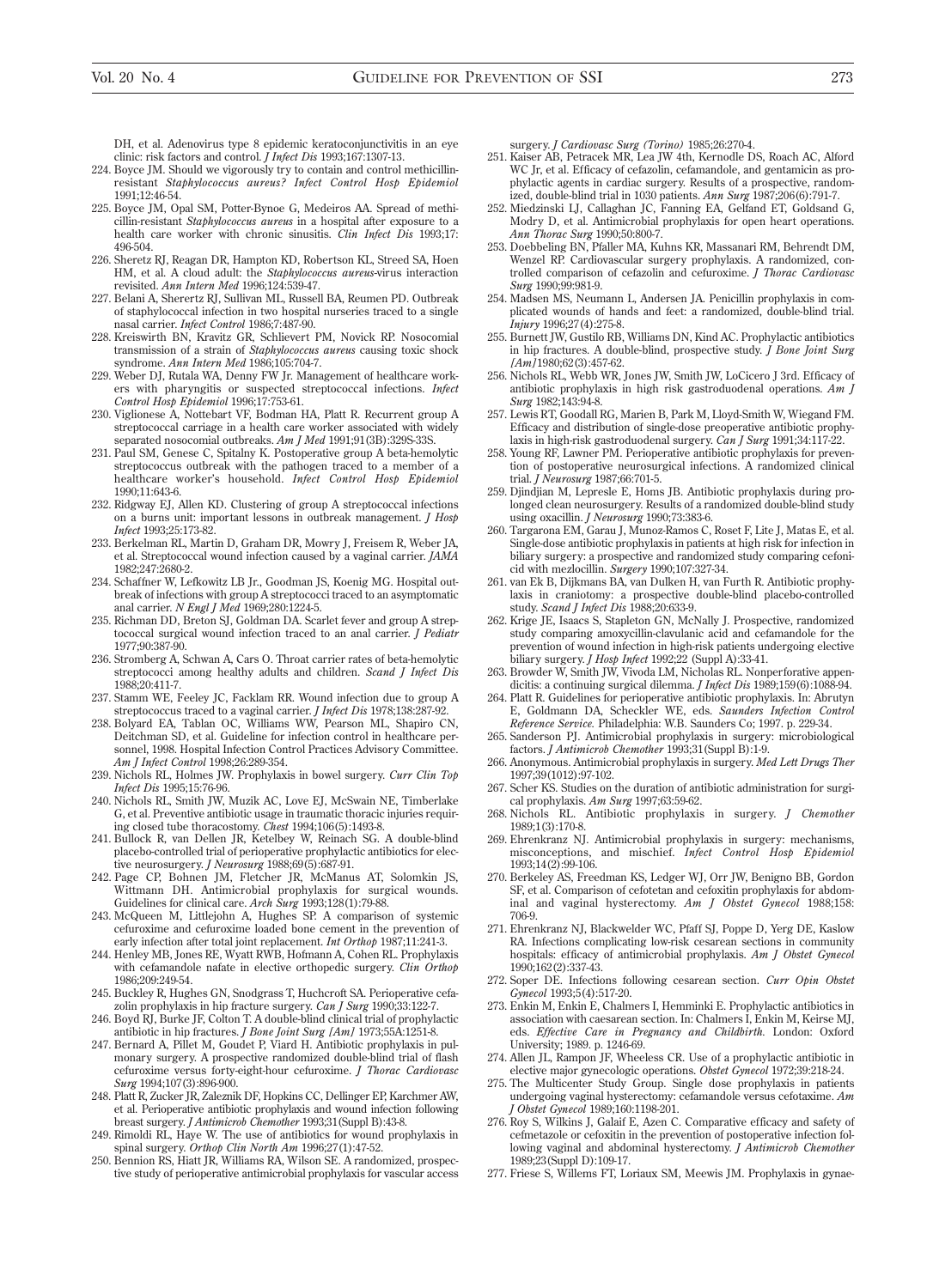DH, et al. Adenovirus type 8 epidemic keratoconjunctivitis in an eye clinic: risk factors and control. *J Infect Dis* 1993;167:1307-13.

224. Boyce JM. Should we vigorously try to contain and control methicillin-resistant *Staphylococcus aureus*? *Infect Control Hosp Epidemiol* 1991;12:46-54.
225. Boyce JM, Opal SM, Potter-Bynoe G, Medeiros AA. Spread of methicillin-resistant *Staphylococcus aureus* in a hospital after exposure to a health care worker with chronic sinusitis. *Clin Infect Dis* 1993;17:496-504.
226. Sheretz RJ, Reagan DR, Hampton KD, Robertson KL, Streed SA, Hoen HM, et al. A cloud adult: the *Staphylococcus aureus*-virus interaction revisited. *Ann Intern Med* 1996;124:539-47.
227. Belani A, Sherertz RJ, Sullivan ML, Russell BA, Reumen PD. Outbreak of staphylococcal infection in two hospital nurseries traced to a single nasal carrier. *Infect Control* 1986;7:487-90.
228. Kreiswirth BN, Kravitz GR, Schlievert PM, Novick RP. Nosocomial transmission of a strain of *Staphylococcus aureus* causing toxic shock syndrome. *Ann Intern Med* 1986;105:704-7.
229. Weber DJ, Rutala WA, Denny FW Jr. Management of healthcare workers with pharyngitis or suspected streptococcal infections. *Infect Control Hosp Epidemiol* 1996;17:753-61.
230. Viglionese A, Nottebart VF, Bodman HA, Platt R. Recurrent group A streptococcal carriage in a health care worker associated with widely separated nosocomial outbreaks. *Am J Med* 1991;91(3B):329S-33S.
231. Paul SM, Genese C, Spitalny K. Postoperative group A beta-hemolytic streptococcus outbreak with the pathogen traced to a member of a healthcare worker's household. *Infect Control Hosp Epidemiol* 1990;11:643-6.
232. Ridgway EJ, Allen KD. Clustering of group A streptococcal infections on a burns unit: important lessons in outbreak management. *J Hosp Infect* 1993;25:173-82.
233. Berkelman RL, Martin D, Graham DR, Mowry J, Freisem R, Weber JA, et al. Streptococcal wound infection caused by a vaginal carrier. *JAMA* 1982;247:2680-2.
234. Schaffner W, Lefkowitz LB Jr., Goodman JS, Koenig MG. Hospital outbreak of infections with group A streptococci traced to an asymptomatic anal carrier. *N Engl J Med* 1969;280:1224-5.
235. Richman DD, Breton SJ, Goldman DA. Scarlet fever and group A streptococcal surgical wound infection traced to an anal carrier. *J Pediatr* 1977;90:387-90.
236. Stromberg A, Schwan A, Cars O. Throat carrier rates of beta-hemolytic streptococci among healthy adults and children. *Scand J Infect Dis* 1988;20:411-7.
237. Stamm WE, Feeley JC, Facklam RR. Wound infection due to group A streptococcus traced to a vaginal carrier. *J Infect Dis* 1978;138:287-92.
238. Bolyard EA, Tablan OC, Williams WW, Pearson ML, Shapiro CN, Deitchman SD, et al. Guideline for infection control in healthcare personnel, 1998. Hospital Infection Control Practices Advisory Committee. *Am J Infect Control* 1998;26:289-354.
239. Nichols RL, Holmes JW. Prophylaxis in bowel surgery. *Curr Clin Top Infect Dis* 1995;15:76-96.
240. Nichols RL, Smith JW, Muzik AC, Love EJ, McSwain NE, Timberlake G, et al. Preventive antibiotic usage in traumatic thoracic injuries requiring closed tube thoracostomy. *Chest* 1994;106(5):1493-8.
241. Bullock R, van Dellen JR, Ketelbey W, Reinach SG. A double-blind placebo-controlled trial of perioperative prophylactic antibiotics for elective neurosurgery. *J Neurosurg* 1988;69(5):687-91.
242. Page CP, Bohnen JM, Fletcher JR, McManus AT, Solomkin JS, Wittmann DH. Antimicrobial prophylaxis for surgical wounds. Guidelines for clinical care. *Arch Surg* 1993;128(1):79-88.
243. McQueen M, Littlejohn A, Hughes SP. A comparison of systemic cefuroxime and cefuroxime loaded bone cement in the prevention of early infection after total joint replacement. *Int Orthop* 1987;11:241-3.
244. Henley MB, Jones RE, Wyatt RWB, Hofmann A, Cohen RL. Prophylaxis with cefamandole nafate in elective orthopedic surgery. *Clin Orthop* 1986;209:249-54.
245. Buckley R, Hughes GN, Snodgrass T, Huchcroft SA. Perioperative cefazolin prophylaxis in hip fracture surgery. *Can J Surg* 1990;33:122-7.
246. Boyd RJ, Burke JF, Colton T. A double-blind clinical trial of prophylactic antibiotic in hip fractures. *J Bone Joint Surg [Am]* 1973;55A:1251-8.
247. Bernard A, Pillet M, Goudet P, Viard H. Antibiotic prophylaxis in pulmonary surgery. A prospective randomized double-blind trial of flash cefuroxime versus forty-eight-hour cefuroxime. *J Thorac Cardiovasc Surg* 1994;107(3):896-900.
248. Platt R, Zucker JR, Zaleznik DF, Hopkins CC, Dellinger EP, Karchmer AW, et al. Perioperative antibiotic prophylaxis and wound infection following breast surgery. *J Antimicrob Chemother* 1993;31(Suppl B):43-8.
249. Rimoldi RL, Haye W. The use of antibiotics for wound prophylaxis in spinal surgery. *Orthop Clin North Am* 1996;27(1):47-52.
250. Bennion RS, Hiatt JR, Williams RA, Wilson SE. A randomized, prospective study of perioperative antimicrobial prophylaxis for vascular access surgery. *J Cardiovasc Surg (Torino)* 1985;26:270-4.
251. Kaiser AB, Petracek MR, Lea JW 4th, Kernodle DS, Roach AC, Alford WC Jr, et al. Efficacy of cefazolin, cefamandole, and gentamicin as prophylactic agents in cardiac surgery. Results of a prospective, randomized, double-blind trial in 1030 patients. *Ann Surg* 1987;206(6):791-7.
252. Miedzinski LJ, Callaghan JC, Fanning EA, Gelfand ET, Goldsand G, Modry D, et al. Antimicrobial prophylaxis for open heart operations. *Ann Thorac Surg* 1990;50:800-7.
253. Doebbeling BN, Pfaller MA, Kuhns KR, Massanari RM, Behrendt DM, Wenzel RP. Cardiovascular surgery prophylaxis. A randomized, controlled comparison of cefazolin and cefuroxime. *J Thorac Cardiovasc Surg* 1990;99:981-9.
254. Madsen MS, Neumann L, Andersen JA. Penicillin prophylaxis in complicated wounds of hands and feet: a randomized, double-blind trial. *Injury* 1996;27(4):275-8.
255. Burnett JW, Gustilo RB, Williams DN, Kind AC. Prophylactic antibiotics in hip fractures. A double-blind, prospective study. *J Bone Joint Surg [Am]* 1980;62(3):457-62.
256. Nichols RL, Webb WR, Jones JW, Smith JW, LoCicero J 3rd. Efficacy of antibiotic prophylaxis in high risk gastroduodenal operations. *Am J Surg* 1982;143:94-8.
257. Lewis RT, Goodall RG, Marien B, Park M, Lloyd-Smith W, Wiegand FM. Efficacy and distribution of single-dose preoperative antibiotic prophylaxis in high-risk gastroduodenal surgery. *Can J Surg* 1991;34:117-22.
258. Young RF, Lawner PM. Perioperative antibiotic prophylaxis for prevention of postoperative neurosurgical infections. A randomized clinical trial. *J Neurosurg* 1987;66:701-5.
259. Djindjian M, Lepresle E, Homs JB. Antibiotic prophylaxis during prolonged clean neurosurgery. Results of a randomized double-blind study using oxacillin. *J Neurosurg* 1990;73:383-6.
260. Targarona EM, Garau J, Munoz-Ramos C, Roset F, Lite J, Matas E, et al. Single-dose antibiotic prophylaxis in patients at high risk for infection in biliary surgery: a prospective and randomized study comparing cefonicid with mezlocillin. *Surgery* 1990;107:327-34.
261. van Ek B, Dijkmans BA, van Dulken H, van Furth R. Antibiotic prophylaxis in craniotomy: a prospective double-blind placebo-controlled study. *Scand J Infect Dis* 1988;20:633-9.
262. Krige JE, Isaacs S, Stapleton GN, McNally J. Prospective, randomized study comparing amoxycillin-clavulanic acid and cefamandole for the prevention of wound infection in high-risk patients undergoing elective biliary surgery. *J Hosp Infect* 1992;22 (Suppl A):33-41.
263. Browder W, Smith JW, Vivoda LM, Nicholas RL. Nonperforative appendicitis: a continuing surgical dilemma. *J Infect Dis* 1989;159(6):1088-94.
264. Platt R. Guidelines for perioperative antibiotic prophylaxis. In: Abrutyn E, Goldmann DA, Scheckler WE, eds. *Saunders Infection Control Reference Service.* Philadelphia: W.B. Saunders Co; 1997. p. 229-34.
265. Sanderson PJ. Antimicrobial prophylaxis in surgery: microbiological factors. *J Antimicrob Chemother* 1993;31(Suppl B):1-9.
266. Anonymous. Antimicrobial prophylaxis in surgery. *Med Lett Drugs Ther* 1997;39(1012):97-102.
267. Scher KS. Studies on the duration of antibiotic administration for surgical prophylaxis. *Am Surg* 1997;63:59-62.
268. Nichols RL. Antibiotic prophylaxis in surgery. *J Chemother* 1989;1(3):170-8.
269. Ehrenkranz NJ. Antimicrobial prophylaxis in surgery: mechanisms, misconceptions, and mischief. *Infect Control Hosp Epidemiol* 1993;14(2):99-106.
270. Berkeley AS, Freedman KS, Ledger WJ, Orr JW, Benigno BB, Gordon SF, et al. Comparison of cefotetan and cefoxitin prophylaxis for abdominal and vaginal hysterectomy. *Am J Obstet Gynecol* 1988;158:706-9.
271. Ehrenkranz NJ, Blackwelder WC, Pfaff SJ, Poppe D, Yerg DE, Kaslow RA. Infections complicating low-risk cesarean sections in community hospitals: efficacy of antimicrobial prophylaxis. *Am J Obstet Gynecol* 1990;162(2):337-43.
272. Soper DE. Infections following cesarean section. *Curr Opin Obstet Gynecol* 1993;5(4):517-20.
273. Enkin M, Enkin E, Chalmers I, Hemminki E. Prophylactic antibiotics in association with caesarean section. In: Chalmers I, Enkin M, Keirse MJ, eds. *Effective Care in Pregnancy and Childbirth.* London: Oxford University; 1989. p. 1246-69.
274. Allen JL, Rampon JF, Wheeless CR. Use of a prophylactic antibiotic in elective major gynecologic operations. *Obstet Gynecol* 1972;39:218-24.
275. The Multicenter Study Group. Single dose prophylaxis in patients undergoing vaginal hysterectomy: cefamandole versus cefotaxime. *Am J Obstet Gynecol* 1989;160:1198-201.
276. Roy S, Wilkins J, Galaif E, Azen C. Comparative efficacy and safety of cefmetazole or cefoxitin in the prevention of postoperative infection following vaginal and abdominal hysterectomy. *J Antimicrob Chemother* 1989;23(Suppl D):109-17.
277. Friese S, Willems FT, Loriaux SM, Meewis JM. Prophylaxis in gynae-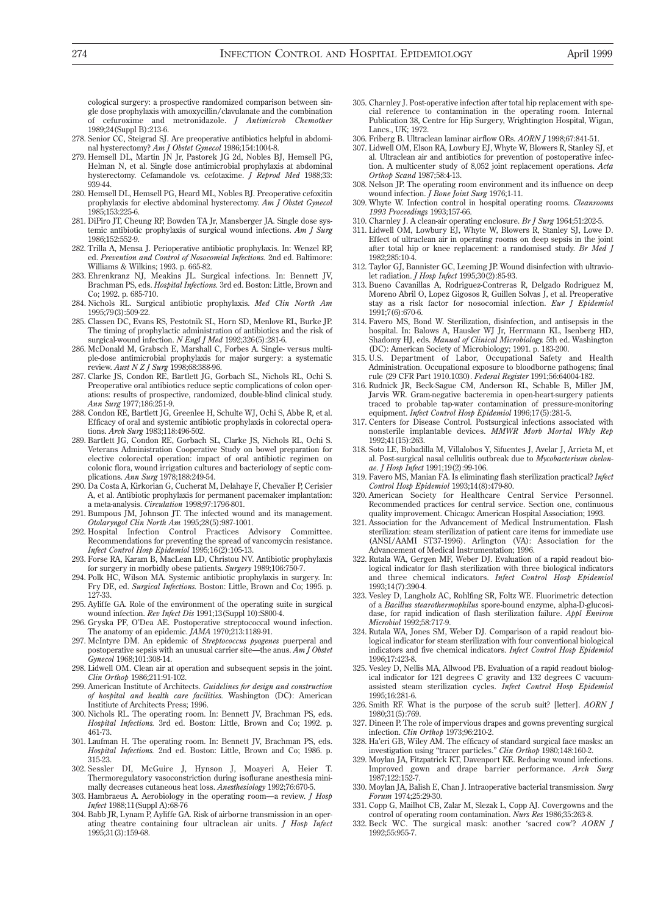cological surgery: a prospective randomized comparison between single dose prophylaxis with amoxycillin/clavulanate and the combination of cefuroxime and metronidazole. *J Antimicrob Chemother* 1989;24(Suppl B):213-6.

278. Senior CC, Steigrad SJ. Are preoperative antibiotics helpful in abdominal hysterectomy? *Am J Obstet Gynecol* 1986;154:1004-8.
279. Hemsell DL, Martin JN Jr, Pastorek JG 2d, Nobles BJ, Hemsell PG, Helman N, et al. Single dose antimicrobial prophylaxis at abdominal hysterectomy. Cefamandole vs. cefotaxime. *J Reprod Med* 1988;33:939-44.
280. Hemsell DL, Hemsell PG, Heard ML, Nobles BJ. Preoperative cefoxitin prophylaxis for elective abdominal hysterectomy. *Am J Obstet Gynecol* 1985;153:225-6.
281. DiPiro JT, Cheung RP, Bowden TA Jr, Mansberger JA. Single dose systemic antibiotic prophylaxis of surgical wound infections. *Am J Surg* 1986;152:552-9.
282. Trilla A, Mensa J. Perioperative antibiotic prophylaxis. In: Wenzel RP, ed. *Prevention and Control of Nosocomial Infections.* 2nd ed. Baltimore: Williams & Wilkins; 1993. p. 665-82.
283. Ehrenkranz NJ, Meakins JL. Surgical infections. In: Bennett JV, Brachman PS, eds. *Hospital Infections.* 3rd ed. Boston: Little, Brown and Co; 1992. p. 685-710.
284. Nichols RL. Surgical antibiotic prophylaxis. *Med Clin North Am* 1995;79(3):509-22.
285. Classen DC, Evans RS, Pestotnik SL, Horn SD, Menlove RL, Burke JP. The timing of prophylactic administration of antibiotics and the risk of surgical-wound infection. *N Engl J Med* 1992;326(5):281-6.
286. McDonald M, Grabsch E, Marshall C, Forbes A. Single- versus multiple-dose antimicrobial prophylaxis for major surgery: a systematic review. *Aust N Z J Surg* 1998;68:388-96.
287. Clarke JS, Condon RE, Bartlett JG, Gorbach SL, Nichols RL, Ochi S. Preoperative oral antibiotics reduce septic complications of colon operations: results of prospective, randomized, double-blind clinical study. *Ann Surg* 1977;186:251-9.
288. Condon RE, Bartlett JG, Greenlee H, Schulte WJ, Ochi S, Abbe R, et al. Efficacy of oral and systemic antibiotic prophylaxis in colorectal operations. *Arch Surg* 1983;118:496-502.
289. Bartlett JG, Condon RE, Gorbach SL, Clarke JS, Nichols RL, Ochi S. Veterans Administration Cooperative Study on bowel preparation for elective colorectal operation: impact of oral antibiotic regimen on colonic flora, wound irrigation cultures and bacteriology of septic complications. *Ann Surg* 1978;188:249-54.
290. Da Costa A, Kirkorian G, Cucherat M, Delahaye F, Chevalier P, Cerisier A, et al. Antibiotic prophylaxis for permanent pacemaker implantation: a meta-analysis. *Circulation* 1998;97:1796-801.
291. Bumpous JM, Johnson JT. The infected wound and its management. *Otolaryngol Clin North Am* 1995;28(5):987-1001.
292. Hospital Infection Control Practices Advisory Committee. Recommendations for preventing the spread of vancomycin resistance. *Infect Control Hosp Epidemiol* 1995;16(2):105-13.
293. Forse RA, Karam B, MacLean LD, Christou NV. Antibiotic prophylaxis for surgery in morbidly obese patients. *Surgery* 1989;106:750-7.
294. Polk HC, Wilson MA. Systemic antibiotic prophylaxis in surgery. In: Fry DE, ed. *Surgical Infections.* Boston: Little, Brown and Co; 1995. p. 127-33.
295. Ayliffe GA. Role of the environment of the operating suite in surgical wound infection. *Rev Infect Dis* 1991;13(Suppl 10):S800-4.
296. Gryska PF, O'Dea AE. Postoperative streptococcal wound infection. The anatomy of an epidemic. *JAMA* 1970;213:1189-91.
297. McIntyre DM. An epidemic of *Streptococcus pyogenes* puerperal and postoperative sepsis with an unusual carrier site—the anus. *Am J Obstet Gynecol* 1968;101:308-14.
298. Lidwell OM. Clean air at operation and subsequent sepsis in the joint. *Clin Orthop* 1986;211:91-102.
299. American Institute of Architects. *Guidelines for design and construction of hospital and health care facilities.* Washington (DC): American Institiute of Architects Press; 1996.
300. Nichols RL. The operating room. In: Bennett JV, Brachman PS, eds. *Hospital Infections.* 3rd ed. Boston: Little, Brown and Co; 1992. p. 461-73.
301. Laufman H. The operating room. In: Bennett JV, Brachman PS, eds. *Hospital Infections.* 2nd ed. Boston: Little, Brown and Co; 1986. p. 315-23.
302. Sessler DI, McGuire J, Hynson J, Moayeri A, Heier T. Thermoregulatory vasoconstriction during isoflurane anesthesia minimally decreases cutaneous heat loss. *Anesthesiology* 1992;76:670-5.
303. Hambraeus A. Aerobiology in the operating room—a review. *J Hosp Infect* 1988;11(Suppl A):68-76
304. Babb JR, Lynam P, Ayliffe GA. Risk of airborne transmission in an operating theatre containing four ultraclean air units. *J Hosp Infect* 1995;31(3):159-68.
305. Charnley J. Post-operative infection after total hip replacement with special reference to contamination in the operating room. Internal Publication 38, Centre for Hip Surgery, Wrightington Hospital, Wigan, Lancs., UK; 1972.
306. Friberg B. Ultraclean laminar airflow ORs. *AORN J* 1998;67:841-51.
307. Lidwell OM, Elson RA, Lowbury EJ, Whyte W, Blowers R, Stanley SJ, et al. Ultraclean air and antibiotics for prevention of postoperative infection. A multicenter study of 8,052 joint replacement operations. *Acta Orthop Scand* 1987;58:4-13.
308. Nelson JP. The operating room environment and its influence on deep wound infection. *J Bone Joint Surg* 1976;1-11.
309. Whyte W. Infection control in hospital operating rooms. *Cleanrooms 1993 Proceedings* 1993;157-66.
310. Charnley J. A clean-air operating enclosure. *Br J Surg* 1964;51:202-5.
311. Lidwell OM, Lowbury EJ, Whyte W, Blowers R, Stanley SJ, Lowe D. Effect of ultraclean air in operating rooms on deep sepsis in the joint after total hip or knee replacement: a randomised study. *Br Med J* 1982;285:10-4.
312. Taylor GJ, Bannister GC, Leeming JP. Wound disinfection with ultraviolet radiation. *J Hosp Infect* 1995;30(2):85-93.
313. Bueno Cavanillas A, Rodriguez-Contreras R, Delgado Rodriguez M, Moreno Abril O, Lopez Gigosos R, Guillen Solvas J, et al. Preoperative stay as a risk factor for nosocomial infection. *Eur J Epidemiol* 1991;7(6):670-6.
314. Favero MS, Bond W. Sterilization, disinfection, and antisepsis in the hospital. In: Balows A, Hausler WJ Jr, Herrmann KL, Isenberg HD, Shadomy HJ, eds. *Manual of Clinical Microbiology.* 5th ed. Washington (DC): American Society of Microbiology; 1991. p. 183-200.
315. U.S. Department of Labor, Occupational Safety and Health Administration. Occupational exposure to bloodborne pathogens; final rule (29 CFR Part 1910.1030). *Federal Register* 1991;56:64004-182.
316. Rudnick JR, Beck-Sague CM, Anderson RL, Schable B, Miller JM, Jarvis WR. Gram-negative bacteremia in open-heart-surgery patients traced to probable tap-water contamination of pressure-monitoring equipment. *Infect Control Hosp Epidemiol* 1996;17(5):281-5.
317. Centers for Disease Control. Postsurgical infections associated with nonsterile implantable devices. *MMWR Morb Mortal Wkly Rep* 1992;41(15):263.
318. Soto LE, Bobadilla M, Villalobos Y, Sifuentes J, Avelar J, Arrieta M, et al. Post-surgical nasal cellulitis outbreak due to *Mycobacterium chelonae*. *J Hosp Infect* 1991;19(2):99-106.
319. Favero MS, Manian FA. Is eliminating flash sterilization practical? *Infect Control Hosp Epidemiol* 1993;14(8):479-80.
320. American Society for Healthcare Central Service Personnel. Recommended practices for central service. Section one, continuous quality improvement. Chicago: American Hospital Association; 1993.
321. Association for the Advancement of Medical Instrumentation. Flash sterilization: steam sterilization of patient care items for immediate use (ANSI/AAMI ST37-1996). Arlington (VA): Association for the Advancement of Medical Instrumentation; 1996.
322. Rutala WA, Gergen MF, Weber DJ. Evaluation of a rapid readout biological indicator for flash sterilization with three biological indicators and three chemical indicators. *Infect Control Hosp Epidemiol* 1993;14(7):390-4.
323. Vesley D, Langholz AC, Rohlfing SR, Foltz WE. Fluorimetric detection of a *Bacillus stearothermophilus* spore-bound enzyme, alpha-D-glucosidase, for rapid indication of flash sterilization failure. *Appl Environ Microbiol* 1992;58:717-9.
324. Rutala WA, Jones SM, Weber DJ. Comparison of a rapid readout biological indicator for steam sterilization with four conventional biological indicators and five chemical indicators. *Infect Control Hosp Epidemiol* 1996;17:423-8.
325. Vesley D, Nellis MA, Allwood PB. Evaluation of a rapid readout biological indicator for 121 degrees C gravity and 132 degrees C vacuum-assisted steam sterilization cycles. *Infect Control Hosp Epidemiol* 1995;16:281-6.
326. Smith RF. What is the purpose of the scrub suit? [letter]. *AORN J* 1980;31(5):769.
327. Dineen P. The role of impervious drapes and gowns preventing surgical infection. *Clin Orthop* 1973;96:210-2.
328. Ha'eri GB, Wiley AM. The efficacy of standard surgical face masks: an investigation using "tracer particles." *Clin Orthop* 1980;148:160-2.
329. Moylan JA, Fitzpatrick KT, Davenport KE. Reducing wound infections. Improved gown and drape barrier performance. *Arch Surg* 1987;122:152-7.
330. Moylan JA, Balish E, Chan J. Intraoperative bacterial transmission. *Surg Forum* 1974;25:29-30.
331. Copp G, Mailhot CB, Zalar M, Slezak L, Copp AJ. Covergowns and the control of operating room contamination. *Nurs Res* 1986;35:263-8.
332. Beck WC. The surgical mask: another 'sacred cow'? *AORN J* 1992;55:955-7.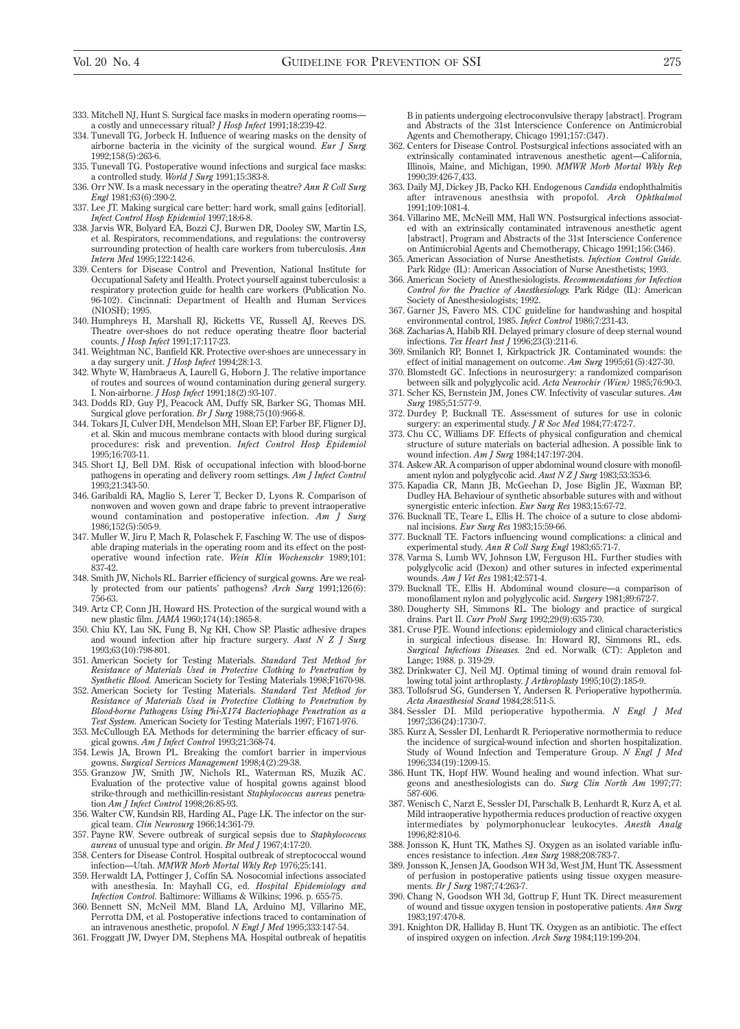333. Mitchell NJ, Hunt S. Surgical face masks in modern operating rooms—a costly and unnecessary ritual? *J Hosp Infect* 1991;18:239-42.
334. Tunevall TG, Jorbeck H. Influence of wearing masks on the density of airborne bacteria in the vicinity of the surgical wound. *Eur J Surg* 1992;158(5):263-6.
335. Tunevall TG. Postoperative wound infections and surgical face masks: a controlled study. *World J Surg* 1991;15:383-8.
336. Orr NW. Is a mask necessary in the operating theatre? *Ann R Coll Surg Engl* 1981;63(6):390-2.
337. Lee JT. Making surgical care better: hard work, small gains [editorial]. *Infect Control Hosp Epidemiol* 1997;18:6-8.
338. Jarvis WR, Bolyard EA, Bozzi CJ, Burwen DR, Dooley SW, Martin LS, et al. Respirators, recommendations, and regulations: the controversy surrounding protection of health care workers from tuberculosis. *Ann Intern Med* 1995;122:142-6.
339. Centers for Disease Control and Prevention, National Institute for Occupational Safety and Health. Protect yourself against tuberculosis: a respiratory protection guide for health care workers (Publication No. 96-102). Cincinnati: Department of Health and Human Services (NIOSH); 1995.
340. Humphreys H, Marshall RJ, Ricketts VE, Russell AJ, Reeves DS. Theatre over-shoes do not reduce operating theatre floor bacterial counts. *J Hosp Infect* 1991;17:117-23.
341. Weightman NC, Banfield KR. Protective over-shoes are unnecessary in a day surgery unit. *J Hosp Infect* 1994;28:1-3.
342. Whyte W, Hambraeus A, Laurell G, Hoborn J. The relative importance of routes and sources of wound contamination during general surgery. I. Non-airborne. *J Hosp Infect* 1991;18(2):93-107.
343. Dodds RD, Guy PJ, Peacock AM, Duffy SR, Barker SG, Thomas MH. Surgical glove perforation. *Br J Surg* 1988;75(10):966-8.
344. Tokars JI, Culver DH, Mendelson MH, Sloan EP, Farber BF, Fligner DJ, et al. Skin and mucous membrane contacts with blood during surgical procedures: risk and prevention. *Infect Control Hosp Epidemiol* 1995;16:703-11.
345. Short LJ, Bell DM. Risk of occupational infection with blood-borne pathogens in operating and delivery room settings. *Am J Infect Control* 1993;21:343-50.
346. Garibaldi RA, Maglio S, Lerer T, Becker D, Lyons R. Comparison of nonwoven and woven gown and drape fabric to prevent intraoperative wound contamination and postoperative infection. *Am J Surg* 1986;152(5):505-9.
347. Muller W, Jiru P, Mach R, Polaschek F, Fasching W. The use of disposable draping materials in the operating room and its effect on the postoperative wound infection rate. *Wein Klin Wochenschr* 1989;101:837-42.
348. Smith JW, Nichols RL. Barrier efficiency of surgical gowns. Are we really protected from our patients' pathogens? *Arch Surg* 1991;126(6):756-63.
349. Artz CP, Conn JH, Howard HS. Protection of the surgical wound with a new plastic film. *JAMA* 1960;174(14):1865-8.
350. Chiu KY, Lau SK, Fung B, Ng KH, Chow SP. Plastic adhesive drapes and wound infection after hip fracture surgery. *Aust N Z J Surg* 1993;63(10):798-801.
351. American Society for Testing Materials. *Standard Test Method for Resistance of Materials Used in Protective Clothing to Penetration by Synthetic Blood.* American Society for Testing Materials 1998;F1670-98.
352. American Society for Testing Materials. *Standard Test Method for Resistance of Materials Used in Protective Clothing to Penetration by Blood-borne Pathogens Using Phi-X174 Bacteriophage Penetration as a Test System.* American Society for Testing Materials 1997; F1671-976.
353. McCullough EA. Methods for determining the barrier efficacy of surgical gowns. *Am J Infect Control* 1993;21:368-74.
354. Lewis JA, Brown PL. Breaking the comfort barrier in impervious gowns. *Surgical Services Management* 1998;4(2):29-38.
355. Granzow JW, Smith JW, Nichols RL, Waterman RS, Muzik AC. Evaluation of the protective value of hospital gowns against blood strike-through and methicillin-resistant *Staphylococcus aureus* penetration *Am J Infect Control* 1998;26:85-93.
356. Walter CW, Kundsin RB, Harding AL, Page LK. The infector on the surgical team. *Clin Neurosurg* 1966;14:361-79.
357. Payne RW. Severe outbreak of surgical sepsis due to *Staphylococcus aureus* of unusual type and origin. *Br Med J* 1967;4:17-20.
358. Centers for Disease Control. Hospital outbreak of streptococcal wound infection—Utah. *MMWR Morb Mortal Wkly Rep* 1976;25:141.
359. Herwaldt LA, Pottinger J, Coffin SA. Nosocomial infections associated with anesthesia. In: Mayhall CG, ed. *Hospital Epidemiology and Infection Control.* Baltimore: Williams & Wilkins; 1996. p. 655-75.
360. Bennett SN, McNeil MM, Bland LA, Arduino MJ, Villarino ME, Perrotta DM, et al. Postoperative infections traced to contamination of an intravenous anesthetic, propofol. *N Engl J Med* 1995;333:147-54.
361. Froggatt JW, Dwyer DM, Stephens MA. Hospital outbreak of hepatitis B in patients undergoing electroconvulsive therapy [abstract]. Program and Abstracts of the 31st Interscience Conference on Antimicrobial Agents and Chemotherapy, Chicago 1991;157:(347).
362. Centers for Disease Control. Postsurgical infections associated with an extrinsically contaminated intravenous anesthetic agent—California, Illinois, Maine, and Michigan, 1990. *MMWR Morb Mortal Wkly Rep* 1990;39:426-7,433.
363. Daily MJ, Dickey JB, Packo KH. Endogenous *Candida* endophthalmitis after intravenous anesthsia with propofol. *Arch Ophthalmol* 1991;109:1081-4.
364. Villarino ME, McNeill MM, Hall WN. Postsurgical infections associated with an extrinsically contaminated intravenous anesthetic agent [abstract]. Program and Abstracts of the 31st Interscience Conference on Antimicrobial Agents and Chemotherapy, Chicago 1991;156:(346).
365. American Association of Nurse Anesthetists. *Infection Control Guide.* Park Ridge (IL): American Association of Nurse Anesthetists; 1993.
366. American Society of Anesthesiologists. *Recommendations for Infection Control for the Practice of Anesthesiology.* Park Ridge (IL): American Society of Anesthesiologists; 1992.
367. Garner JS, Favero MS. CDC guideline for handwashing and hospital environmental control, 1985. *Infect Control* 1986;7:231-43.
368. Zacharias A, Habib RH. Delayed primary closure of deep sternal wound infections. *Tex Heart Inst J* 1996;23(3):211-6.
369. Smilanich RP, Bonnet I, Kirkpatrick JR. Contaminated wounds: the effect of initial management on outcome. *Am Surg* 1995;61(5):427-30.
370. Blomstedt GC. Infections in neurosurgery: a randomized comparison between silk and polyglycolic acid. *Acta Neurochir (Wien)* 1985;76:90-3.
371. Scher KS, Bernstein JM, Jones CW. Infectivity of vascular sutures. *Am Surg* 1985;51:577-9.
372. Durdey P, Bucknall TE. Assessment of sutures for use in colonic surgery: an experimental study. *J R Soc Med* 1984;77:472-7.
373. Chu CC, Williams DF. Effects of physical configuration and chemical structure of suture materials on bacterial adhesion. A possible link to wound infection. *Am J Surg* 1984;147:197-204.
374. Askew AR. A comparison of upper abdominal wound closure with monofilament nylon and polyglycolic acid. *Aust N Z J Surg* 1983;53:353-6.
375. Kapadia CR, Mann JB, McGeehan D, Jose Biglin JE, Waxman BP, Dudley HA. Behaviour of synthetic absorbable sutures with and without synergistic enteric infection. *Eur Surg Res* 1983;15:67-72.
376. Bucknall TE, Teare L, Ellis H. The choice of a suture to close abdominal incisions. *Eur Surg Res* 1983;15:59-66.
377. Bucknall TE. Factors influencing wound complications: a clinical and experimental study. *Ann R Coll Surg Engl* 1983;65:71-7.
378. Varma S, Lumb WV, Johnson LW, Ferguson HL. Further studies with polyglycolic acid (Dexon) and other sutures in infected experimental wounds. *Am J Vet Res* 1981;42:571-4.
379. Bucknall TE, Ellis H. Abdominal wound closure—a comparison of monofilament nylon and polyglycolic acid. *Surgery* 1981;89:672-7.
380. Dougherty SH, Simmons RL. The biology and practice of surgical drains. Part II. *Curr Probl Surg* 1992;29(9):635-730.
381. Cruse PJE. Wound infections: epidemiology and clinical characteristics in surgical infectious disease. In: Howard RJ, Simmons RL, eds. *Surgical Infectious Diseases.* 2nd ed. Norwalk (CT): Appleton and Lange; 1988. p. 319-29.
382. Drinkwater CJ, Neil MJ. Optimal timing of wound drain removal following total joint arthroplasty. *J Arthroplasty* 1995;10(2):185-9.
383. Tollofsrud SG, Gundersen Y, Andersen R. Perioperative hypothermia. *Acta Anaesthesiol Scand* 1984;28:511-5.
384. Sessler DI. Mild perioperative hypothermia. *N Engl J Med* 1997;336(24):1730-7.
385. Kurz A, Sessler DI, Lenhardt R. Perioperative normothermia to reduce the incidence of surgical-wound infection and shorten hospitalization. Study of Wound Infection and Temperature Group. *N Engl J Med* 1996;334(19):1209-15.
386. Hunt TK, Hopf HW. Wound healing and wound infection. What surgeons and anesthesiologists can do. *Surg Clin North Am* 1997;77:587-606.
387. Wenisch C, Narzt E, Sessler DI, Parschalk B, Lenhardt R, Kurz A, et al. Mild intraoperative hypothermia reduces production of reactive oxygen intermediates by polymorphonuclear leukocytes. *Anesth Analg* 1996;82:810-6.
388. Jonsson K, Hunt TK, Mathes SJ. Oxygen as an isolated variable influences resistance to infection. *Ann Surg* 1988;208:783-7.
389. Jonsson K, Jensen JA, Goodson WH 3d, West JM, Hunt TK. Assessment of perfusion in postoperative patients using tissue oxygen measurements. *Br J Surg* 1987;74:263-7.
390. Chang N, Goodson WH 3d, Gottrup F, Hunt TK. Direct measurement of wound and tissue oxygen tension in postoperative patients. *Ann Surg* 1983;197:470-8.
391. Knighton DR, Halliday B, Hunt TK. Oxygen as an antibiotic. The effect of inspired oxygen on infection. *Arch Surg* 1984;119:199-204.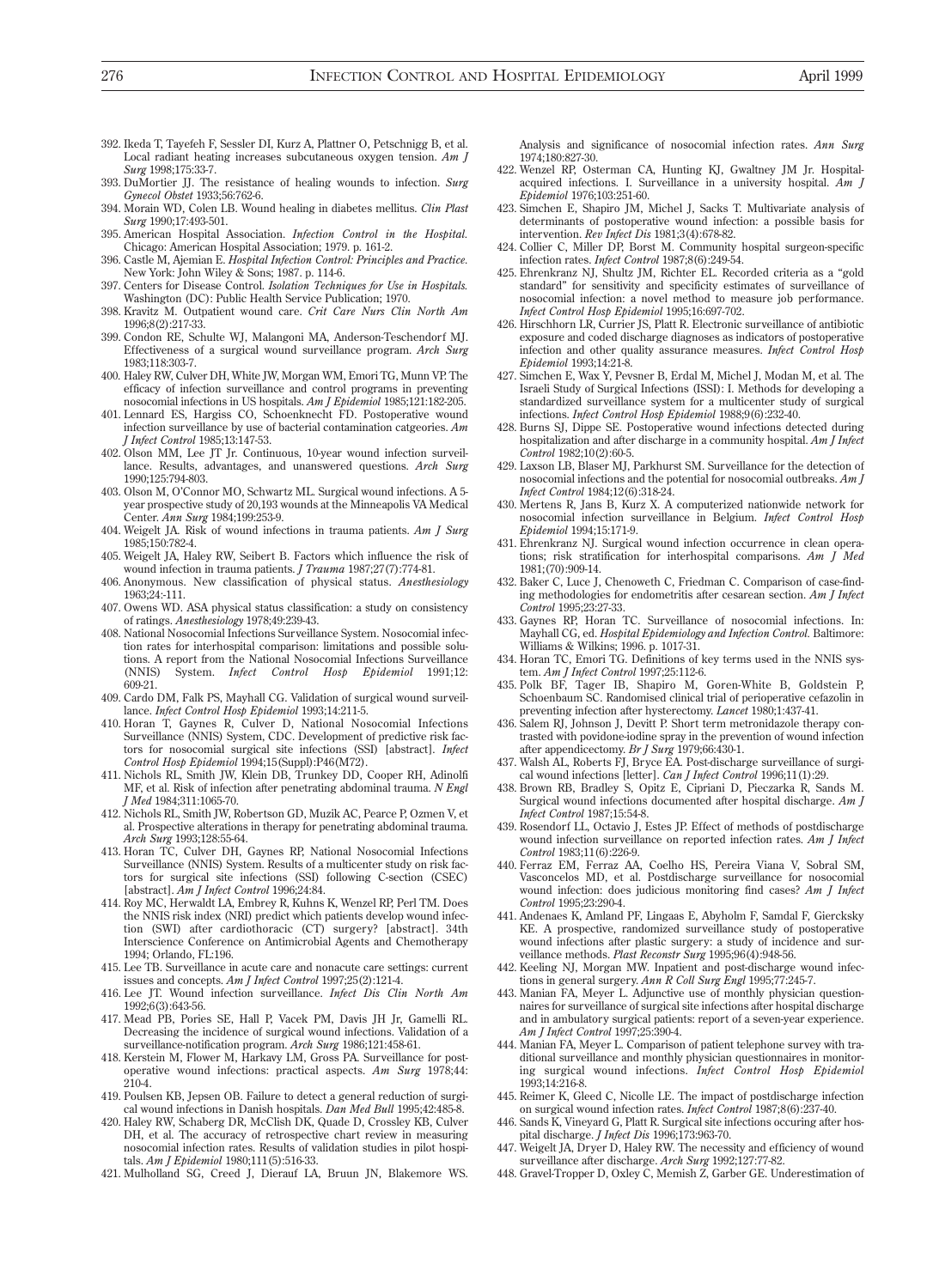392. Ikeda T, Tayefeh F, Sessler DI, Kurz A, Plattner O, Petschnigg B, et al. Local radiant heating increases subcutaneous oxygen tension. *Am J Surg* 1998;175:33-7.
393. DuMortier JJ. The resistance of healing wounds to infection. *Surg Gynecol Obstet* 1933;56:762-6.
394. Morain WD, Colen LB. Wound healing in diabetes mellitus. *Clin Plast Surg* 1990;17:493-501.
395. American Hospital Association. *Infection Control in the Hospital.* Chicago: American Hospital Association; 1979. p. 161-2.
396. Castle M, Ajemian E. *Hospital Infection Control: Principles and Practice.* New York: John Wiley & Sons; 1987. p. 114-6.
397. Centers for Disease Control. *Isolation Techniques for Use in Hospitals.* Washington (DC): Public Health Service Publication; 1970.
398. Kravitz M. Outpatient wound care. *Crit Care Nurs Clin North Am* 1996;8(2):217-33.
399. Condon RE, Schulte WJ, Malangoni MA, Anderson-Teschendorf MJ. Effectiveness of a surgical wound surveillance program. *Arch Surg* 1983;118:303-7.
400. Haley RW, Culver DH, White JW, Morgan WM, Emori TG, Munn VP. The efficacy of infection surveillance and control programs in preventing nosocomial infections in US hospitals. *Am J Epidemiol* 1985;121:182-205.
401. Lennard ES, Hargiss CO, Schoenknecht FD. Postoperative wound infection surveillance by use of bacterial contamination catgeories. *Am J Infect Control* 1985;13:147-53.
402. Olson MM, Lee JT Jr. Continuous, 10-year wound infection surveillance. Results, advantages, and unanswered questions. *Arch Surg* 1990;125:794-803.
403. Olson M, O'Connor MO, Schwartz ML. Surgical wound infections. A 5-year prospective study of 20,193 wounds at the Minneapolis VA Medical Center. *Ann Surg* 1984;199:253-9.
404. Weigelt JA. Risk of wound infections in trauma patients. *Am J Surg* 1985;150:782-4.
405. Weigelt JA, Haley RW, Seibert B. Factors which influence the risk of wound infection in trauma patients. *J Trauma* 1987;27(7):774-81.
406. Anonymous. New classification of physical status. *Anesthesiology* 1963;24:-111.
407. Owens WD. ASA physical status classification: a study on consistency of ratings. *Anesthesiology* 1978;49:239-43.
408. National Nosocomial Infections Surveillance System. Nosocomial infection rates for interhospital comparison: limitations and possible solutions. A report from the National Nosocomial Infections Surveillance (NNIS) System. *Infect Control Hosp Epidemiol* 1991;12:609-21.
409. Cardo DM, Falk PS, Mayhall CG. Validation of surgical wound surveillance. *Infect Control Hosp Epidemiol* 1993;14:211-5.
410. Horan T, Gaynes R, Culver D, National Nosocomial Infections Surveillance (NNIS) System, CDC. Development of predictive risk factors for nosocomial surgical site infections (SSI) [abstract]. *Infect Control Hosp Epidemiol* 1994;15(Suppl):P46(M72).
411. Nichols RL, Smith JW, Klein DB, Trunkey DD, Cooper RH, Adinolfi MF, et al. Risk of infection after penetrating abdominal trauma. *N Engl J Med* 1984;311:1065-70.
412. Nichols RL, Smith JW, Robertson GD, Muzik AC, Pearce P, Ozmen V, et al. Prospective alterations in therapy for penetrating abdominal trauma. *Arch Surg* 1993;128:55-64.
413. Horan TC, Culver DH, Gaynes RP, National Nosocomial Infections Surveillance (NNIS) System. Results of a multicenter study on risk factors for surgical site infections (SSI) following C-section (CSEC) [abstract]. *Am J Infect Control* 1996;24:84.
414. Roy MC, Herwaldt LA, Embrey R, Kuhns K, Wenzel RP, Perl TM. Does the NNIS risk index (NRI) predict which patients develop wound infection (SWI) after cardiothoracic (CT) surgery? [abstract]. 34th Interscience Conference on Antimicrobial Agents and Chemotherapy 1994; Orlando, FL:196.
415. Lee TB. Surveillance in acute care and nonacute care settings: current issues and concepts. *Am J Infect Control* 1997;25(2):121-4.
416. Lee JT. Wound infection surveillance. *Infect Dis Clin North Am* 1992;6(3):643-56.
417. Mead PB, Pories SE, Hall P, Vacek PM, Davis JH Jr, Gamelli RL. Decreasing the incidence of surgical wound infections. Validation of a surveillance-notification program. *Arch Surg* 1986;121:458-61.
418. Kerstein M, Flower M, Harkavy LM, Gross PA. Surveillance for postoperative wound infections: practical aspects. *Am Surg* 1978;44:210-4.
419. Poulsen KB, Jepsen OB. Failure to detect a general reduction of surgical wound infections in Danish hospitals. *Dan Med Bull* 1995;42:485-8.
420. Haley RW, Schaberg DR, McClish DK, Quade D, Crossley KB, Culver DH, et al. The accuracy of retrospective chart review in measuring nosocomial infection rates. Results of validation studies in pilot hospitals. *Am J Epidemiol* 1980;111(5):516-33.
421. Mulholland SG, Creed J, Dierauf LA, Bruun JN, Blakemore WS. Analysis and significance of nosocomial infection rates. *Ann Surg* 1974;180:827-30.
422. Wenzel RP, Osterman CA, Hunting KJ, Gwaltney JM Jr. Hospital-acquired infections. I. Surveillance in a university hospital. *Am J Epidemiol* 1976;103:251-60.
423. Simchen E, Shapiro JM, Michel J, Sacks T. Multivariate analysis of determinants of postoperative wound infection: a possible basis for intervention. *Rev Infect Dis* 1981;3(4):678-82.
424. Collier C, Miller DP, Borst M. Community hospital surgeon-specific infection rates. *Infect Control* 1987;8(6):249-54.
425. Ehrenkranz NJ, Shultz JM, Richter EL. Recorded criteria as a "gold standard" for sensitivity and specificity estimates of surveillance of nosocomial infection: a novel method to measure job performance. *Infect Control Hosp Epidemiol* 1995;16:697-702.
426. Hirschhorn LR, Currier JS, Platt R. Electronic surveillance of antibiotic exposure and coded discharge diagnoses as indicators of postoperative infection and other quality assurance measures. *Infect Control Hosp Epidemiol* 1993;14:21-8.
427. Simchen E, Wax Y, Pevsner B, Erdal M, Michel J, Modan M, et al. The Israeli Study of Surgical Infections (ISSI): I. Methods for developing a standardized surveillance system for a multicenter study of surgical infections. *Infect Control Hosp Epidemiol* 1988;9(6):232-40.
428. Burns SJ, Dippe SE. Postoperative wound infections detected during hospitalization and after discharge in a community hospital. *Am J Infect Control* 1982;10(2):60-5.
429. Laxson LB, Blaser MJ, Parkhurst SM. Surveillance for the detection of nosocomial infections and the potential for nosocomial outbreaks. *Am J Infect Control* 1984;12(6):318-24.
430. Mertens R, Jans B, Kurz X. A computerized nationwide network for nosocomial infection surveillance in Belgium. *Infect Control Hosp Epidemiol* 1994;15:171-9.
431. Ehrenkranz NJ. Surgical wound infection occurrence in clean operations; risk stratification for interhospital comparisons. *Am J Med* 1981;(70):909-14.
432. Baker C, Luce J, Chenoweth C, Friedman C. Comparison of case-finding methodologies for endometritis after cesarean section. *Am J Infect Control* 1995;23:27-33.
433. Gaynes RP, Horan TC. Surveillance of nosocomial infections. In: Mayhall CG, ed. *Hospital Epidemiology and Infection Control.* Baltimore: Williams & Wilkins; 1996. p. 1017-31.
434. Horan TC, Emori TG. Definitions of key terms used in the NNIS system. *Am J Infect Control* 1997;25:112-6.
435. Polk BF, Tager IB, Shapiro M, Goren-White B, Goldstein P, Schoenbaum SC. Randomised clinical trial of perioperative cefazolin in preventing infection after hysterectomy. *Lancet* 1980;1:437-41.
436. Salem RJ, Johnson J, Devitt P. Short term metronidazole therapy contrasted with povidone-iodine spray in the prevention of wound infection after appendicectomy. *Br J Surg* 1979;66:430-1.
437. Walsh AL, Roberts FJ, Bryce EA. Post-discharge surveillance of surgical wound infections [letter]. *Can J Infect Control* 1996;11(1):29.
438. Brown RB, Bradley S, Opitz E, Cipriani D, Pieczarka R, Sands M. Surgical wound infections documented after hospital discharge. *Am J Infect Control* 1987;15:54-8.
439. Rosendorf LL, Octavio J, Estes JP. Effect of methods of postdischarge wound infection surveillance on reported infection rates. *Am J Infect Control* 1983;11(6):226-9.
440. Ferraz EM, Ferraz AA, Coelho HS, Pereira Viana V, Sobral SM, Vasconcelos MD, et al. Postdischarge surveillance for nosocomial wound infection: does judicious monitoring find cases? *Am J Infect Control* 1995;23:290-4.
441. Andenaes K, Amland PF, Lingaas E, Abyholm F, Samdal F, Giercksky KE. A prospective, randomized surveillance study of postoperative wound infections after plastic surgery: a study of incidence and surveillance methods. *Plast Reconstr Surg* 1995;96(4):948-56.
442. Keeling NJ, Morgan MW. Inpatient and post-discharge wound infections in general surgery. *Ann R Coll Surg Engl* 1995;77:245-7.
443. Manian FA, Meyer L. Adjunctive use of monthly physician questionnaires for surveillance of surgical site infections after hospital discharge and in ambulatory surgical patients: report of a seven-year experience. *Am J Infect Control* 1997;25:390-4.
444. Manian FA, Meyer L. Comparison of patient telephone survey with traditional surveillance and monthly physician questionnaires in monitoring surgical wound infections. *Infect Control Hosp Epidemiol* 1993;14:216-8.
445. Reimer K, Gleed C, Nicolle LE. The impact of postdischarge infection on surgical wound infection rates. *Infect Control* 1987;8(6):237-40.
446. Sands K, Vineyard G, Platt R. Surgical site infections occuring after hospital discharge. *J Infect Dis* 1996;173:963-70.
447. Weigelt JA, Dryer D, Haley RW. The necessity and efficiency of wound surveillance after discharge. *Arch Surg* 1992;127:77-82.
448. Gravel-Tropper D, Oxley C, Memish Z, Garber GE. Underestimation of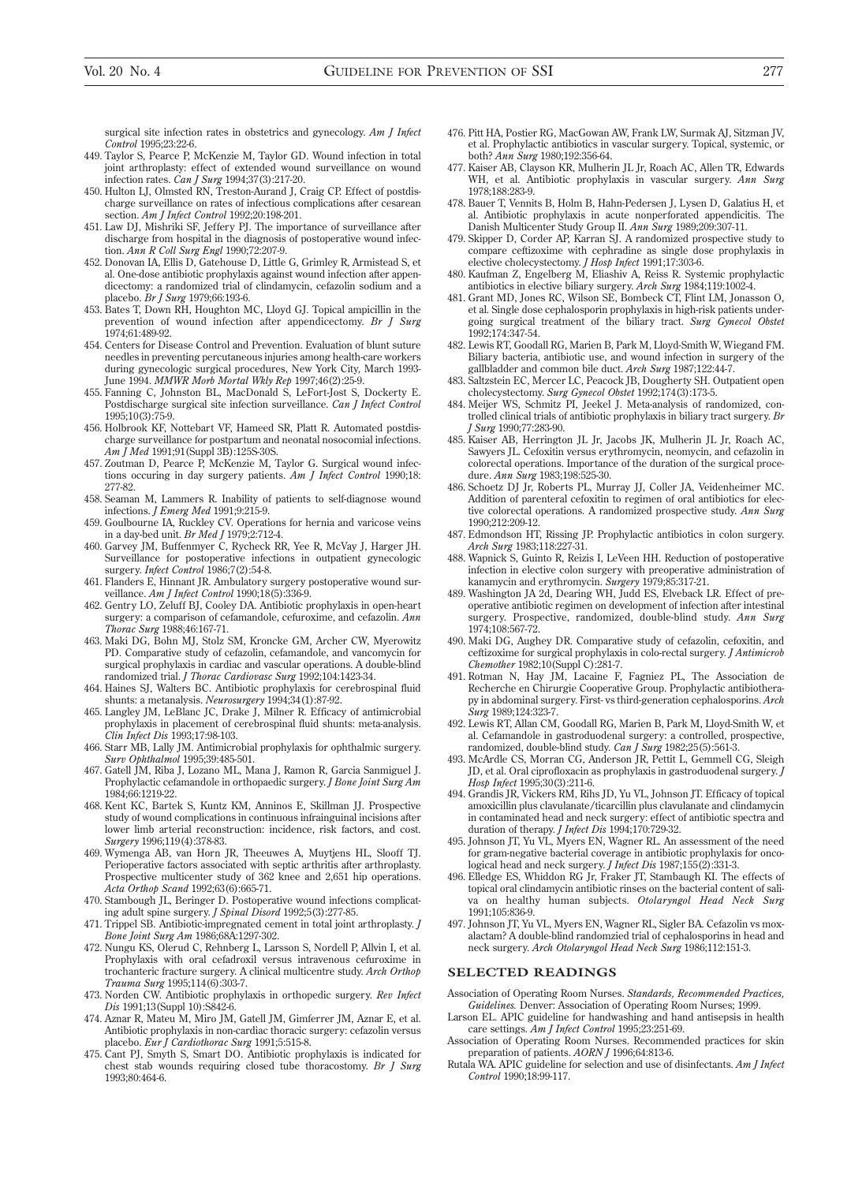surgical site infection rates in obstetrics and gynecology. *Am J Infect Control* 1995;23:22-6.

449. Taylor S, Pearce P, McKenzie M, Taylor GD. Wound infection in total joint arthroplasty: effect of extended wound surveillance on wound infection rates. *Can J Surg* 1994;37(3):217-20.
450. Hulton LJ, Olmsted RN, Treston-Aurand J, Craig CP. Effect of postdischarge surveillance on rates of infectious complications after cesarean section. *Am J Infect Control* 1992;20:198-201.
451. Law DJ, Mishriki SF, Jeffery PJ. The importance of surveillance after discharge from hospital in the diagnosis of postoperative wound infection. *Ann R Coll Surg Engl* 1990;72:207-9.
452. Donovan IA, Ellis D, Gatehouse D, Little G, Grimley R, Armistead S, et al. One-dose antibiotic prophylaxis against wound infection after appendicectomy: a randomized trial of clindamycin, cefazolin sodium and a placebo. *Br J Surg* 1979;66:193-6.
453. Bates T, Down RH, Houghton MC, Lloyd GJ. Topical ampicillin in the prevention of wound infection after appendicectomy. *Br J Surg* 1974;61:489-92.
454. Centers for Disease Control and Prevention. Evaluation of blunt suture needles in preventing percutaneous injuries among health-care workers during gynecologic surgical procedures, New York City, March 1993-June 1994. *MMWR Morb Mortal Wkly Rep* 1997;46(2):25-9.
455. Fanning C, Johnston BL, MacDonald S, LeFort-Jost S, Dockerty E. Postdischarge surgical site infection surveillance. *Can J Infect Control* 1995;10(3):75-9.
456. Holbrook KF, Nottebart VF, Hameed SR, Platt R. Automated postdischarge surveillance for postpartum and neonatal nosocomial infections. *Am J Med* 1991;91(Suppl 3B):125S-30S.
457. Zoutman D, Pearce P, McKenzie M, Taylor G. Surgical wound infections occuring in day surgery patients. *Am J Infect Control* 1990;18:277-82.
458. Seaman M, Lammers R. Inability of patients to self-diagnose wound infections. *J Emerg Med* 1991;9:215-9.
459. Goulbourne IA, Ruckley CV. Operations for hernia and varicose veins in a day-bed unit. *Br Med J* 1979;2:712-4.
460. Garvey JM, Buffenmyer C, Rycheck RR, Yee R, McVay J, Harger JH. Surveillance for postoperative infections in outpatient gynecologic surgery. *Infect Control* 1986;7(2):54-8.
461. Flanders E, Hinnant JR. Ambulatory surgery postoperative wound surveillance. *Am J Infect Control* 1990;18(5):336-9.
462. Gentry LO, Zeluff BJ, Cooley DA. Antibiotic prophylaxis in open-heart surgery: a comparison of cefamandole, cefuroxime, and cefazolin. *Ann Thorac Surg* 1988;46:167-71.
463. Maki DG, Bohn MJ, Stolz SM, Kroncke GM, Archer CW, Myerowitz PD. Comparative study of cefazolin, cefamandole, and vancomycin for surgical prophylaxis in cardiac and vascular operations. A double-blind randomized trial. *J Thorac Cardiovasc Surg* 1992;104:1423-34.
464. Haines SJ, Walters BC. Antibiotic prophylaxis for cerebrospinal fluid shunts: a metanalysis. *Neurosurgery* 1994;34(1):87-92.
465. Langley JM, LeBlanc JC, Drake J, Milner R. Efficacy of antimicrobial prophylaxis in placement of cerebrospinal fluid shunts: meta-analysis. *Clin Infect Dis* 1993;17:98-103.
466. Starr MB, Lally JM. Antimicrobial prophylaxis for ophthalmic surgery. *Surv Ophthalmol* 1995;39:485-501.
467. Gatell JM, Riba J, Lozano ML, Mana J, Ramon R, Garcia Sanmiguel J. Prophylactic cefamandole in orthopaedic surgery. *J Bone Joint Surg Am* 1984;66:1219-22.
468. Kent KC, Bartek S, Kuntz KM, Anninos E, Skillman JJ. Prospective study of wound complications in continuous infrainguinal incisions after lower limb arterial reconstruction: incidence, risk factors, and cost. *Surgery* 1996;119(4):378-83.
469. Wymenga AB, van Horn JR, Theeuwes A, Muytjens HL, Slooff TJ. Perioperative factors associated with septic arthritis after arthroplasty. Prospective multicenter study of 362 knee and 2,651 hip operations. *Acta Orthop Scand* 1992;63(6):665-71.
470. Stambough JL, Beringer D. Postoperative wound infections complicating adult spine surgery. *J Spinal Disord* 1992;5(3):277-85.
471. Trippel SB. Antibiotic-impregnated cement in total joint arthroplasty. *J Bone Joint Surg Am* 1986;68A:1297-302.
472. Nungu KS, Olerud C, Rehnberg L, Larsson S, Nordell P, Allvin I, et al. Prophylaxis with oral cefadroxil versus intravenous cefuroxime in trochanteric fracture surgery. A clinical multicentre study. *Arch Orthop Trauma Surg* 1995;114(6):303-7.
473. Norden CW. Antibiotic prophylaxis in orthopedic surgery. *Rev Infect Dis* 1991;13(Suppl 10):S842-6.
474. Aznar R, Mateu M, Miro JM, Gatell JM, Gimferrer JM, Aznar E, et al. Antibiotic prophylaxis in non-cardiac thoracic surgery: cefazolin versus placebo. *Eur J Cardiothorac Surg* 1991;5:515-8.
475. Cant PJ, Smyth S, Smart DO. Antibiotic prophylaxis is indicated for chest stab wounds requiring closed tube thoracostomy. *Br J Surg* 1993;80:464-6.
476. Pitt HA, Postier RG, MacGowan AW, Frank LW, Surmak AJ, Sitzman JV, et al. Prophylactic antibiotics in vascular surgery. Topical, systemic, or both? *Ann Surg* 1980;192:356-64.
477. Kaiser AB, Clayson KR, Mulherin JL Jr, Roach AC, Allen TR, Edwards WH, et al. Antibiotic prophylaxis in vascular surgery. *Ann Surg* 1978;188:283-9.
478. Bauer T, Vennits B, Holm B, Hahn-Pedersen J, Lysen D, Galatius H, et al. Antibiotic prophylaxis in acute nonperforated appendicitis. The Danish Multicenter Study Group II. *Ann Surg* 1989;209:307-11.
479. Skipper D, Corder AP, Karran SJ. A randomized prospective study to compare ceftizoxime with cephradine as single dose prophylaxis in elective cholecystectomy. *J Hosp Infect* 1991;17:303-6.
480. Kaufman Z, Engelberg M, Eliashiv A, Reiss R. Systemic prophylactic antibiotics in elective biliary surgery. *Arch Surg* 1984;119:1002-4.
481. Grant MD, Jones RC, Wilson SE, Bombeck CT, Flint LM, Jonasson O, et al. Single dose cephalosporin prophylaxis in high-risk patients undergoing surgical treatment of the biliary tract. *Surg Gynecol Obstet* 1992;174:347-54.
482. Lewis RT, Goodall RG, Marien B, Park M, Lloyd-Smith W, Wiegand FM. Biliary bacteria, antibiotic use, and wound infection in surgery of the gallbladder and common bile duct. *Arch Surg* 1987;122:44-7.
483. Saltzstein EC, Mercer LC, Peacock JB, Dougherty SH. Outpatient open cholecystectomy. *Surg Gynecol Obstet* 1992;174(3):173-5.
484. Meijer WS, Schmitz PI, Jeekel J. Meta-analysis of randomized, controlled clinical trials of antibiotic prophylaxis in biliary tract surgery. *Br J Surg* 1990;77:283-90.
485. Kaiser AB, Herrington JL Jr, Jacobs JK, Mulherin JL Jr, Roach AC, Sawyers JL. Cefoxitin versus erythromycin, neomycin, and cefazolin in colorectal operations. Importance of the duration of the surgical procedure. *Ann Surg* 1983;198:525-30.
486. Schoetz DJ Jr, Roberts PL, Murray JJ, Coller JA, Veidenheimer MC. Addition of parenteral cefoxitin to regimen of oral antibiotics for elective colorectal operations. A randomized prospective study. *Ann Surg* 1990;212:209-12.
487. Edmondson HT, Rissing JP. Prophylactic antibiotics in colon surgery. *Arch Surg* 1983;118:227-31.
488. Wapnick S, Guinto R, Reizis I, LeVeen HH. Reduction of postoperative infection in elective colon surgery with preoperative administration of kanamycin and erythromycin. *Surgery* 1979;85:317-21.
489. Washington JA 2d, Dearing WH, Judd ES, Elveback LR. Effect of preoperative antibiotic regimen on development of infection after intestinal surgery. Prospective, randomized, double-blind study. *Ann Surg* 1974;108:567-72.
490. Maki DG, Aughey DR. Comparative study of cefazolin, cefoxitin, and ceftizoxime for surgical prophylaxis in colo-rectal surgery. *J Antimicrob Chemother* 1982;10(Suppl C):281-7.
491. Rotman N, Hay JM, Lacaine F, Fagniez PL, The Association de Recherche en Chirurgie Cooperative Group. Prophylactic antibiotherapy in abdominal surgery. First- vs third-generation cephalosporins. *Arch Surg* 1989;124:323-7.
492. Lewis RT, Allan CM, Goodall RG, Marien B, Park M, Lloyd-Smith W, et al. Cefamandole in gastroduodenal surgery: a controlled, prospective, randomized, double-blind study. *Can J Surg* 1982;25(5):561-3.
493. McArdle CS, Morran CG, Anderson JR, Pettit L, Gemmell CG, Sleigh JD, et al. Oral ciprofloxacin as prophylaxis in gastroduodenal surgery. *J Hosp Infect* 1995;30(3):211-6.
494. Grandis JR, Vickers RM, Rihs JD, Yu VL, Johnson JT. Efficacy of topical amoxicillin plus clavulanate/ticarcillin plus clavulanate and clindamycin in contaminated head and neck surgery: effect of antibiotic spectra and duration of therapy. *J Infect Dis* 1994;170:729-32.
495. Johnson JT, Yu VL, Myers EN, Wagner RL. An assessment of the need for gram-negative bacterial coverage in antibiotic prophylaxis for oncological head and neck surgery. *J Infect Dis* 1987;155(2):331-3.
496. Elledge ES, Whiddon RG Jr, Fraker JT, Stambaugh KI. The effects of topical oral clindamycin antibiotic rinses on the bacterial content of saliva on healthy human subjects. *Otolaryngol Head Neck Surg* 1991;105:836-9.
497. Johnson JT, Yu VL, Myers EN, Wagner RL, Sigler BA. Cefazolin vs moxalactam? A double-blind randomzied trial of cephalosporins in head and neck surgery. *Arch Otolaryngol Head Neck Surg* 1986;112:151-3.

## SELECTED READINGS

Association of Operating Room Nurses. *Standards, Recommended Practices, Guidelines.* Denver: Association of Operating Room Nurses; 1999.

Larson EL. APIC guideline for handwashing and hand antisepsis in health care settings. *Am J Infect Control* 1995;23:251-69.

Association of Operating Room Nurses. Recommended practices for skin preparation of patients. *AORN J* 1996;64:813-6.

Rutala WA. APIC guideline for selection and use of disinfectants. *Am J Infect Control* 1990;18:99-117.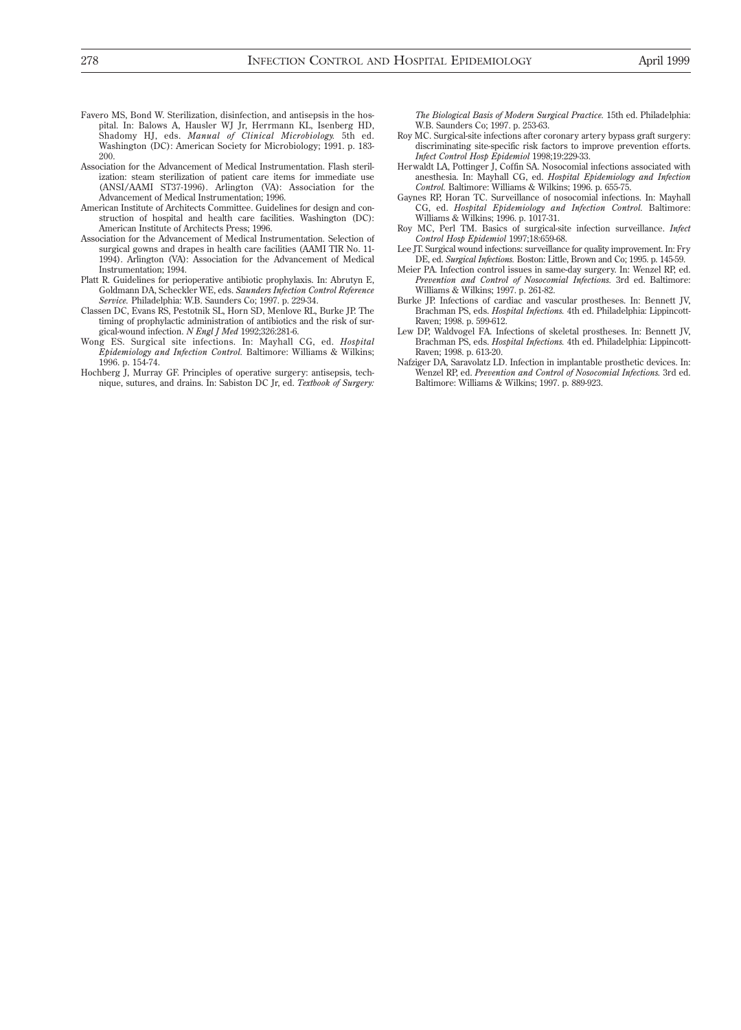Favero MS, Bond W. Sterilization, disinfection, and antisepsis in the hospital. In: Balows A, Hausler WJ Jr, Herrmann KL, Isenberg HD, Shadomy HJ, eds. *Manual of Clinical Microbiology.* 5th ed. Washington (DC): American Society for Microbiology; 1991. p. 183-200.

Association for the Advancement of Medical Instrumentation. Flash sterilization: steam sterilization of patient care items for immediate use (ANSI/AAMI ST37-1996). Arlington (VA): Association for the Advancement of Medical Instrumentation; 1996.

American Institute of Architects Committee. Guidelines for design and construction of hospital and health care facilities. Washington (DC): American Institute of Architects Press; 1996.

Association for the Advancement of Medical Instrumentation. Selection of surgical gowns and drapes in health care facilities (AAMI TIR No. 11-1994). Arlington (VA): Association for the Advancement of Medical Instrumentation; 1994.

Platt R. Guidelines for perioperative antibiotic prophylaxis. In: Abrutyn E, Goldmann DA, Scheckler WE, eds. *Saunders Infection Control Reference Service.* Philadelphia: W.B. Saunders Co; 1997. p. 229-34.

Classen DC, Evans RS, Pestotnik SL, Horn SD, Menlove RL, Burke JP. The timing of prophylactic administration of antibiotics and the risk of surgical-wound infection. *N Engl J Med* 1992;326:281-6.

Wong ES. Surgical site infections. In: Mayhall CG, ed. *Hospital Epidemiology and Infection Control.* Baltimore: Williams & Wilkins; 1996. p. 154-74.

Hochberg J, Murray GF. Principles of operative surgery: antisepsis, technique, sutures, and drains. In: Sabiston DC Jr, ed. *Textbook of Surgery: The Biological Basis of Modern Surgical Practice.* 15th ed. Philadelphia: W.B. Saunders Co; 1997. p. 253-63.

Roy MC. Surgical-site infections after coronary artery bypass graft surgery: discriminating site-specific risk factors to improve prevention efforts. *Infect Control Hosp Epidemiol* 1998;19:229-33.

Herwaldt LA, Pottinger J, Coffin SA. Nosocomial infections associated with anesthesia. In: Mayhall CG, ed. *Hospital Epidemiology and Infection Control.* Baltimore: Williams & Wilkins; 1996. p. 655-75.

Gaynes RP, Horan TC. Surveillance of nosocomial infections. In: Mayhall CG, ed. *Hospital Epidemiology and Infection Control.* Baltimore: Williams & Wilkins; 1996. p. 1017-31.

Roy MC, Perl TM. Basics of surgical-site infection surveillance. *Infect Control Hosp Epidemiol* 1997;18:659-68.

Lee JT. Surgical wound infections: surveillance for quality improvement. In: Fry DE, ed. *Surgical Infections.* Boston: Little, Brown and Co; 1995. p. 145-59.

Meier PA. Infection control issues in same-day surgery. In: Wenzel RP, ed. *Prevention and Control of Nosocomial Infections.* 3rd ed. Baltimore: Williams & Wilkins; 1997. p. 261-82.

Burke JP. Infections of cardiac and vascular prostheses. In: Bennett JV, Brachman PS, eds. *Hospital Infections.* 4th ed. Philadelphia: Lippincott-Raven; 1998. p. 599-612.

Lew DP, Waldvogel FA. Infections of skeletal prostheses. In: Bennett JV, Brachman PS, eds. *Hospital Infections.* 4th ed. Philadelphia: Lippincott-Raven; 1998. p. 613-20.

Nafziger DA, Saravolatz LD. Infection in implantable prosthetic devices. In: Wenzel RP, ed. *Prevention and Control of Nosocomial Infections.* 3rd ed. Baltimore: Williams & Wilkins; 1997. p. 889-923.